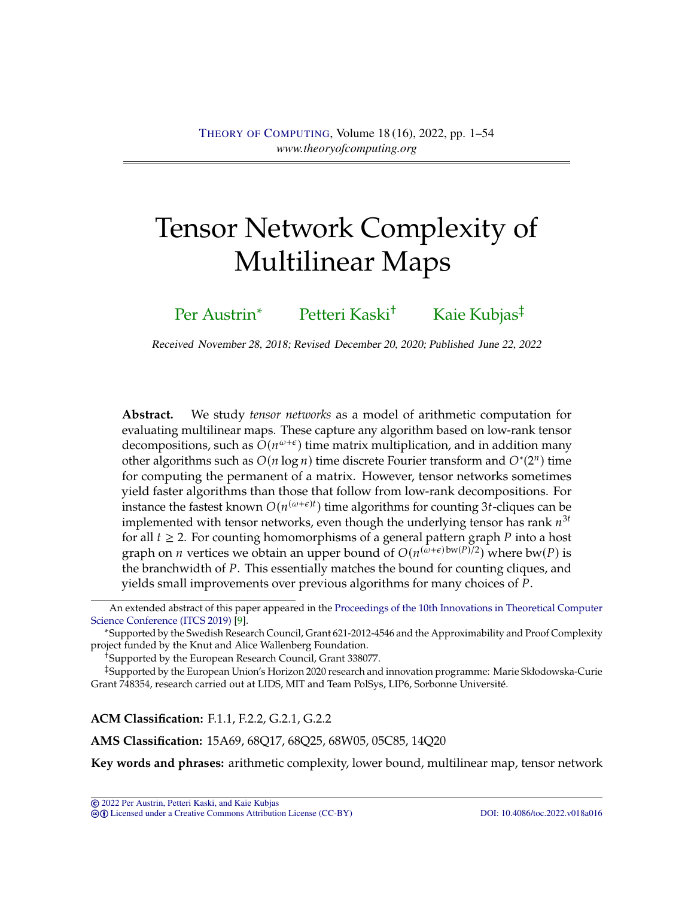# Tensor Network Complexity of Multilinear Maps

Per Austrin[*] Petteri Kaski[†] Kaie Kubjas[‡]

*Received November 28, 2018; Revised December 20, 2020; Published June 22, 2022*

**Abstract.** We study *tensor networks* as a model of arithmetic computation for evaluating multilinear maps. These capture any algorithm based on low-rank tensor decompositions, such as $O(n^{\omega+\epsilon})$ time matrix multiplication, and in addition many other algorithms such as $O(n \log n)$ time discrete Fourier transform and $O^*(2^n)$ time for computing the permanent of a matrix. However, tensor networks sometimes yield faster algorithms than those that follow from low-rank decompositions. For instance the fastest known $O(n^{(\omega+\epsilon)t})$ time algorithms for counting $3t$-cliques can be implemented with tensor networks, even though the underlying tensor has rank $n^{3t}$ for all $t \geq 2$. For counting homomorphisms of a general pattern graph $P$ into a host graph on $n$ vertices we obtain an upper bound of $O(n^{(\omega+\epsilon)\,\mathrm{bw}(P)/2})$ where $\mathrm{bw}(P)$ is the branchwidth of $P$. This essentially matches the bound for counting cliques, and yields small improvements over previous algorithms for many choices of $P$.

---

An extended abstract of this paper appeared in the Proceedings of the 10th Innovations in Theoretical Computer Science Conference (ITCS 2019) [9].

[*]Supported by the Swedish Research Council, Grant 621-2012-4546 and the Approximability and Proof Complexity project funded by the Knut and Alice Wallenberg Foundation.

[†]Supported by the European Research Council, Grant 338077.

[‡]Supported by the European Union's Horizon 2020 research and innovation programme: Marie Skłodowska-Curie Grant 748354, research carried out at LIDS, MIT and Team PolSys, LIP6, Sorbonne Université.

**ACM Classification:** F.1.1, F.2.2, G.2.1, G.2.2

**AMS Classification:** 15A69, 68Q17, 68Q25, 68W05, 05C85, 14Q20

**Key words and phrases:** arithmetic complexity, lower bound, multilinear map, tensor network

---

© 2022 Per Austrin, Petteri Kaski, and Kaie Kubjas
Licensed under a Creative Commons Attribution License (CC-BY) DOI: 10.4086/toc.2022.v018a016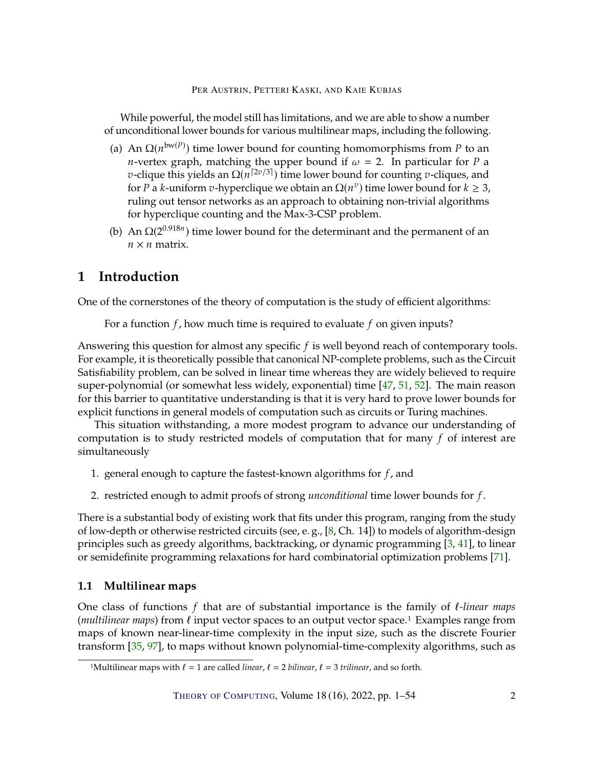While powerful, the model still has limitations, and we are able to show a number of unconditional lower bounds for various multilinear maps, including the following.

(a) An $\Omega(n^{\mathrm{bw}(P)})$ time lower bound for counting homomorphisms from $P$ to an $n$-vertex graph, matching the upper bound if $\omega = 2$. In particular for $P$ a $v$-clique this yields an $\Omega(n^{\lceil 2v/3 \rceil})$ time lower bound for counting $v$-cliques, and for $P$ a $k$-uniform $v$-hyperclique we obtain an $\Omega(n^v)$ time lower bound for $k \geq 3$, ruling out tensor networks as an approach to obtaining non-trivial algorithms for hyperclique counting and the Max-3-CSP problem.

(b) An $\Omega(2^{0.918n})$ time lower bound for the determinant and the permanent of an $n \times n$ matrix.

# 1 Introduction

One of the cornerstones of the theory of computation is the study of efficient algorithms:

> For a function $f$, how much time is required to evaluate $f$ on given inputs?

Answering this question for almost any specific $f$ is well beyond reach of contemporary tools. For example, it is theoretically possible that canonical NP-complete problems, such as the Circuit Satisfiability problem, can be solved in linear time whereas they are widely believed to require super-polynomial (or somewhat less widely, exponential) time [47, 51, 52]. The main reason for this barrier to quantitative understanding is that it is very hard to prove lower bounds for explicit functions in general models of computation such as circuits or Turing machines.

This situation withstanding, a more modest program to advance our understanding of computation is to study restricted models of computation that for many $f$ of interest are simultaneously

1. general enough to capture the fastest-known algorithms for $f$, and
2. restricted enough to admit proofs of strong *unconditional* time lower bounds for $f$.

There is a substantial body of existing work that fits under this program, ranging from the study of low-depth or otherwise restricted circuits (see, e. g., [8, Ch. 14]) to models of algorithm-design principles such as greedy algorithms, backtracking, or dynamic programming [3, 41], to linear or semidefinite programming relaxations for hard combinatorial optimization problems [71].

## 1.1 Multilinear maps

One class of functions $f$ that are of substantial importance is the family of *$\ell$-linear maps* (*multilinear maps*) from $\ell$ input vector spaces to an output vector space.[1] Examples range from maps of known near-linear-time complexity in the input size, such as the discrete Fourier transform [35, 97], to maps without known polynomial-time-complexity algorithms, such as

[1] Multilinear maps with $\ell = 1$ are called *linear*, $\ell = 2$ *bilinear*, $\ell = 3$ *trilinear*, and so forth.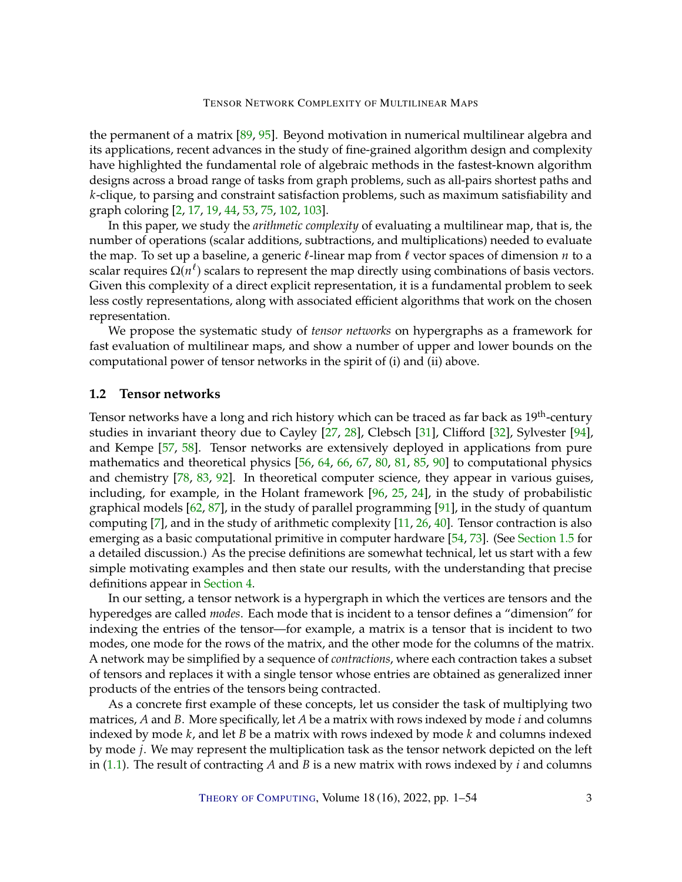the permanent of a matrix [89, 95]. Beyond motivation in numerical multilinear algebra and its applications, recent advances in the study of fine-grained algorithm design and complexity have highlighted the fundamental role of algebraic methods in the fastest-known algorithm designs across a broad range of tasks from graph problems, such as all-pairs shortest paths and $k$-clique, to parsing and constraint satisfaction problems, such as maximum satisfiability and graph coloring [2, 17, 19, 44, 53, 75, 102, 103].

In this paper, we study the *arithmetic complexity* of evaluating a multilinear map, that is, the number of operations (scalar additions, subtractions, and multiplications) needed to evaluate the map. To set up a baseline, a generic $\ell$-linear map from $\ell$ vector spaces of dimension $n$ to a scalar requires $\Omega(n^\ell)$ scalars to represent the map directly using combinations of basis vectors. Given this complexity of a direct explicit representation, it is a fundamental problem to seek less costly representations, along with associated efficient algorithms that work on the chosen representation.

We propose the systematic study of *tensor networks* on hypergraphs as a framework for fast evaluation of multilinear maps, and show a number of upper and lower bounds on the computational power of tensor networks in the spirit of (i) and (ii) above.

### 1.2 Tensor networks

Tensor networks have a long and rich history which can be traced as far back as 19[th]-century studies in invariant theory due to Cayley [27, 28], Clebsch [31], Clifford [32], Sylvester [94], and Kempe [57, 58]. Tensor networks are extensively deployed in applications from pure mathematics and theoretical physics [56, 64, 66, 67, 80, 81, 85, 90] to computational physics and chemistry [78, 83, 92]. In theoretical computer science, they appear in various guises, including, for example, in the Holant framework [96, 25, 24], in the study of probabilistic graphical models [62, 87], in the study of parallel programming [91], in the study of quantum computing [7], and in the study of arithmetic complexity [11, 26, 40]. Tensor contraction is also emerging as a basic computational primitive in computer hardware [54, 73]. (See Section 1.5 for a detailed discussion.) As the precise definitions are somewhat technical, let us start with a few simple motivating examples and then state our results, with the understanding that precise definitions appear in Section 4.

In our setting, a tensor network is a hypergraph in which the vertices are tensors and the hyperedges are called *modes*. Each mode that is incident to a tensor defines a "dimension" for indexing the entries of the tensor—for example, a matrix is a tensor that is incident to two modes, one mode for the rows of the matrix, and the other mode for the columns of the matrix. A network may be simplified by a sequence of *contractions*, where each contraction takes a subset of tensors and replaces it with a single tensor whose entries are obtained as generalized inner products of the entries of the tensors being contracted.

As a concrete first example of these concepts, let us consider the task of multiplying two matrices, $A$ and $B$. More specifically, let $A$ be a matrix with rows indexed by mode $i$ and columns indexed by mode $k$, and let $B$ be a matrix with rows indexed by mode $k$ and columns indexed by mode $j$. We may represent the multiplication task as the tensor network depicted on the left in (1.1). The result of contracting $A$ and $B$ is a new matrix with rows indexed by $i$ and columns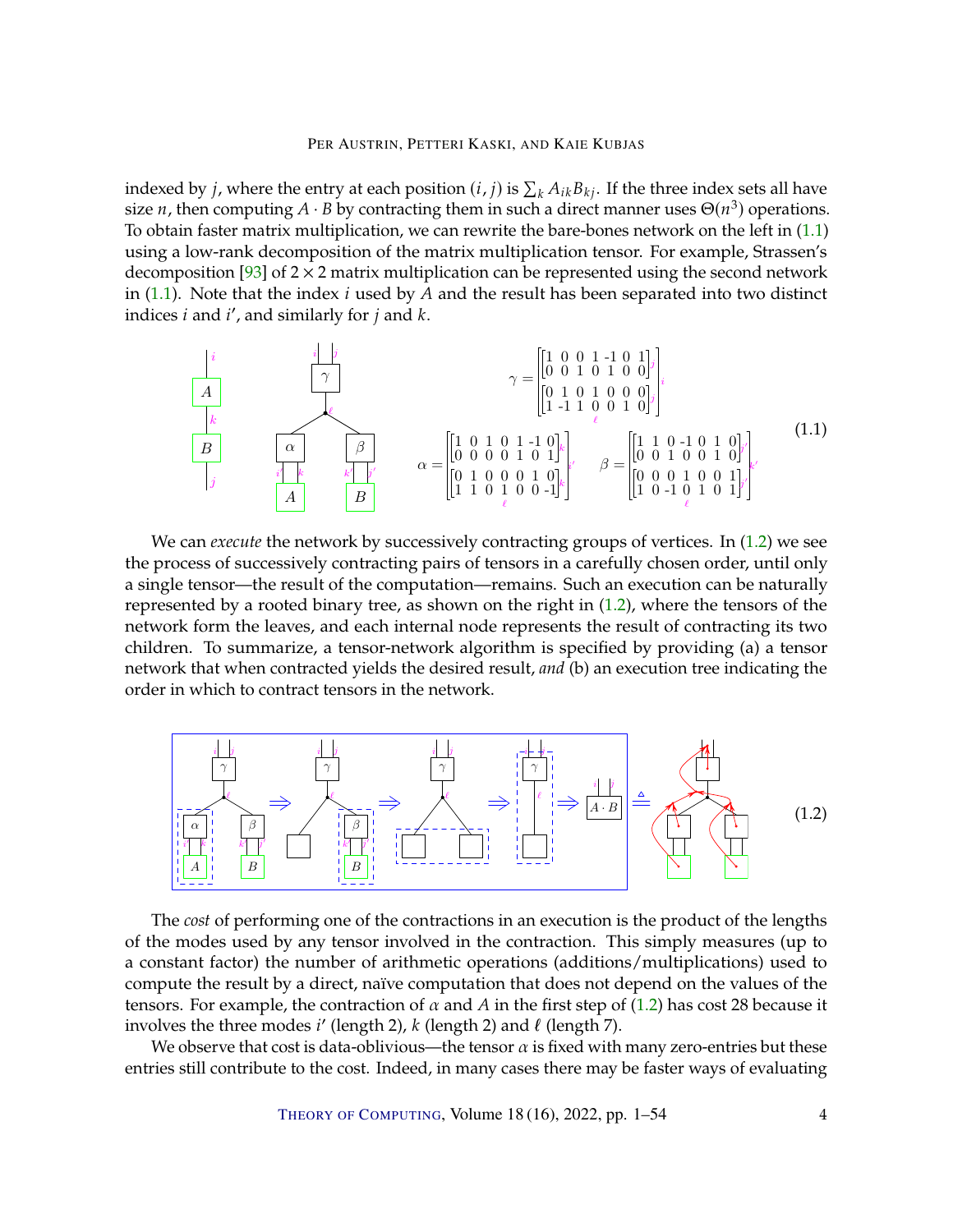indexed by $j$, where the entry at each position $(i, j)$ is $\sum_k A_{ik}B_{kj}$. If the three index sets all have size $n$, then computing $A \cdot B$ by contracting them in such a direct manner uses $\Theta(n^3)$ operations. To obtain faster matrix multiplication, we can rewrite the bare-bones network on the left in (1.1) using a low-rank decomposition of the matrix multiplication tensor. For example, Strassen's decomposition [93] of $2 \times 2$ matrix multiplication can be represented using the second network in (1.1). Note that the index $i$ used by $A$ and the result has been separated into two distinct indices $i$ and $i'$, and similarly for $j$ and $k$.

$$\gamma = \begin{bmatrix} \begin{bmatrix} 1 & 0 & 0 & 1 & -1 & 0 & 1 \\ 0 & 0 & 1 & 0 & 1 & 0 & 0 \end{bmatrix}_j \\ \begin{bmatrix} 0 & 1 & 0 & 1 & 0 & 0 & 0 \\ 1 & -1 & 1 & 0 & 0 & 1 & 0 \end{bmatrix}_j \end{bmatrix}_i^{\ell}$$

$$\alpha = \begin{bmatrix} \begin{bmatrix} 1 & 0 & 1 & 0 & 1 & -1 & 0 \\ 0 & 0 & 0 & 0 & 1 & 0 & 1 \end{bmatrix}_k \\ \begin{bmatrix} 0 & 1 & 0 & 0 & 0 & 1 & 0 \\ 1 & 1 & 0 & 1 & 0 & 0 & -1 \end{bmatrix}_k \end{bmatrix}_{i'}^{\ell} \qquad \beta = \begin{bmatrix} \begin{bmatrix} 1 & 1 & 0 & -1 & 0 & 1 & 0 \\ 0 & 0 & 1 & 0 & 0 & 1 & 0 \end{bmatrix}_{j'} \\ \begin{bmatrix} 0 & 0 & 0 & 1 & 0 & 0 & 1 \\ 1 & 0 & -1 & 0 & 1 & 0 & 1 \end{bmatrix}_{j'} \end{bmatrix}_{k'}^{\ell} \tag{1.1}$$

We can *execute* the network by successively contracting groups of vertices. In (1.2) we see the process of successively contracting pairs of tensors in a carefully chosen order, until only a single tensor—the result of the computation—remains. Such an execution can be naturally represented by a rooted binary tree, as shown on the right in (1.2), where the tensors of the network form the leaves, and each internal node represents the result of contracting its two children. To summarize, a tensor-network algorithm is specified by providing (a) a tensor network that when contracted yields the desired result, *and* (b) an execution tree indicating the order in which to contract tensors in the network.

(1.2)

The *cost* of performing one of the contractions in an execution is the product of the lengths of the modes used by any tensor involved in the contraction. This simply measures (up to a constant factor) the number of arithmetic operations (additions/multiplications) used to compute the result by a direct, naïve computation that does not depend on the values of the tensors. For example, the contraction of $\alpha$ and $A$ in the first step of (1.2) has cost 28 because it involves the three modes $i'$ (length 2), $k$ (length 2) and $\ell$ (length 7).

We observe that cost is data-oblivious—the tensor $\alpha$ is fixed with many zero-entries but these entries still contribute to the cost. Indeed, in many cases there may be faster ways of evaluating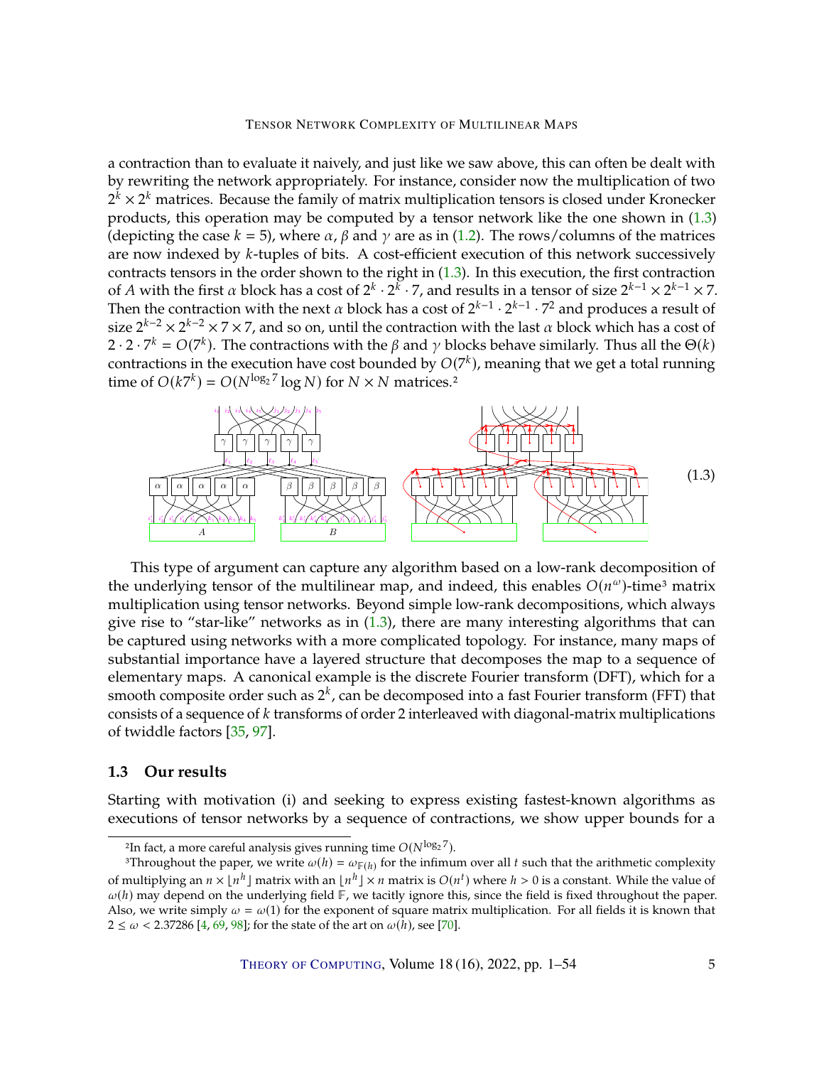a contraction than to evaluate it naively, and just like we saw above, this can often be dealt with by rewriting the network appropriately. For instance, consider now the multiplication of two $2^k \times 2^k$ matrices. Because the family of matrix multiplication tensors is closed under Kronecker products, this operation may be computed by a tensor network like the one shown in (1.3) (depicting the case $k = 5$), where $\alpha$, $\beta$ and $\gamma$ are as in (1.2). The rows/columns of the matrices are now indexed by $k$-tuples of bits. A cost-efficient execution of this network successively contracts tensors in the order shown to the right in (1.3). In this execution, the first contraction of $A$ with the first $\alpha$ block has a cost of $2^k \cdot 2^k \cdot 7$, and results in a tensor of size $2^{k-1} \times 2^{k-1} \times 7$. Then the contraction with the next $\alpha$ block has a cost of $2^{k-1} \cdot 2^{k-1} \cdot 7^2$ and produces a result of size $2^{k-2} \times 2^{k-2} \times 7 \times 7$, and so on, until the contraction with the last $\alpha$ block which has a cost of $2 \cdot 2 \cdot 7^k = O(7^k)$. The contractions with the $\beta$ and $\gamma$ blocks behave similarly. Thus all the $\Theta(k)$ contractions in the execution have cost bounded by $O(7^k)$, meaning that we get a total running time of $O(k7^k) = O(N^{\log_2 7} \log N)$ for $N \times N$ matrices.[2]

(1.3)

This type of argument can capture any algorithm based on a low-rank decomposition of the underlying tensor of the multilinear map, and indeed, this enables $O(n^\omega)$-time[3] matrix multiplication using tensor networks. Beyond simple low-rank decompositions, which always give rise to "star-like" networks as in (1.3), there are many interesting algorithms that can be captured using networks with a more complicated topology. For instance, many maps of substantial importance have a layered structure that decomposes the map to a sequence of elementary maps. A canonical example is the discrete Fourier transform (DFT), which for a smooth composite order such as $2^k$, can be decomposed into a fast Fourier transform (FFT) that consists of a sequence of $k$ transforms of order 2 interleaved with diagonal-matrix multiplications of twiddle factors [35, 97].

### 1.3 Our results

Starting with motivation (i) and seeking to express existing fastest-known algorithms as executions of tensor networks by a sequence of contractions, we show upper bounds for a

---

[2] In fact, a more careful analysis gives running time $O(N^{\log_2 7})$.

[3] Throughout the paper, we write $\omega(h) = \omega_{\mathbb{F}(h)}$ for the infimum over all $t$ such that the arithmetic complexity of multiplying an $n \times \lfloor n^h \rfloor$ matrix with an $\lfloor n^h \rfloor \times n$ matrix is $O(n^t)$ where $h > 0$ is a constant. While the value of $\omega(h)$ may depend on the underlying field $\mathbb{F}$, we tacitly ignore this, since the field is fixed throughout the paper. Also, we write simply $\omega = \omega(1)$ for the exponent of square matrix multiplication. For all fields it is known that $2 \leq \omega < 2.37286$ [4, 69, 98]; for the state of the art on $\omega(h)$, see [70].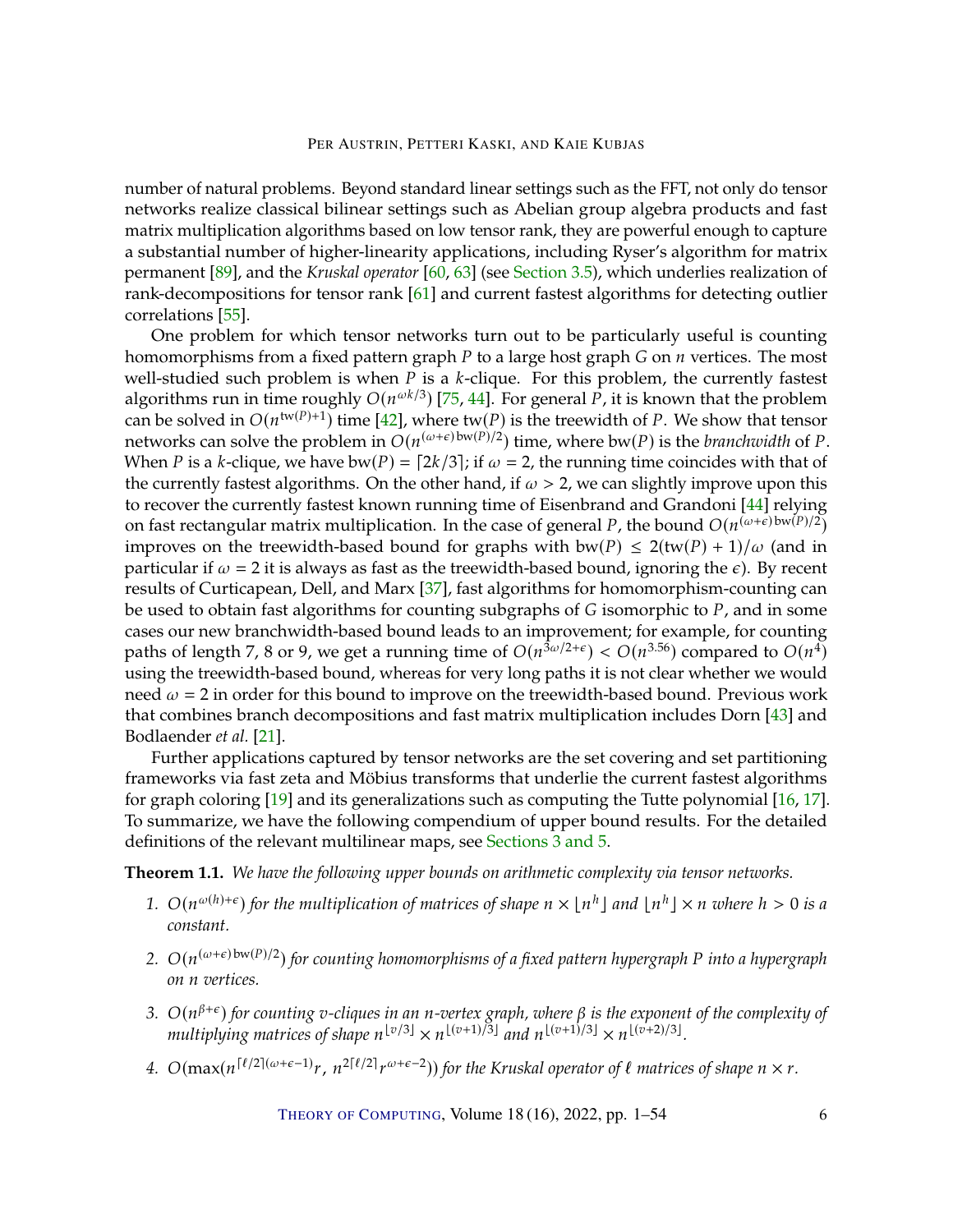number of natural problems. Beyond standard linear settings such as the FFT, not only do tensor networks realize classical bilinear settings such as Abelian group algebra products and fast matrix multiplication algorithms based on low tensor rank, they are powerful enough to capture a substantial number of higher-linearity applications, including Ryser's algorithm for matrix permanent [89], and the *Kruskal operator* [60, 63] (see Section 3.5), which underlies realization of rank-decompositions for tensor rank [61] and current fastest algorithms for detecting outlier correlations [55].

One problem for which tensor networks turn out to be particularly useful is counting homomorphisms from a fixed pattern graph $P$ to a large host graph $G$ on $n$ vertices. The most well-studied such problem is when $P$ is a $k$-clique. For this problem, the currently fastest algorithms run in time roughly $O(n^{\omega k/3})$ [75, 44]. For general $P$, it is known that the problem can be solved in $O(n^{\mathrm{tw}(P)+1})$ time [42], where $\mathrm{tw}(P)$ is the treewidth of $P$. We show that tensor networks can solve the problem in $O(n^{(\omega+\epsilon)\,\mathrm{bw}(P)/2})$ time, where $\mathrm{bw}(P)$ is the *branchwidth* of $P$. When $P$ is a $k$-clique, we have $\mathrm{bw}(P) = \lceil 2k/3 \rceil$; if $\omega = 2$, the running time coincides with that of the currently fastest algorithms. On the other hand, if $\omega > 2$, we can slightly improve upon this to recover the currently fastest known running time of Eisenbrand and Grandoni [44] relying on fast rectangular matrix multiplication. In the case of general $P$, the bound $O(n^{(\omega+\epsilon)\,\mathrm{bw}(P)/2})$ improves on the treewidth-based bound for graphs with $\mathrm{bw}(P) \leq 2(\mathrm{tw}(P)+1)/\omega$ (and in particular if $\omega = 2$ it is always as fast as the treewidth-based bound, ignoring the $\epsilon$). By recent results of Curticapean, Dell, and Marx [37], fast algorithms for homomorphism-counting can be used to obtain fast algorithms for counting subgraphs of $G$ isomorphic to $P$, and in some cases our new branchwidth-based bound leads to an improvement; for example, for counting paths of length 7, 8 or 9, we get a running time of $O(n^{3\omega/2+\epsilon}) < O(n^{3.56})$ compared to $O(n^4)$ using the treewidth-based bound, whereas for very long paths it is not clear whether we would need $\omega = 2$ in order for this bound to improve on the treewidth-based bound. Previous work that combines branch decompositions and fast matrix multiplication includes Dorn [43] and Bodlaender *et al.* [21].

Further applications captured by tensor networks are the set covering and set partitioning frameworks via fast zeta and Möbius transforms that underlie the current fastest algorithms for graph coloring [19] and its generalizations such as computing the Tutte polynomial [16, 17]. To summarize, we have the following compendium of upper bound results. For the detailed definitions of the relevant multilinear maps, see Sections 3 and 5.

**Theorem 1.1.** *We have the following upper bounds on arithmetic complexity via tensor networks.*

1. $O(n^{\omega(h)+\epsilon})$ *for the multiplication of matrices of shape* $n \times \lfloor n^h \rfloor$ *and* $\lfloor n^h \rfloor \times n$ *where* $h > 0$ *is a constant.*
2. $O(n^{(\omega+\epsilon)\,\mathrm{bw}(P)/2})$ *for counting homomorphisms of a fixed pattern hypergraph* $P$ *into a hypergraph on* $n$ *vertices.*
3. $O(n^{\beta+\epsilon})$ *for counting* $v$*-cliques in an* $n$*-vertex graph, where* $\beta$ *is the exponent of the complexity of multiplying matrices of shape* $n^{\lfloor v/3 \rfloor} \times n^{\lfloor (v+1)/3 \rfloor}$ *and* $n^{\lfloor (v+1)/3 \rfloor} \times n^{\lfloor (v+2)/3 \rfloor}$.
4. $O(\max(n^{\lceil \ell/2 \rceil(\omega+\epsilon-1)}r,\ n^{2\lceil \ell/2 \rceil}r^{\omega+\epsilon-2}))$ *for the Kruskal operator of* $\ell$ *matrices of shape* $n \times r$.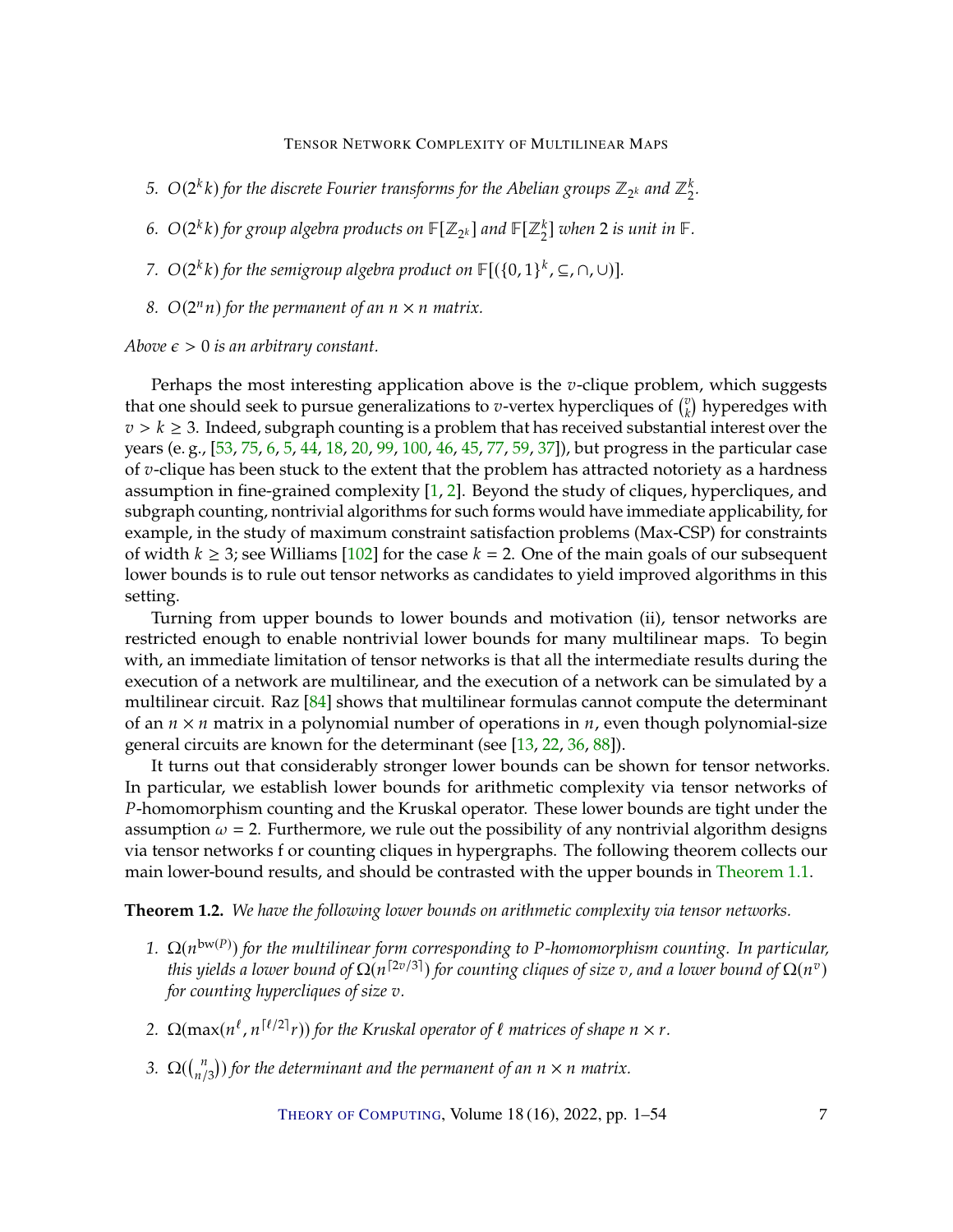5. $O(2^k k)$ *for the discrete Fourier transforms for the Abelian groups* $\mathbb{Z}_{2^k}$ *and* $\mathbb{Z}_2^k$.

6. $O(2^k k)$ *for group algebra products on* $\mathbb{F}[\mathbb{Z}_{2^k}]$ *and* $\mathbb{F}[\mathbb{Z}_2^k]$ *when* $2$ *is unit in* $\mathbb{F}$.

7. $O(2^k k)$ *for the semigroup algebra product on* $\mathbb{F}[(\{0,1\}^k, \subseteq, \cap, \cup)]$.

8. $O(2^n n)$ *for the permanent of an* $n \times n$ *matrix.*

*Above* $\epsilon > 0$ *is an arbitrary constant.*

Perhaps the most interesting application above is the $v$-clique problem, which suggests that one should seek to pursue generalizations to $v$-vertex hypercliques of $\binom{v}{k}$ hyperedges with $v > k \geq 3$. Indeed, subgraph counting is a problem that has received substantial interest over the years (e. g., [53, 75, 6, 5, 44, 18, 20, 99, 100, 46, 45, 77, 59, 37]), but progress in the particular case of $v$-clique has been stuck to the extent that the problem has attracted notoriety as a hardness assumption in fine-grained complexity [1, 2]. Beyond the study of cliques, hypercliques, and subgraph counting, nontrivial algorithms for such forms would have immediate applicability, for example, in the study of maximum constraint satisfaction problems (Max-CSP) for constraints of width $k \geq 3$; see Williams [102] for the case $k = 2$. One of the main goals of our subsequent lower bounds is to rule out tensor networks as candidates to yield improved algorithms in this setting.

Turning from upper bounds to lower bounds and motivation (ii), tensor networks are restricted enough to enable nontrivial lower bounds for many multilinear maps. To begin with, an immediate limitation of tensor networks is that all the intermediate results during the execution of a network are multilinear, and the execution of a network can be simulated by a multilinear circuit. Raz [84] shows that multilinear formulas cannot compute the determinant of an $n \times n$ matrix in a polynomial number of operations in $n$, even though polynomial-size general circuits are known for the determinant (see [13, 22, 36, 88]).

It turns out that considerably stronger lower bounds can be shown for tensor networks. In particular, we establish lower bounds for arithmetic complexity via tensor networks of $P$-homomorphism counting and the Kruskal operator. These lower bounds are tight under the assumption $\omega = 2$. Furthermore, we rule out the possibility of any nontrivial algorithm designs via tensor networks f or counting cliques in hypergraphs. The following theorem collects our main lower-bound results, and should be contrasted with the upper bounds in Theorem 1.1.

**Theorem 1.2.** *We have the following lower bounds on arithmetic complexity via tensor networks.*

1. $\Omega(n^{\mathrm{bw}(P)})$ *for the multilinear form corresponding to* $P$*-homomorphism counting. In particular, this yields a lower bound of* $\Omega(n^{\lceil 2v/3 \rceil})$ *for counting cliques of size* $v$*, and a lower bound of* $\Omega(n^v)$ *for counting hypercliques of size* $v$.

2. $\Omega(\max(n^\ell, n^{\lceil \ell/2 \rceil} r))$ *for the Kruskal operator of* $\ell$ *matrices of shape* $n \times r$.

3. $\Omega(\binom{n}{n/3})$ *for the determinant and the permanent of an* $n \times n$ *matrix.*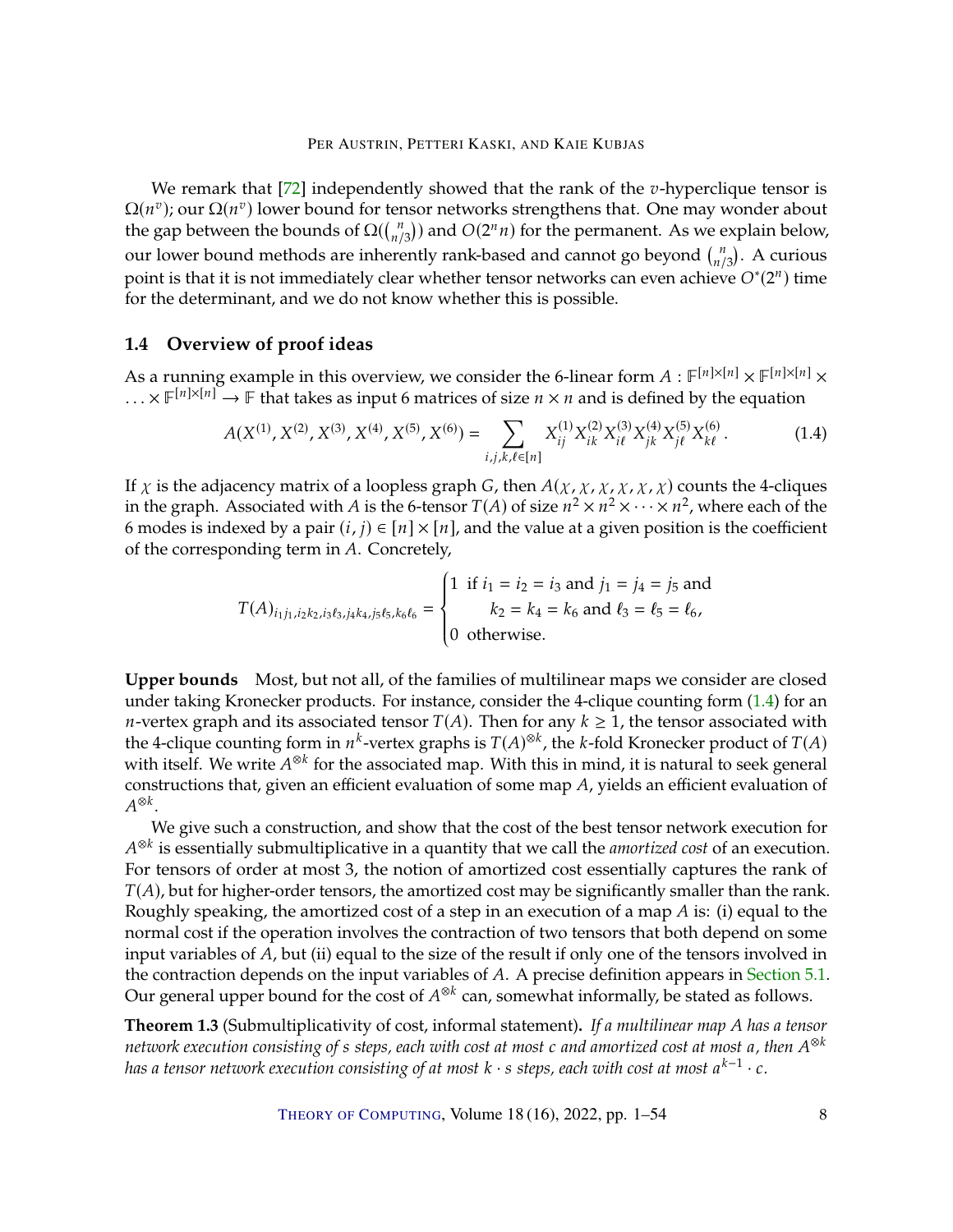We remark that [72] independently showed that the rank of the $v$-hyperclique tensor is $\Omega(n^v)$; our $\Omega(n^v)$ lower bound for tensor networks strengthens that. One may wonder about the gap between the bounds of $\Omega(\binom{n}{n/3})$ and $O(2^n n)$ for the permanent. As we explain below, our lower bound methods are inherently rank-based and cannot go beyond $\binom{n}{n/3}$. A curious point is that it is not immediately clear whether tensor networks can even achieve $O^*(2^n)$ time for the determinant, and we do not know whether this is possible.

### 1.4 Overview of proof ideas

As a running example in this overview, we consider the 6-linear form $A : \mathbb{F}^{[n]\times[n]} \times \mathbb{F}^{[n]\times[n]} \times \ldots \times \mathbb{F}^{[n]\times[n]} \to \mathbb{F}$ that takes as input 6 matrices of size $n \times n$ and is defined by the equation

$$A(X^{(1)}, X^{(2)}, X^{(3)}, X^{(4)}, X^{(5)}, X^{(6)}) = \sum_{i,j,k,\ell \in [n]} X^{(1)}_{ij} X^{(2)}_{ik} X^{(3)}_{i\ell} X^{(4)}_{jk} X^{(5)}_{j\ell} X^{(6)}_{k\ell}\,. \tag{1.4}$$

If $\chi$ is the adjacency matrix of a loopless graph $G$, then $A(\chi, \chi, \chi, \chi, \chi, \chi)$ counts the 4-cliques in the graph. Associated with $A$ is the 6-tensor $T(A)$ of size $n^2 \times n^2 \times \cdots \times n^2$, where each of the 6 modes is indexed by a pair $(i, j) \in [n] \times [n]$, and the value at a given position is the coefficient of the corresponding term in $A$. Concretely,

$$T(A)_{i_1 j_1, i_2 k_2, i_3 \ell_3, j_4 k_4, j_5 \ell_5, k_6 \ell_6} = \begin{cases} 1 & \text{if } i_1 = i_2 = i_3 \text{ and } j_1 = j_4 = j_5 \text{ and} \\ & \quad k_2 = k_4 = k_6 \text{ and } \ell_3 = \ell_5 = \ell_6, \\ 0 & \text{otherwise.} \end{cases}$$

**Upper bounds** Most, but not all, of the families of multilinear maps we consider are closed under taking Kronecker products. For instance, consider the 4-clique counting form (1.4) for an $n$-vertex graph and its associated tensor $T(A)$. Then for any $k \geq 1$, the tensor associated with the 4-clique counting form in $n^k$-vertex graphs is $T(A)^{\otimes k}$, the $k$-fold Kronecker product of $T(A)$ with itself. We write $A^{\otimes k}$ for the associated map. With this in mind, it is natural to seek general constructions that, given an efficient evaluation of some map $A$, yields an efficient evaluation of $A^{\otimes k}$.

We give such a construction, and show that the cost of the best tensor network execution for $A^{\otimes k}$ is essentially submultiplicative in a quantity that we call the *amortized cost* of an execution. For tensors of order at most 3, the notion of amortized cost essentially captures the rank of $T(A)$, but for higher-order tensors, the amortized cost may be significantly smaller than the rank. Roughly speaking, the amortized cost of a step in an execution of a map $A$ is: (i) equal to the normal cost if the operation involves the contraction of two tensors that both depend on some input variables of $A$, but (ii) equal to the size of the result if only one of the tensors involved in the contraction depends on the input variables of $A$. A precise definition appears in Section 5.1. Our general upper bound for the cost of $A^{\otimes k}$ can, somewhat informally, be stated as follows.

**Theorem 1.3** (Submultiplicativity of cost, informal statement)**.** *If a multilinear map $A$ has a tensor network execution consisting of $s$ steps, each with cost at most $c$ and amortized cost at most $a$, then $A^{\otimes k}$ has a tensor network execution consisting of at most $k \cdot s$ steps, each with cost at most $a^{k-1} \cdot c$.*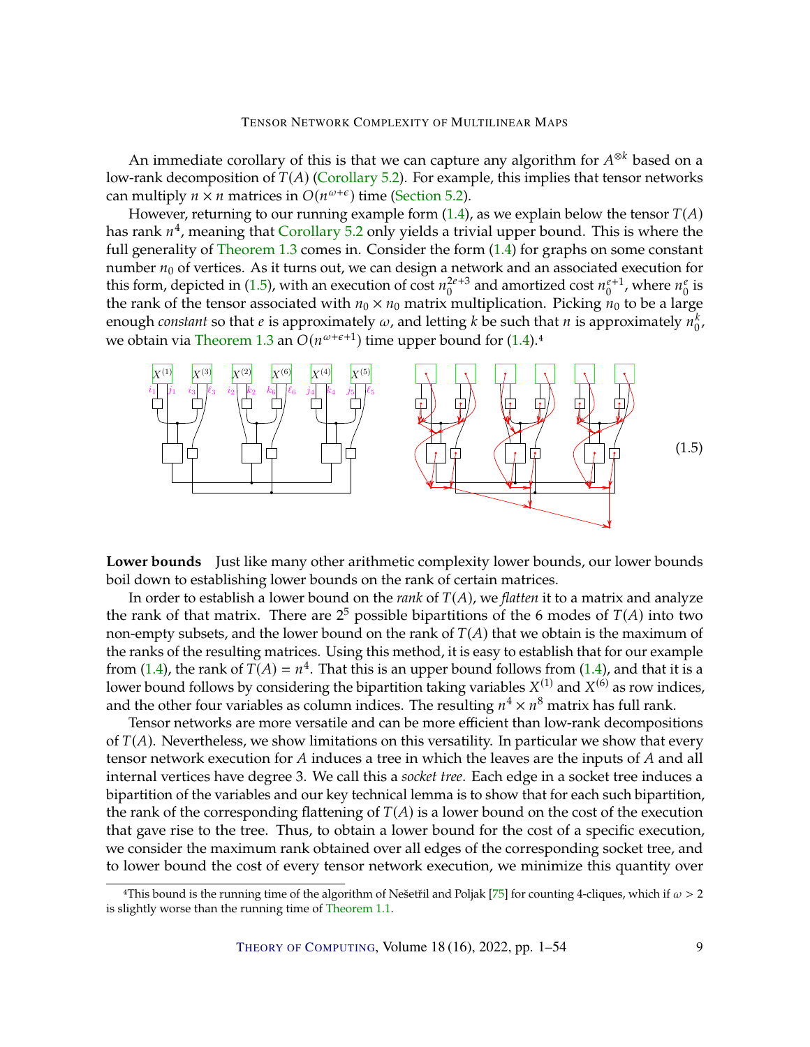An immediate corollary of this is that we can capture any algorithm for $A^{\otimes k}$ based on a low-rank decomposition of $T(A)$ (Corollary 5.2). For example, this implies that tensor networks can multiply $n \times n$ matrices in $O(n^{\omega+\epsilon})$ time (Section 5.2).

However, returning to our running example form (1.4), as we explain below the tensor $T(A)$ has rank $n^4$, meaning that Corollary 5.2 only yields a trivial upper bound. This is where the full generality of Theorem 1.3 comes in. Consider the form (1.4) for graphs on some constant number $n_0$ of vertices. As it turns out, we can design a network and an associated execution for this form, depicted in (1.5), with an execution of cost $n_0^{2e+3}$ and amortized cost $n_0^{e+1}$, where $n_0^e$ is the rank of the tensor associated with $n_0 \times n_0$ matrix multiplication. Picking $n_0$ to be a large enough *constant* so that $e$ is approximately $\omega$, and letting $k$ be such that $n$ is approximately $n_0^k$, we obtain via Theorem 1.3 an $O(n^{\omega+\epsilon+1})$ time upper bound for (1.4).[4]

(1.5)

**Lower bounds** Just like many other arithmetic complexity lower bounds, our lower bounds boil down to establishing lower bounds on the rank of certain matrices.

In order to establish a lower bound on the *rank* of $T(A)$, we *flatten* it to a matrix and analyze the rank of that matrix. There are $2^5$ possible bipartitions of the 6 modes of $T(A)$ into two non-empty subsets, and the lower bound on the rank of $T(A)$ that we obtain is the maximum of the ranks of the resulting matrices. Using this method, it is easy to establish that for our example from (1.4), the rank of $T(A) = n^4$. That this is an upper bound follows from (1.4), and that it is a lower bound follows by considering the bipartition taking variables $X^{(1)}$ and $X^{(6)}$ as row indices, and the other four variables as column indices. The resulting $n^4 \times n^8$ matrix has full rank.

Tensor networks are more versatile and can be more efficient than low-rank decompositions of $T(A)$. Nevertheless, we show limitations on this versatility. In particular we show that every tensor network execution for $A$ induces a tree in which the leaves are the inputs of $A$ and all internal vertices have degree 3. We call this a *socket tree*. Each edge in a socket tree induces a bipartition of the variables and our key technical lemma is to show that for each such bipartition, the rank of the corresponding flattening of $T(A)$ is a lower bound on the cost of the execution that gave rise to the tree. Thus, to obtain a lower bound for the cost of a specific execution, we consider the maximum rank obtained over all edges of the corresponding socket tree, and to lower bound the cost of every tensor network execution, we minimize this quantity over

[4] This bound is the running time of the algorithm of Nešetřil and Poljak [75] for counting 4-cliques, which if $\omega > 2$ is slightly worse than the running time of Theorem 1.1.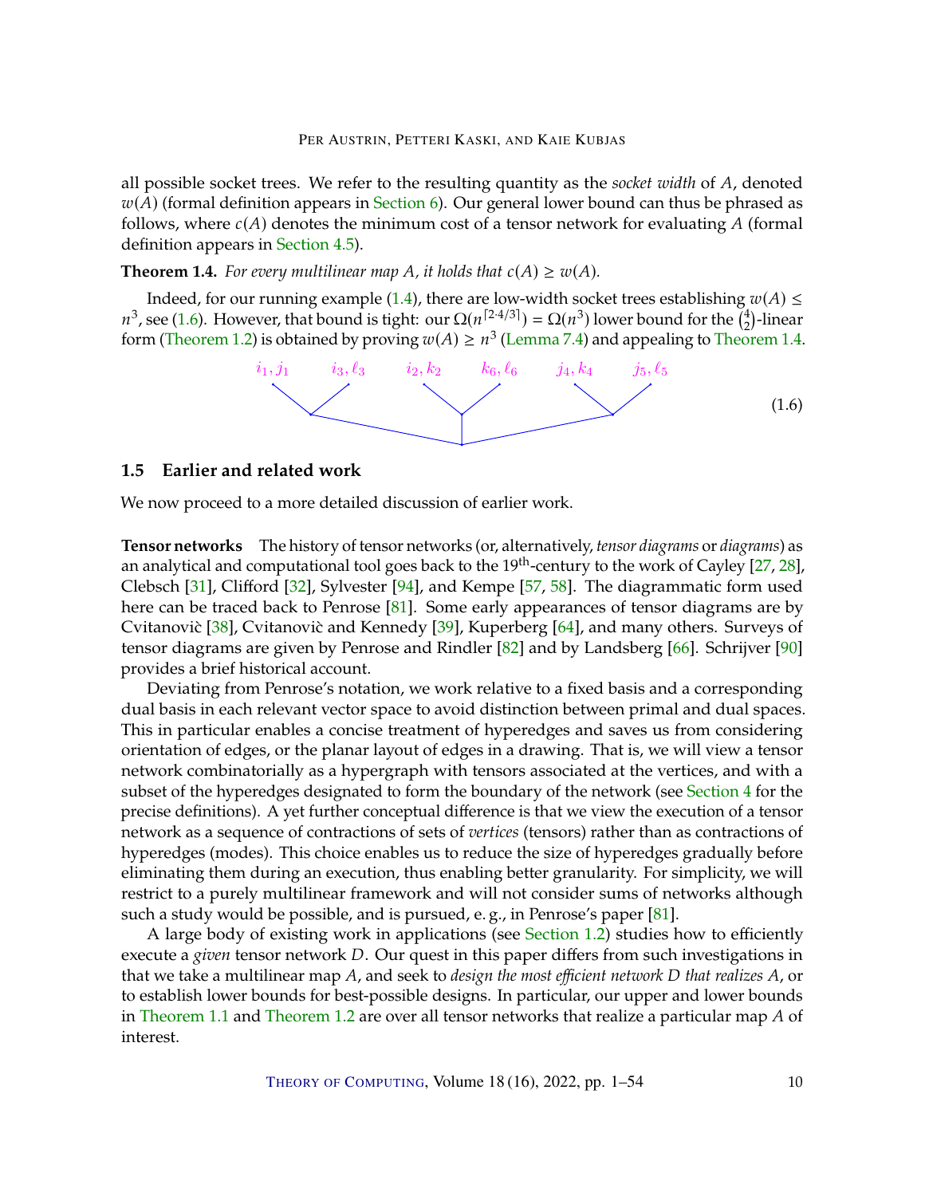all possible socket trees. We refer to the resulting quantity as the *socket width* of $A$, denoted $w(A)$ (formal definition appears in Section 6). Our general lower bound can thus be phrased as follows, where $c(A)$ denotes the minimum cost of a tensor network for evaluating $A$ (formal definition appears in Section 4.5).

**Theorem 1.4.** *For every multilinear map $A$, it holds that $c(A) \geq w(A)$.*

Indeed, for our running example (1.4), there are low-width socket trees establishing $w(A) \leq n^3$, see (1.6). However, that bound is tight: our $\Omega(n^{\lceil 2 \cdot 4/3 \rceil}) = \Omega(n^3)$ lower bound for the $\binom{4}{2}$-linear form (Theorem 1.2) is obtained by proving $w(A) \geq n^3$ (Lemma 7.4) and appealing to Theorem 1.4.

$$i_1, j_1 \quad i_3, \ell_3 \quad i_2, k_2 \quad k_6, \ell_6 \quad j_4, k_4 \quad j_5, \ell_5 \tag{1.6}$$

## 1.5 Earlier and related work

We now proceed to a more detailed discussion of earlier work.

**Tensor networks** The history of tensor networks (or, alternatively, *tensor diagrams* or *diagrams*) as an analytical and computational tool goes back to the 19th-century to the work of Cayley [27, 28], Clebsch [31], Clifford [32], Sylvester [94], and Kempe [57, 58]. The diagrammatic form used here can be traced back to Penrose [81]. Some early appearances of tensor diagrams are by Cvitanovič [38], Cvitanovič and Kennedy [39], Kuperberg [64], and many others. Surveys of tensor diagrams are given by Penrose and Rindler [82] and by Landsberg [66]. Schrijver [90] provides a brief historical account.

Deviating from Penrose's notation, we work relative to a fixed basis and a corresponding dual basis in each relevant vector space to avoid distinction between primal and dual spaces. This in particular enables a concise treatment of hyperedges and saves us from considering orientation of edges, or the planar layout of edges in a drawing. That is, we will view a tensor network combinatorially as a hypergraph with tensors associated at the vertices, and with a subset of the hyperedges designated to form the boundary of the network (see Section 4 for the precise definitions). A yet further conceptual difference is that we view the execution of a tensor network as a sequence of contractions of sets of *vertices* (tensors) rather than as contractions of hyperedges (modes). This choice enables us to reduce the size of hyperedges gradually before eliminating them during an execution, thus enabling better granularity. For simplicity, we will restrict to a purely multilinear framework and will not consider sums of networks although such a study would be possible, and is pursued, e. g., in Penrose's paper [81].

A large body of existing work in applications (see Section 1.2) studies how to efficiently execute a *given* tensor network $D$. Our quest in this paper differs from such investigations in that we take a multilinear map $A$, and seek to *design the most efficient network $D$ that realizes $A$*, or to establish lower bounds for best-possible designs. In particular, our upper and lower bounds in Theorem 1.1 and Theorem 1.2 are over all tensor networks that realize a particular map $A$ of interest.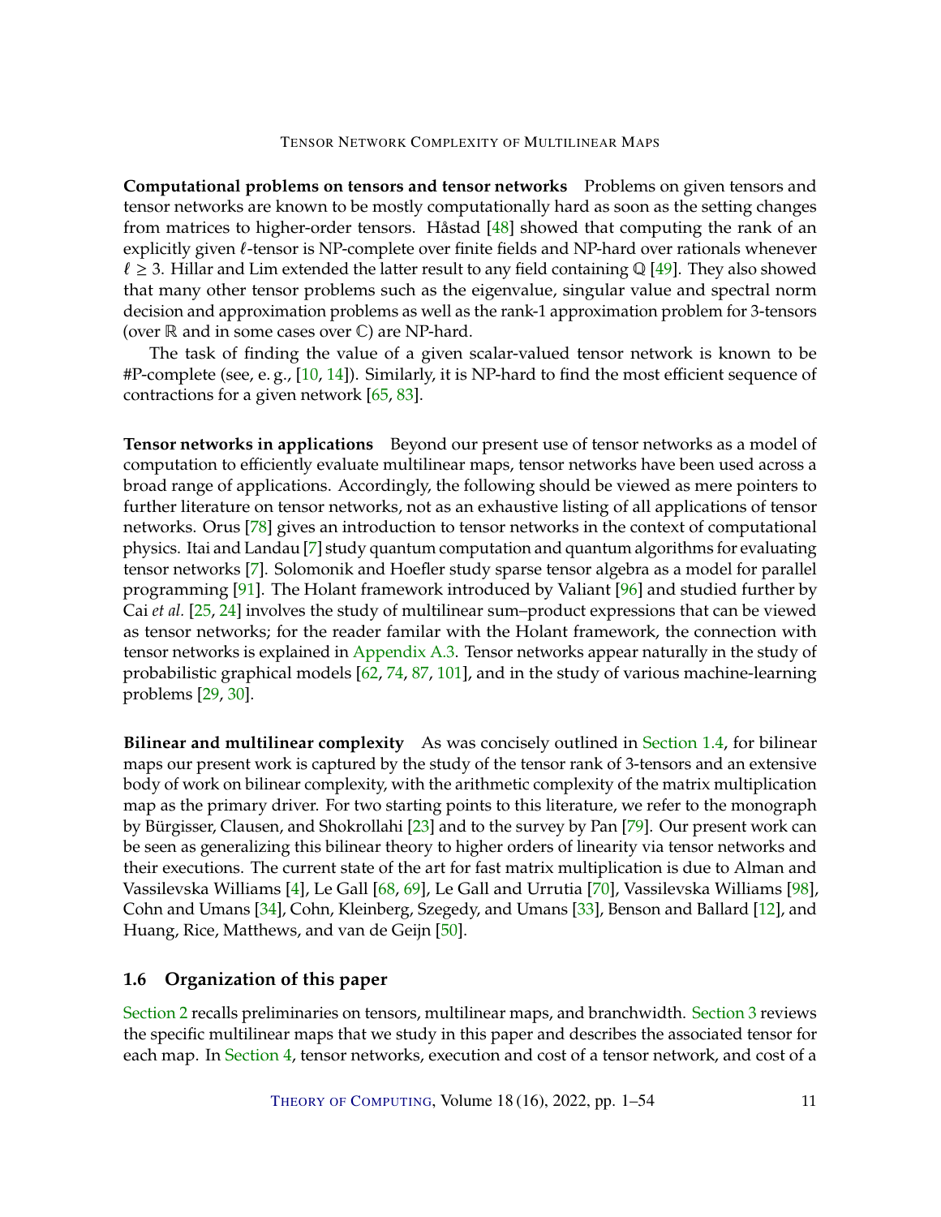**Computational problems on tensors and tensor networks** Problems on given tensors and tensor networks are known to be mostly computationally hard as soon as the setting changes from matrices to higher-order tensors. Håstad [48] showed that computing the rank of an explicitly given $\ell$-tensor is NP-complete over finite fields and NP-hard over rationals whenever $\ell \geq 3$. Hillar and Lim extended the latter result to any field containing $\mathbb{Q}$ [49]. They also showed that many other tensor problems such as the eigenvalue, singular value and spectral norm decision and approximation problems as well as the rank-1 approximation problem for 3-tensors (over $\mathbb{R}$ and in some cases over $\mathbb{C}$) are NP-hard.

The task of finding the value of a given scalar-valued tensor network is known to be #P-complete (see, e. g., [10, 14]). Similarly, it is NP-hard to find the most efficient sequence of contractions for a given network [65, 83].

**Tensor networks in applications** Beyond our present use of tensor networks as a model of computation to efficiently evaluate multilinear maps, tensor networks have been used across a broad range of applications. Accordingly, the following should be viewed as mere pointers to further literature on tensor networks, not as an exhaustive listing of all applications of tensor networks. Orus [78] gives an introduction to tensor networks in the context of computational physics. Itai and Landau [7] study quantum computation and quantum algorithms for evaluating tensor networks [7]. Solomonik and Hoefler study sparse tensor algebra as a model for parallel programming [91]. The Holant framework introduced by Valiant [96] and studied further by Cai *et al.* [25, 24] involves the study of multilinear sum–product expressions that can be viewed as tensor networks; for the reader familar with the Holant framework, the connection with tensor networks is explained in Appendix A.3. Tensor networks appear naturally in the study of probabilistic graphical models [62, 74, 87, 101], and in the study of various machine-learning problems [29, 30].

**Bilinear and multilinear complexity** As was concisely outlined in Section 1.4, for bilinear maps our present work is captured by the study of the tensor rank of 3-tensors and an extensive body of work on bilinear complexity, with the arithmetic complexity of the matrix multiplication map as the primary driver. For two starting points to this literature, we refer to the monograph by Bürgisser, Clausen, and Shokrollahi [23] and to the survey by Pan [79]. Our present work can be seen as generalizing this bilinear theory to higher orders of linearity via tensor networks and their executions. The current state of the art for fast matrix multiplication is due to Alman and Vassilevska Williams [4], Le Gall [68, 69], Le Gall and Urrutia [70], Vassilevska Williams [98], Cohn and Umans [34], Cohn, Kleinberg, Szegedy, and Umans [33], Benson and Ballard [12], and Huang, Rice, Matthews, and van de Geijn [50].

### 1.6 Organization of this paper

Section 2 recalls preliminaries on tensors, multilinear maps, and branchwidth. Section 3 reviews the specific multilinear maps that we study in this paper and describes the associated tensor for each map. In Section 4, tensor networks, execution and cost of a tensor network, and cost of a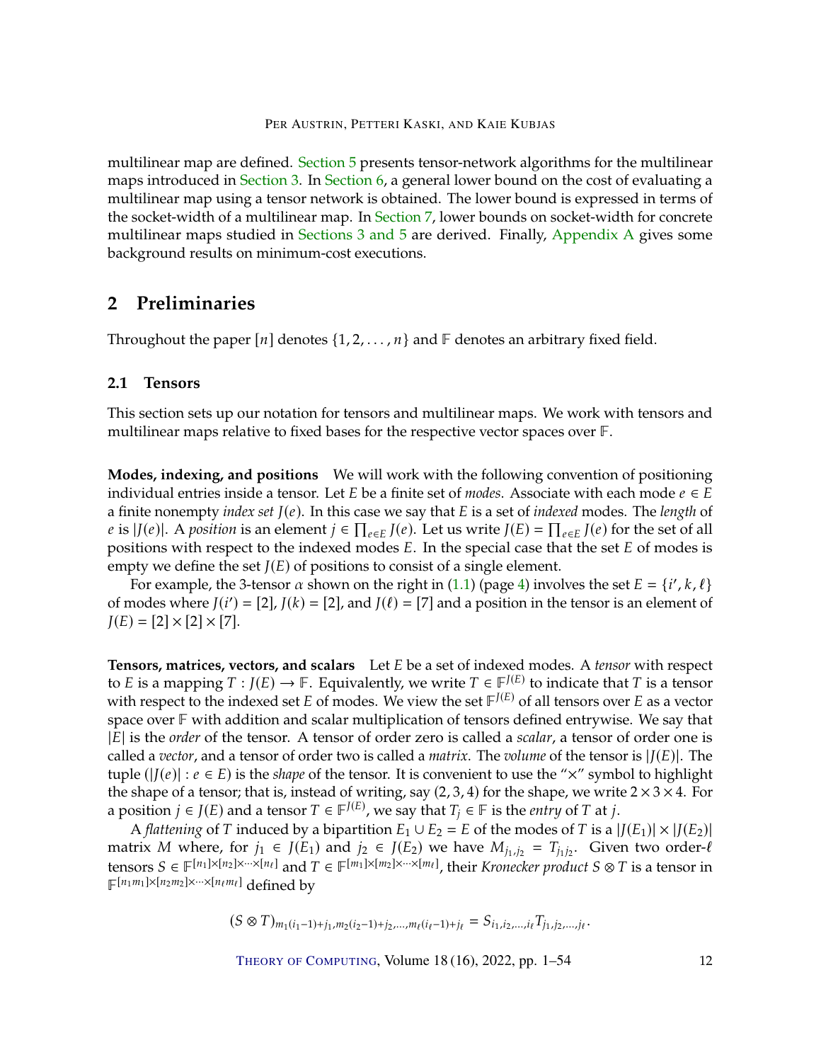multilinear map are defined. Section 5 presents tensor-network algorithms for the multilinear maps introduced in Section 3. In Section 6, a general lower bound on the cost of evaluating a multilinear map using a tensor network is obtained. The lower bound is expressed in terms of the socket-width of a multilinear map. In Section 7, lower bounds on socket-width for concrete multilinear maps studied in Sections 3 and 5 are derived. Finally, Appendix A gives some background results on minimum-cost executions.

## 2 Preliminaries

Throughout the paper $[n]$ denotes $\{1, 2, \ldots, n\}$ and $\mathbb{F}$ denotes an arbitrary fixed field.

### 2.1 Tensors

This section sets up our notation for tensors and multilinear maps. We work with tensors and multilinear maps relative to fixed bases for the respective vector spaces over $\mathbb{F}$.

**Modes, indexing, and positions** We will work with the following convention of positioning individual entries inside a tensor. Let $E$ be a finite set of *modes*. Associate with each mode $e \in E$ a finite nonempty *index set* $J(e)$. In this case we say that $E$ is a set of *indexed* modes. The *length* of $e$ is $|J(e)|$. A *position* is an element $j \in \prod_{e\in E} J(e)$. Let us write $J(E) = \prod_{e\in E} J(e)$ for the set of all positions with respect to the indexed modes $E$. In the special case that the set $E$ of modes is empty we define the set $J(E)$ of positions to consist of a single element.

For example, the 3-tensor $\alpha$ shown on the right in (1.1) (page 4) involves the set $E = \{i', k, \ell\}$ of modes where $J(i') = [2]$, $J(k) = [2]$, and $J(\ell) = [7]$ and a position in the tensor is an element of $J(E) = [2] \times [2] \times [7]$.

**Tensors, matrices, vectors, and scalars** Let $E$ be a set of indexed modes. A *tensor* with respect to $E$ is a mapping $T : J(E) \to \mathbb{F}$. Equivalently, we write $T \in \mathbb{F}^{J(E)}$ to indicate that $T$ is a tensor with respect to the indexed set $E$ of modes. We view the set $\mathbb{F}^{J(E)}$ of all tensors over $E$ as a vector space over $\mathbb{F}$ with addition and scalar multiplication of tensors defined entrywise. We say that $|E|$ is the *order* of the tensor. A tensor of order zero is called a *scalar*, a tensor of order one is called a *vector*, and a tensor of order two is called a *matrix*. The *volume* of the tensor is $|J(E)|$. The tuple $(|J(e)| : e \in E)$ is the *shape* of the tensor. It is convenient to use the "$\times$" symbol to highlight the shape of a tensor; that is, instead of writing, say $(2, 3, 4)$ for the shape, we write $2 \times 3 \times 4$. For a position $j \in J(E)$ and a tensor $T \in \mathbb{F}^{J(E)}$, we say that $T_j \in \mathbb{F}$ is the *entry* of $T$ at $j$.

A *flattening* of $T$ induced by a bipartition $E_1 \cup E_2 = E$ of the modes of $T$ is a $|J(E_1)| \times |J(E_2)|$ matrix $M$ where, for $j_1 \in J(E_1)$ and $j_2 \in J(E_2)$ we have $M_{j_1,j_2} = T_{j_1 j_2}$. Given two order-$\ell$ tensors $S \in \mathbb{F}^{[n_1]\times[n_2]\times\cdots\times[n_\ell]}$ and $T \in \mathbb{F}^{[m_1]\times[m_2]\times\cdots\times[m_\ell]}$, their *Kronecker product* $S \otimes T$ is a tensor in $\mathbb{F}^{[n_1 m_1]\times[n_2 m_2]\times\cdots\times[n_\ell m_\ell]}$ defined by

$$(S \otimes T)_{m_1(i_1-1)+j_1, m_2(i_2-1)+j_2, \ldots, m_\ell(i_\ell-1)+j_\ell} = S_{i_1,i_2,\ldots,i_\ell} T_{j_1,j_2,\ldots,j_\ell}.$$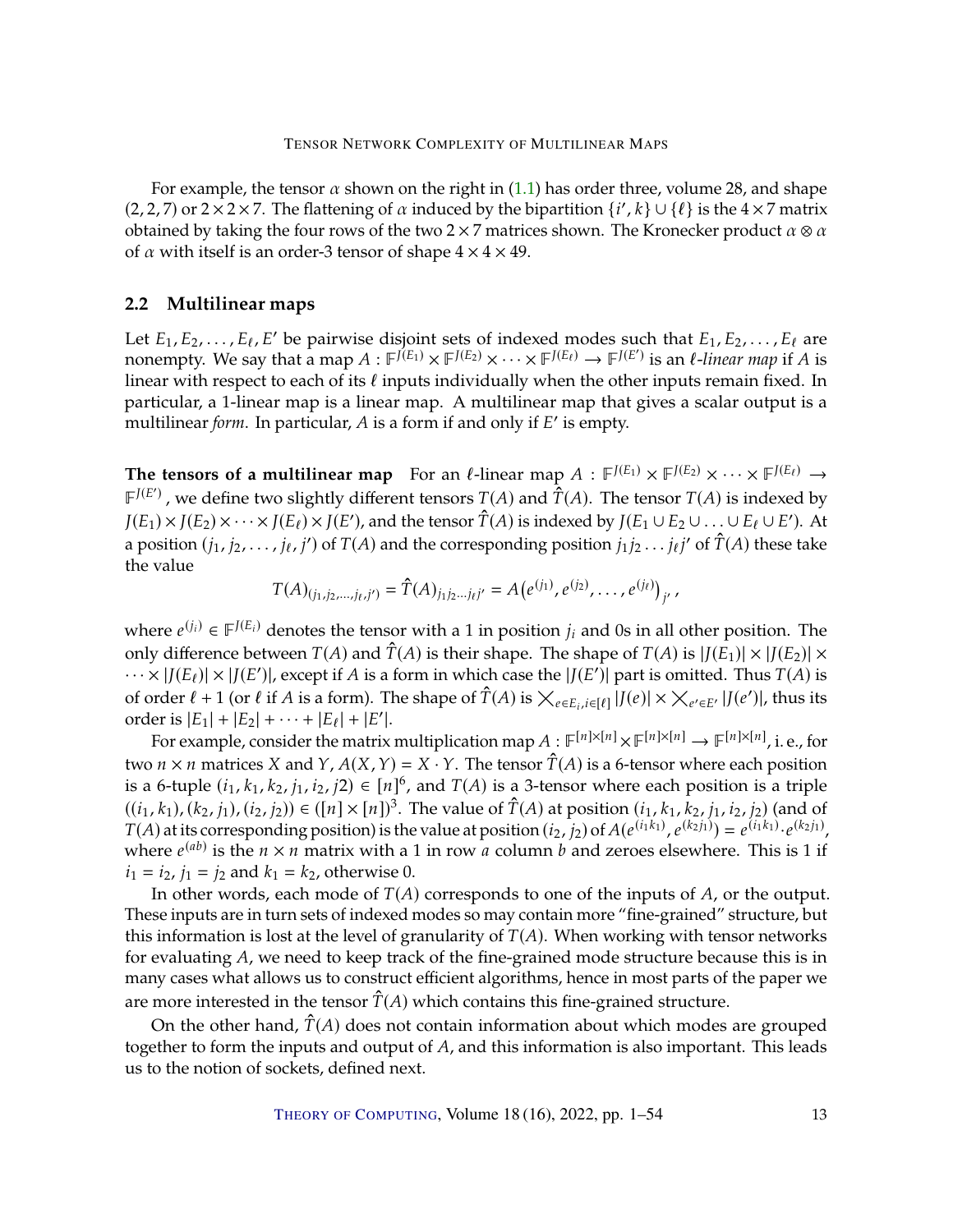For example, the tensor $\alpha$ shown on the right in (1.1) has order three, volume 28, and shape $(2, 2, 7)$ or $2 \times 2 \times 7$. The flattening of $\alpha$ induced by the bipartition $\{i', k\} \cup \{\ell\}$ is the $4 \times 7$ matrix obtained by taking the four rows of the two $2 \times 7$ matrices shown. The Kronecker product $\alpha \otimes \alpha$ of $\alpha$ with itself is an order-3 tensor of shape $4 \times 4 \times 49$.

## 2.2 Multilinear maps

Let $E_1, E_2, \ldots, E_\ell, E'$ be pairwise disjoint sets of indexed modes such that $E_1, E_2, \ldots, E_\ell$ are nonempty. We say that a map $A : \mathbb{F}^{J(E_1)} \times \mathbb{F}^{J(E_2)} \times \cdots \times \mathbb{F}^{J(E_\ell)} \to \mathbb{F}^{J(E')}$ is an *$\ell$-linear map* if $A$ is linear with respect to each of its $\ell$ inputs individually when the other inputs remain fixed. In particular, a 1-linear map is a linear map. A multilinear map that gives a scalar output is a multilinear *form*. In particular, $A$ is a form if and only if $E'$ is empty.

**The tensors of a multilinear map** For an $\ell$-linear map $A : \mathbb{F}^{J(E_1)} \times \mathbb{F}^{J(E_2)} \times \cdots \times \mathbb{F}^{J(E_\ell)} \to \mathbb{F}^{J(E')}$, we define two slightly different tensors $T(A)$ and $\hat{T}(A)$. The tensor $T(A)$ is indexed by $J(E_1) \times J(E_2) \times \cdots \times J(E_\ell) \times J(E')$, and the tensor $\hat{T}(A)$ is indexed by $J(E_1 \cup E_2 \cup \ldots \cup E_\ell \cup E')$. At a position $(j_1, j_2, \ldots, j_\ell, j')$ of $T(A)$ and the corresponding position $j_1 j_2 \ldots j_\ell j'$ of $\hat{T}(A)$ these take the value

$$T(A)_{(j_1, j_2, \ldots, j_\ell, j')} = \hat{T}(A)_{j_1 j_2 \ldots j_\ell j'} = A\big(e^{(j_1)}, e^{(j_2)}, \ldots, e^{(j_\ell)}\big)_{j'},$$

where $e^{(j_i)} \in \mathbb{F}^{J(E_i)}$ denotes the tensor with a 1 in position $j_i$ and 0s in all other position. The only difference between $T(A)$ and $\hat{T}(A)$ is their shape. The shape of $T(A)$ is $|J(E_1)| \times |J(E_2)| \times \cdots \times |J(E_\ell)| \times |J(E')|$, except if $A$ is a form in which case the $|J(E')|$ part is omitted. Thus $T(A)$ is of order $\ell + 1$ (or $\ell$ if $A$ is a form). The shape of $\hat{T}(A)$ is $\bigtimes_{e \in E_i, i \in [\ell]} |J(e)| \times \bigtimes_{e' \in E'} |J(e')|$, thus its order is $|E_1| + |E_2| + \cdots + |E_\ell| + |E'|$.

For example, consider the matrix multiplication map $A : \mathbb{F}^{[n] \times [n]} \times \mathbb{F}^{[n] \times [n]} \to \mathbb{F}^{[n] \times [n]}$, i. e., for two $n \times n$ matrices $X$ and $Y$, $A(X, Y) = X \cdot Y$. The tensor $\hat{T}(A)$ is a 6-tensor where each position is a 6-tuple $(i_1, k_1, k_2, j_1, i_2, j2) \in [n]^6$, and $T(A)$ is a 3-tensor where each position is a triple $((i_1, k_1), (k_2, j_1), (i_2, j_2)) \in ([n] \times [n])^3$. The value of $\hat{T}(A)$ at position $(i_1, k_1, k_2, j_1, i_2, j_2)$ (and of $T(A)$ at its corresponding position) is the value at position $(i_2, j_2)$ of $A(e^{(i_1 k_1)}, e^{(k_2 j_1)}) = e^{(i_1 k_1)} \cdot e^{(k_2 j_1)}$, where $e^{(ab)}$ is the $n \times n$ matrix with a 1 in row $a$ column $b$ and zeroes elsewhere. This is 1 if $i_1 = i_2$, $j_1 = j_2$ and $k_1 = k_2$, otherwise 0.

In other words, each mode of $T(A)$ corresponds to one of the inputs of $A$, or the output. These inputs are in turn sets of indexed modes so may contain more "fine-grained" structure, but this information is lost at the level of granularity of $T(A)$. When working with tensor networks for evaluating $A$, we need to keep track of the fine-grained mode structure because this is in many cases what allows us to construct efficient algorithms, hence in most parts of the paper we are more interested in the tensor $\hat{T}(A)$ which contains this fine-grained structure.

On the other hand, $\hat{T}(A)$ does not contain information about which modes are grouped together to form the inputs and output of $A$, and this information is also important. This leads us to the notion of sockets, defined next.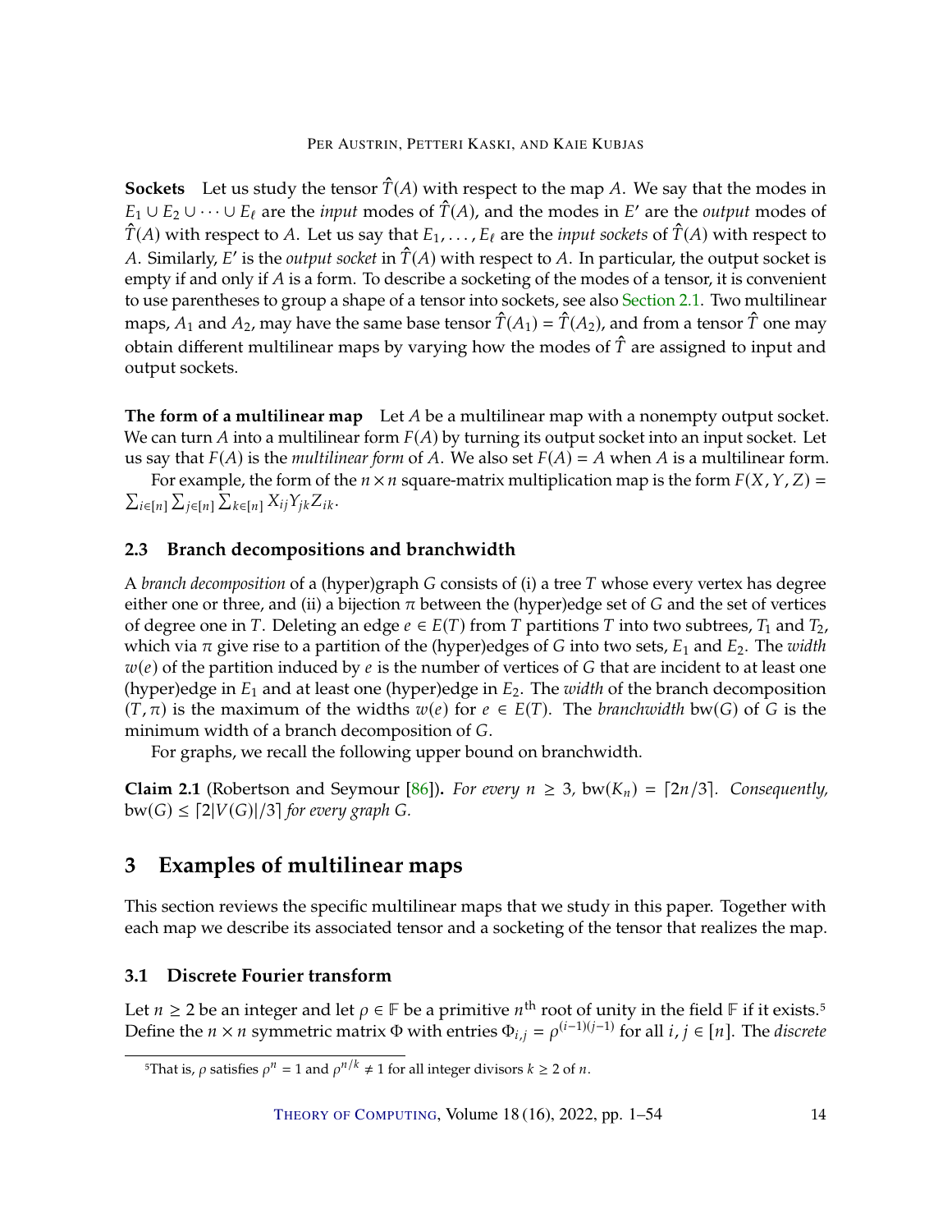**Sockets** Let us study the tensor $\hat{T}(A)$ with respect to the map $A$. We say that the modes in $E_1 \cup E_2 \cup \cdots \cup E_\ell$ are the *input* modes of $\hat{T}(A)$, and the modes in $E'$ are the *output* modes of $\hat{T}(A)$ with respect to $A$. Let us say that $E_1, \ldots, E_\ell$ are the *input sockets* of $\hat{T}(A)$ with respect to $A$. Similarly, $E'$ is the *output socket* in $\hat{T}(A)$ with respect to $A$. In particular, the output socket is empty if and only if $A$ is a form. To describe a socketing of the modes of a tensor, it is convenient to use parentheses to group a shape of a tensor into sockets, see also Section 2.1. Two multilinear maps, $A_1$ and $A_2$, may have the same base tensor $\hat{T}(A_1) = \hat{T}(A_2)$, and from a tensor $\hat{T}$ one may obtain different multilinear maps by varying how the modes of $\hat{T}$ are assigned to input and output sockets.

**The form of a multilinear map** Let $A$ be a multilinear map with a nonempty output socket. We can turn $A$ into a multilinear form $F(A)$ by turning its output socket into an input socket. Let us say that $F(A)$ is the *multilinear form* of $A$. We also set $F(A) = A$ when $A$ is a multilinear form.

For example, the form of the $n \times n$ square-matrix multiplication map is the form $F(X, Y, Z) = \sum_{i\in[n]} \sum_{j\in[n]} \sum_{k\in[n]} X_{ij} Y_{jk} Z_{ik}$.

### 2.3 Branch decompositions and branchwidth

A *branch decomposition* of a (hyper)graph $G$ consists of (i) a tree $T$ whose every vertex has degree either one or three, and (ii) a bijection $\pi$ between the (hyper)edge set of $G$ and the set of vertices of degree one in $T$. Deleting an edge $e \in E(T)$ from $T$ partitions $T$ into two subtrees, $T_1$ and $T_2$, which via $\pi$ give rise to a partition of the (hyper)edges of $G$ into two sets, $E_1$ and $E_2$. The *width* $w(e)$ of the partition induced by $e$ is the number of vertices of $G$ that are incident to at least one (hyper)edge in $E_1$ and at least one (hyper)edge in $E_2$. The *width* of the branch decomposition $(T, \pi)$ is the maximum of the widths $w(e)$ for $e \in E(T)$. The *branchwidth* $\mathrm{bw}(G)$ of $G$ is the minimum width of a branch decomposition of $G$.

For graphs, we recall the following upper bound on branchwidth.

**Claim 2.1** (Robertson and Seymour [86]). *For every $n \geq 3$, $\mathrm{bw}(K_n) = \lceil 2n/3 \rceil$. Consequently, $\mathrm{bw}(G) \leq \lceil 2|V(G)|/3 \rceil$ for every graph $G$.*

## 3 Examples of multilinear maps

This section reviews the specific multilinear maps that we study in this paper. Together with each map we describe its associated tensor and a socketing of the tensor that realizes the map.

### 3.1 Discrete Fourier transform

Let $n \geq 2$ be an integer and let $\rho \in \mathbb{F}$ be a primitive $n^{\text{th}}$ root of unity in the field $\mathbb{F}$ if it exists.[5] Define the $n \times n$ symmetric matrix $\Phi$ with entries $\Phi_{i,j} = \rho^{(i-1)(j-1)}$ for all $i, j \in [n]$. The *discrete*

[5] That is, $\rho$ satisfies $\rho^n = 1$ and $\rho^{n/k} \neq 1$ for all integer divisors $k \geq 2$ of $n$.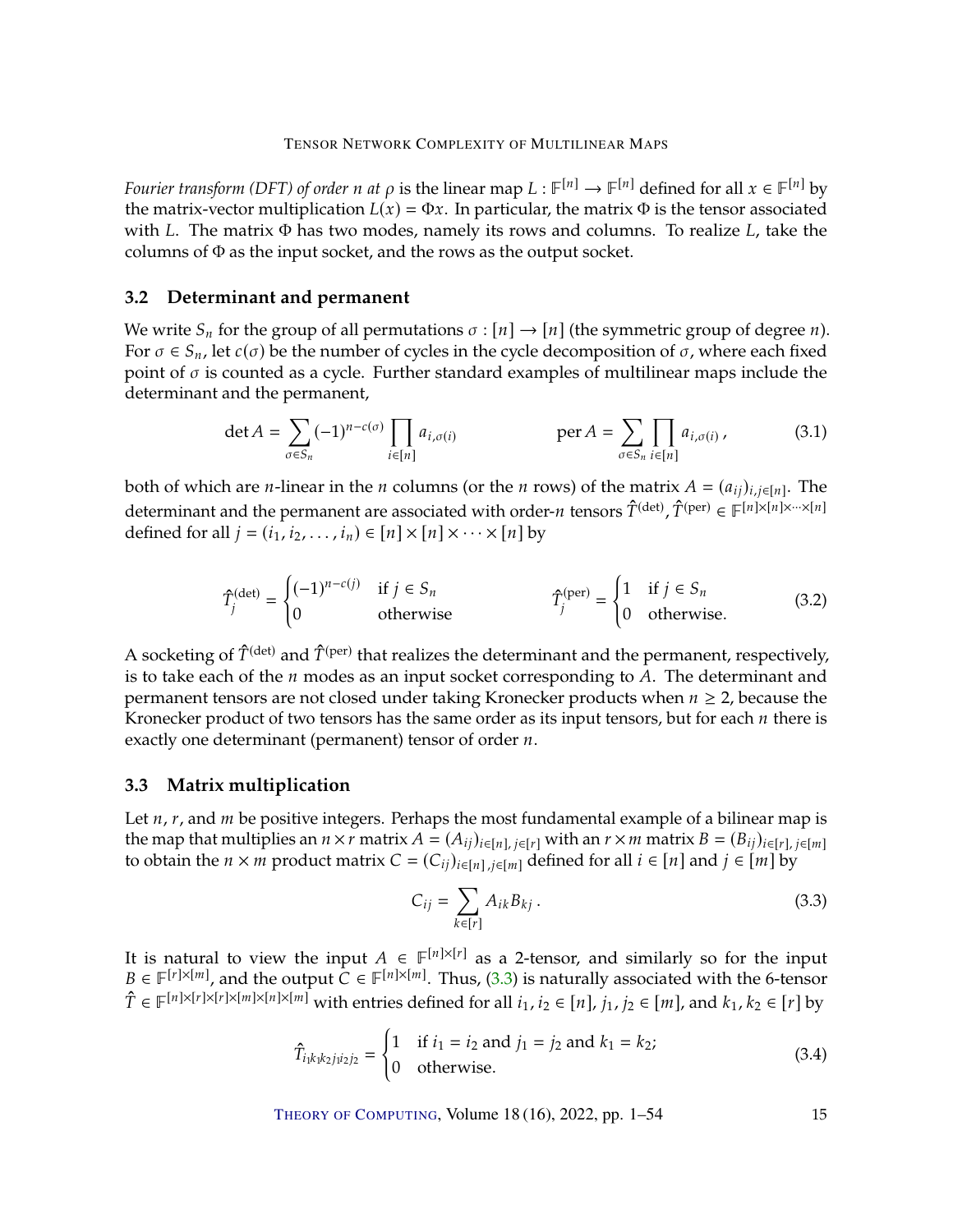*Fourier transform (DFT) of order $n$ at $\rho$* is the linear map $L : \mathbb{F}^{[n]} \to \mathbb{F}^{[n]}$ defined for all $x \in \mathbb{F}^{[n]}$ by the matrix-vector multiplication $L(x) = \Phi x$. In particular, the matrix $\Phi$ is the tensor associated with $L$. The matrix $\Phi$ has two modes, namely its rows and columns. To realize $L$, take the columns of $\Phi$ as the input socket, and the rows as the output socket.

### 3.2 Determinant and permanent

We write $S_n$ for the group of all permutations $\sigma : [n] \to [n]$ (the symmetric group of degree $n$). For $\sigma \in S_n$, let $c(\sigma)$ be the number of cycles in the cycle decomposition of $\sigma$, where each fixed point of $\sigma$ is counted as a cycle. Further standard examples of multilinear maps include the determinant and the permanent,

$$\det A = \sum_{\sigma \in S_n} (-1)^{n-c(\sigma)} \prod_{i \in [n]} a_{i,\sigma(i)} \qquad\qquad \operatorname{per} A = \sum_{\sigma \in S_n} \prod_{i \in [n]} a_{i,\sigma(i)}\,, \tag{3.1}$$

both of which are $n$-linear in the $n$ columns (or the $n$ rows) of the matrix $A = (a_{ij})_{i,j \in [n]}$. The determinant and the permanent are associated with order-$n$ tensors $\hat{T}^{(\det)}, \hat{T}^{(\mathrm{per})} \in \mathbb{F}^{[n]\times[n]\times\cdots\times[n]}$ defined for all $j = (i_1, i_2, \ldots, i_n) \in [n] \times [n] \times \cdots \times [n]$ by

$$\hat{T}^{(\det)}_j = \begin{cases} (-1)^{n-c(j)} & \text{if } j \in S_n \\ 0 & \text{otherwise} \end{cases} \qquad\qquad \hat{T}^{(\mathrm{per})}_j = \begin{cases} 1 & \text{if } j \in S_n \\ 0 & \text{otherwise.} \end{cases} \tag{3.2}$$

A socketing of $\hat{T}^{(\det)}$ and $\hat{T}^{(\mathrm{per})}$ that realizes the determinant and the permanent, respectively, is to take each of the $n$ modes as an input socket corresponding to $A$. The determinant and permanent tensors are not closed under taking Kronecker products when $n \geq 2$, because the Kronecker product of two tensors has the same order as its input tensors, but for each $n$ there is exactly one determinant (permanent) tensor of order $n$.

### 3.3 Matrix multiplication

Let $n$, $r$, and $m$ be positive integers. Perhaps the most fundamental example of a bilinear map is the map that multiplies an $n \times r$ matrix $A = (A_{ij})_{i \in [n],\, j \in [r]}$ with an $r \times m$ matrix $B = (B_{ij})_{i \in [r],\, j \in [m]}$ to obtain the $n \times m$ product matrix $C = (C_{ij})_{i \in [n]\,, j \in [m]}$ defined for all $i \in [n]$ and $j \in [m]$ by

$$C_{ij} = \sum_{k \in [r]} A_{ik} B_{kj}\,. \tag{3.3}$$

It is natural to view the input $A \in \mathbb{F}^{[n]\times[r]}$ as a 2-tensor, and similarly so for the input $B \in \mathbb{F}^{[r]\times[m]}$, and the output $C \in \mathbb{F}^{[n]\times[m]}$. Thus, (3.3) is naturally associated with the 6-tensor $\hat{T} \in \mathbb{F}^{[n]\times[r]\times[r]\times[m]\times[n]\times[m]}$ with entries defined for all $i_1, i_2 \in [n]$, $j_1, j_2 \in [m]$, and $k_1, k_2 \in [r]$ by

$$\hat{T}_{i_1 k_1 k_2 j_1 i_2 j_2} = \begin{cases} 1 & \text{if } i_1 = i_2 \text{ and } j_1 = j_2 \text{ and } k_1 = k_2; \\ 0 & \text{otherwise.} \end{cases} \tag{3.4}$$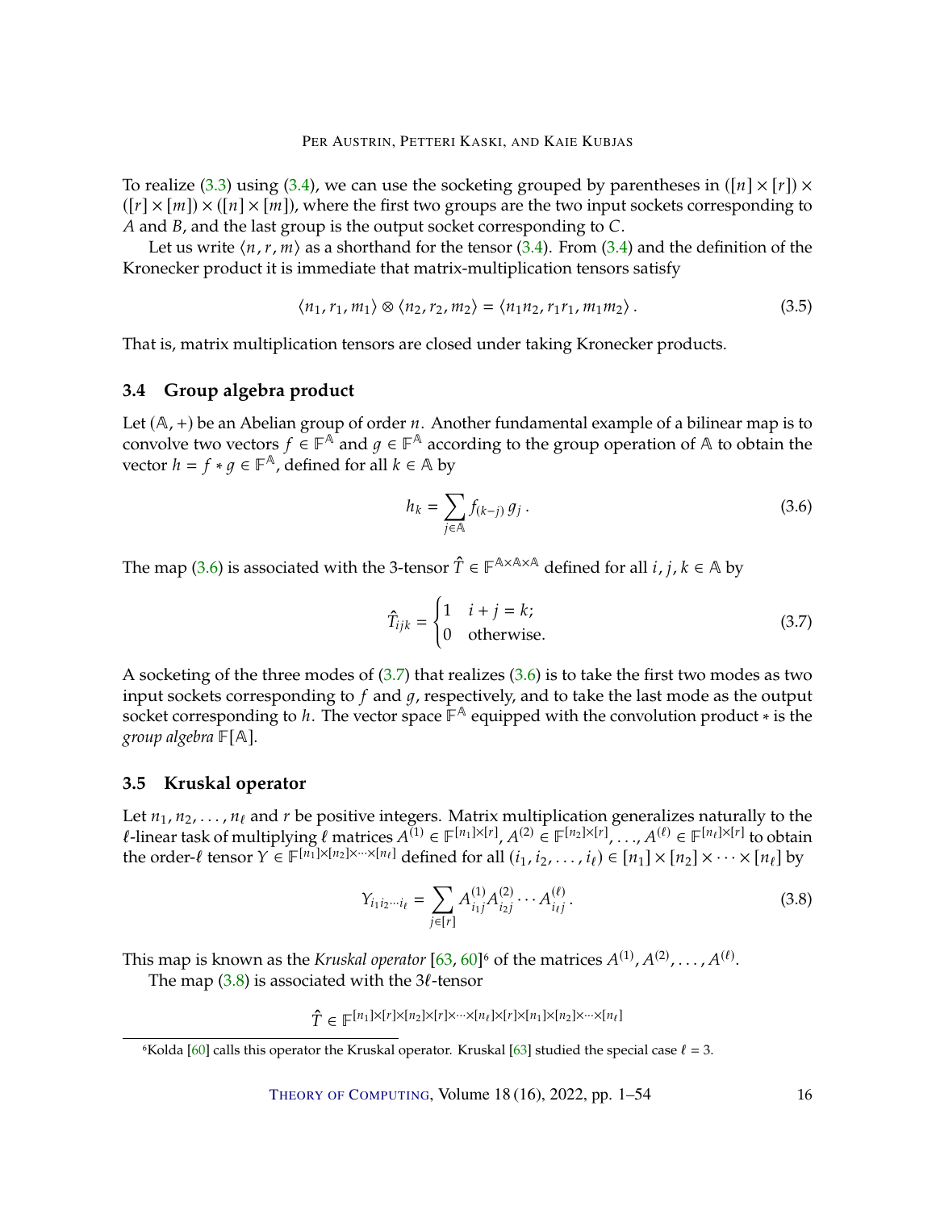To realize (3.3) using (3.4), we can use the socketing grouped by parentheses in $([n] \times [r]) \times ([r] \times [m]) \times ([n] \times [m])$, where the first two groups are the two input sockets corresponding to $A$ and $B$, and the last group is the output socket corresponding to $C$.

Let us write $\langle n, r, m \rangle$ as a shorthand for the tensor (3.4). From (3.4) and the definition of the Kronecker product it is immediate that matrix-multiplication tensors satisfy

$$\langle n_1, r_1, m_1 \rangle \otimes \langle n_2, r_2, m_2 \rangle = \langle n_1 n_2, r_1 r_1, m_1 m_2 \rangle . \tag{3.5}$$

That is, matrix multiplication tensors are closed under taking Kronecker products.

### 3.4 Group algebra product

Let $(\mathbb{A}, +)$ be an Abelian group of order $n$. Another fundamental example of a bilinear map is to convolve two vectors $f \in \mathbb{F}^{\mathbb{A}}$ and $g \in \mathbb{F}^{\mathbb{A}}$ according to the group operation of $\mathbb{A}$ to obtain the vector $h = f * g \in \mathbb{F}^{\mathbb{A}}$, defined for all $k \in \mathbb{A}$ by

$$h_k = \sum_{j \in \mathbb{A}} f_{(k-j)}\, g_j \, . \tag{3.6}$$

The map (3.6) is associated with the 3-tensor $\hat{T} \in \mathbb{F}^{\mathbb{A} \times \mathbb{A} \times \mathbb{A}}$ defined for all $i, j, k \in \mathbb{A}$ by

$$\hat{T}_{ijk} = \begin{cases} 1 & i + j = k; \\ 0 & \text{otherwise.} \end{cases} \tag{3.7}$$

A socketing of the three modes of (3.7) that realizes (3.6) is to take the first two modes as two input sockets corresponding to $f$ and $g$, respectively, and to take the last mode as the output socket corresponding to $h$. The vector space $\mathbb{F}^{\mathbb{A}}$ equipped with the convolution product $*$ is the *group algebra* $\mathbb{F}[\mathbb{A}]$.

### 3.5 Kruskal operator

Let $n_1, n_2, \ldots, n_\ell$ and $r$ be positive integers. Matrix multiplication generalizes naturally to the $\ell$-linear task of multiplying $\ell$ matrices $A^{(1)} \in \mathbb{F}^{[n_1] \times [r]}$, $A^{(2)} \in \mathbb{F}^{[n_2] \times [r]}$, ..., $A^{(\ell)} \in \mathbb{F}^{[n_\ell] \times [r]}$ to obtain the order-$\ell$ tensor $Y \in \mathbb{F}^{[n_1] \times [n_2] \times \cdots \times [n_\ell]}$ defined for all $(i_1, i_2, \ldots, i_\ell) \in [n_1] \times [n_2] \times \cdots \times [n_\ell]$ by

$$Y_{i_1 i_2 \cdots i_\ell} = \sum_{j \in [r]} A^{(1)}_{i_1 j} A^{(2)}_{i_2 j} \cdots A^{(\ell)}_{i_\ell j} \, . \tag{3.8}$$

This map is known as the *Kruskal operator* [63, 60][6] of the matrices $A^{(1)}, A^{(2)}, \ldots, A^{(\ell)}$.

The map (3.8) is associated with the $3\ell$-tensor

$$\hat{T} \in \mathbb{F}^{[n_1] \times [r] \times [n_2] \times [r] \times \cdots \times [n_\ell] \times [r] \times [n_1] \times [n_2] \times \cdots \times [n_\ell]}$$

---

[6] Kolda [60] calls this operator the Kruskal operator. Kruskal [63] studied the special case $\ell = 3$.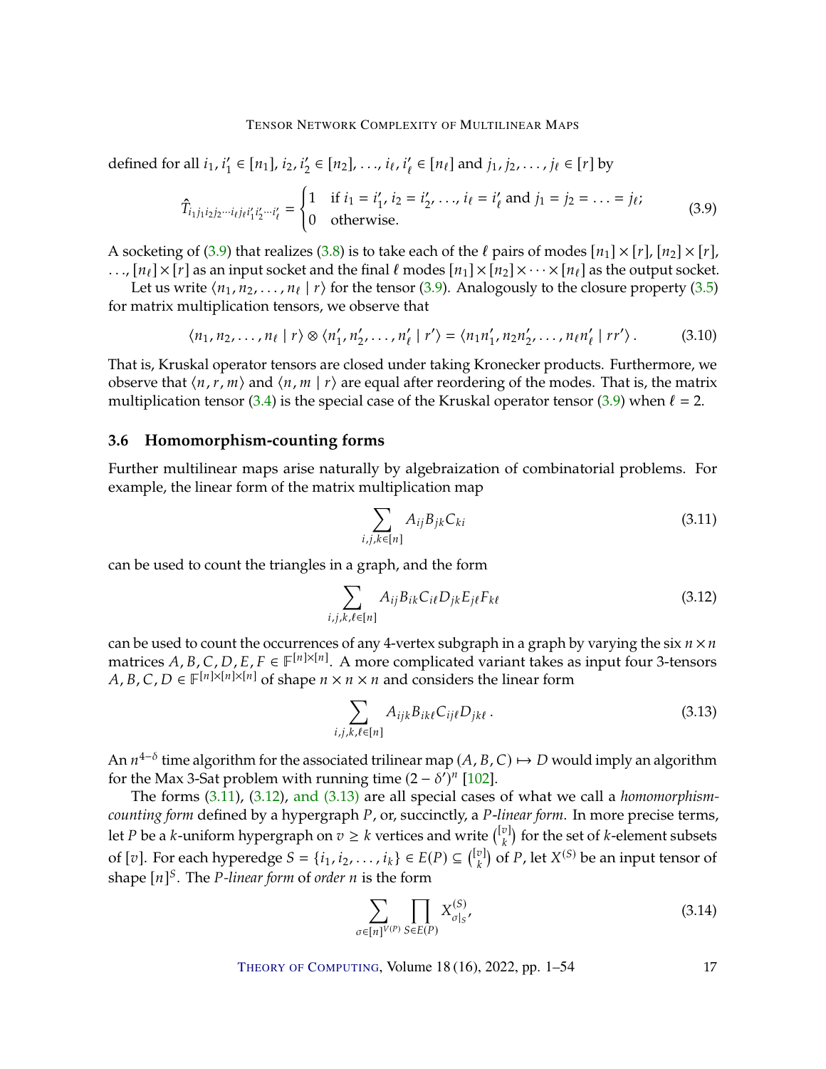defined for all $i_1, i'_1 \in [n_1]$, $i_2, i'_2 \in [n_2]$, ..., $i_\ell, i'_\ell \in [n_\ell]$ and $j_1, j_2, \ldots, j_\ell \in [r]$ by

$$\hat{T}_{i_1 j_1 i_2 j_2 \cdots i_\ell j_\ell i'_1 i'_2 \cdots i'_\ell} = \begin{cases} 1 & \text{if } i_1 = i'_1,\, i_2 = i'_2,\, \ldots,\, i_\ell = i'_\ell \text{ and } j_1 = j_2 = \ldots = j_\ell; \\ 0 & \text{otherwise.} \end{cases} \tag{3.9}$$

A socketing of (3.9) that realizes (3.8) is to take each of the $\ell$ pairs of modes $[n_1] \times [r]$, $[n_2] \times [r]$, ..., $[n_\ell] \times [r]$ as an input socket and the final $\ell$ modes $[n_1] \times [n_2] \times \cdots \times [n_\ell]$ as the output socket.

Let us write $\langle n_1, n_2, \ldots, n_\ell \mid r \rangle$ for the tensor (3.9). Analogously to the closure property (3.5) for matrix multiplication tensors, we observe that

$$\langle n_1, n_2, \ldots, n_\ell \mid r \rangle \otimes \langle n'_1, n'_2, \ldots, n'_\ell \mid r' \rangle = \langle n_1 n'_1, n_2 n'_2, \ldots, n_\ell n'_\ell \mid r r' \rangle \,. \tag{3.10}$$

That is, Kruskal operator tensors are closed under taking Kronecker products. Furthermore, we observe that $\langle n, r, m \rangle$ and $\langle n, m \mid r \rangle$ are equal after reordering of the modes. That is, the matrix multiplication tensor (3.4) is the special case of the Kruskal operator tensor (3.9) when $\ell = 2$.

### 3.6 Homomorphism-counting forms

Further multilinear maps arise naturally by algebraization of combinatorial problems. For example, the linear form of the matrix multiplication map

$$\sum_{i,j,k \in [n]} A_{ij} B_{jk} C_{ki} \tag{3.11}$$

can be used to count the triangles in a graph, and the form

$$\sum_{i,j,k,\ell \in [n]} A_{ij} B_{ik} C_{i\ell} D_{jk} E_{j\ell} F_{k\ell} \tag{3.12}$$

can be used to count the occurrences of any 4-vertex subgraph in a graph by varying the six $n \times n$ matrices $A, B, C, D, E, F \in \mathbb{F}^{[n]\times[n]}$. A more complicated variant takes as input four 3-tensors $A, B, C, D \in \mathbb{F}^{[n]\times[n]\times[n]}$ of shape $n \times n \times n$ and considers the linear form

$$\sum_{i,j,k,\ell \in [n]} A_{ijk} B_{ik\ell} C_{ij\ell} D_{jk\ell} \,. \tag{3.13}$$

An $n^{4-\delta}$ time algorithm for the associated trilinear map $(A, B, C) \mapsto D$ would imply an algorithm for the Max 3-Sat problem with running time $(2 - \delta')^n$ [102].

The forms (3.11), (3.12), and (3.13) are all special cases of what we call a *homomorphism-counting form* defined by a hypergraph $P$, or, succinctly, a $P$*-linear form*. In more precise terms, let $P$ be a $k$-uniform hypergraph on $v \geq k$ vertices and write $\binom{[v]}{k}$ for the set of $k$-element subsets of $[v]$. For each hyperedge $S = \{i_1, i_2, \ldots, i_k\} \in E(P) \subseteq \binom{[v]}{k}$ of $P$, let $X^{(S)}$ be an input tensor of shape $[n]^S$. The $P$*-linear form* of *order* $n$ is the form

$$\sum_{\sigma \in [n]^{V(P)}} \prod_{S \in E(P)} X^{(S)}_{\sigma|_S}, \tag{3.14}$$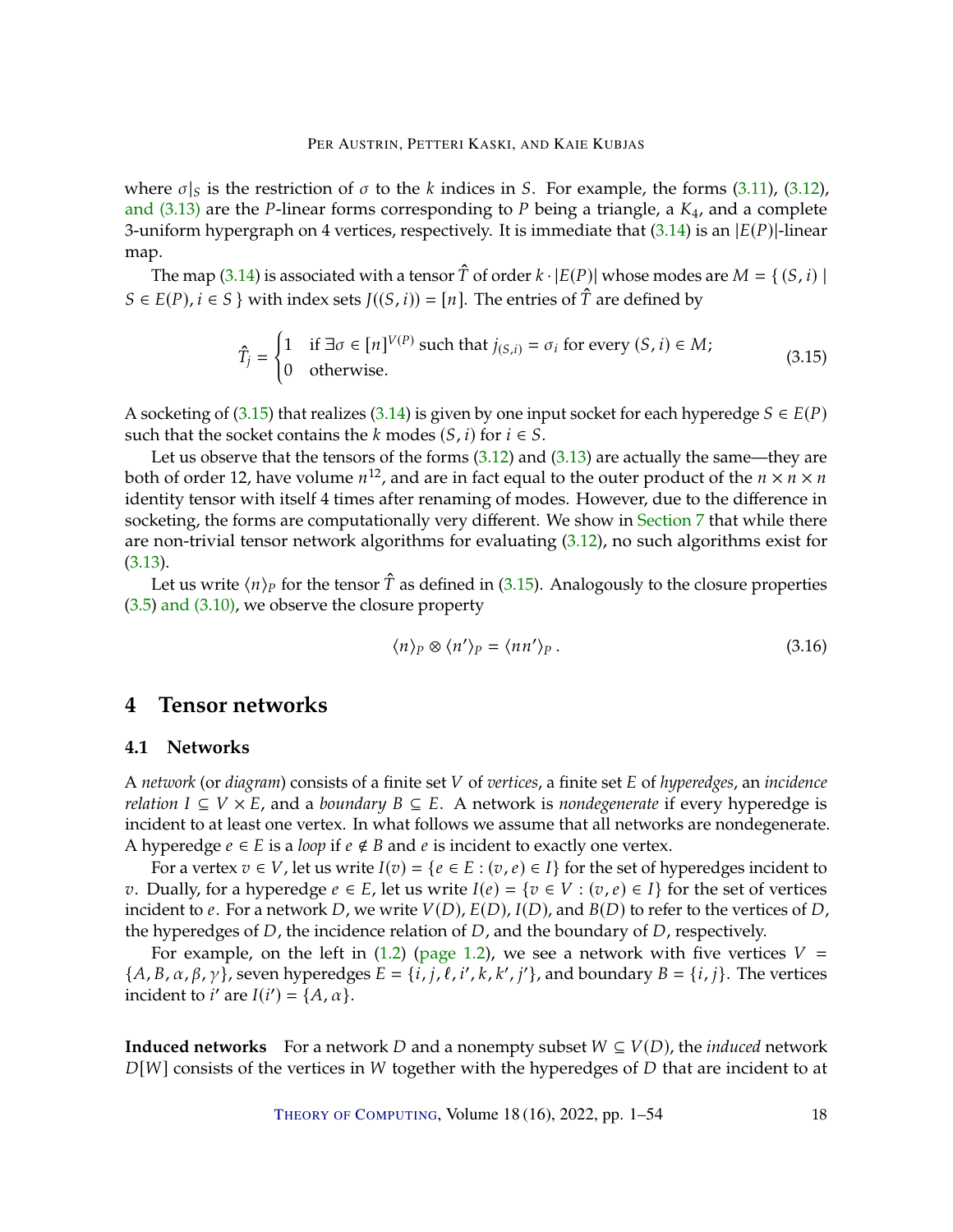where $\sigma|_S$ is the restriction of $\sigma$ to the $k$ indices in $S$. For example, the forms (3.11), (3.12), and (3.13) are the $P$-linear forms corresponding to $P$ being a triangle, a $K_4$, and a complete 3-uniform hypergraph on 4 vertices, respectively. It is immediate that (3.14) is an $|E(P)|$-linear map.

The map (3.14) is associated with a tensor $\hat{T}$ of order $k \cdot |E(P)|$ whose modes are $M = \{ (S, i) \mid S \in E(P), i \in S \}$ with index sets $J((S, i)) = [n]$. The entries of $\hat{T}$ are defined by

$$\hat{T}_j = \begin{cases} 1 & \text{if } \exists \sigma \in [n]^{V(P)} \text{ such that } j_{(S,i)} = \sigma_i \text{ for every } (S, i) \in M; \\ 0 & \text{otherwise.} \end{cases} \tag{3.15}$$

A socketing of (3.15) that realizes (3.14) is given by one input socket for each hyperedge $S \in E(P)$ such that the socket contains the $k$ modes $(S, i)$ for $i \in S$.

Let us observe that the tensors of the forms (3.12) and (3.13) are actually the same—they are both of order 12, have volume $n^{12}$, and are in fact equal to the outer product of the $n \times n \times n$ identity tensor with itself 4 times after renaming of modes. However, due to the difference in socketing, the forms are computationally very different. We show in Section 7 that while there are non-trivial tensor network algorithms for evaluating (3.12), no such algorithms exist for (3.13).

Let us write $\langle n \rangle_P$ for the tensor $\hat{T}$ as defined in (3.15). Analogously to the closure properties (3.5) and (3.10), we observe the closure property

$$\langle n \rangle_P \otimes \langle n' \rangle_P = \langle nn' \rangle_P \,. \tag{3.16}$$

# 4 Tensor networks

## 4.1 Networks

A *network* (or *diagram*) consists of a finite set $V$ of *vertices*, a finite set $E$ of *hyperedges*, an *incidence relation* $I \subseteq V \times E$, and a *boundary* $B \subseteq E$. A network is *nondegenerate* if every hyperedge is incident to at least one vertex. In what follows we assume that all networks are nondegenerate. A hyperedge $e \in E$ is a *loop* if $e \notin B$ and $e$ is incident to exactly one vertex.

For a vertex $v \in V$, let us write $I(v) = \{e \in E : (v, e) \in I\}$ for the set of hyperedges incident to $v$. Dually, for a hyperedge $e \in E$, let us write $I(e) = \{v \in V : (v, e) \in I\}$ for the set of vertices incident to $e$. For a network $D$, we write $V(D)$, $E(D)$, $I(D)$, and $B(D)$ to refer to the vertices of $D$, the hyperedges of $D$, the incidence relation of $D$, and the boundary of $D$, respectively.

For example, on the left in (1.2) (page 1.2), we see a network with five vertices $V = \{A, B, \alpha, \beta, \gamma\}$, seven hyperedges $E = \{i, j, \ell, i', k, k', j'\}$, and boundary $B = \{i, j\}$. The vertices incident to $i'$ are $I(i') = \{A, \alpha\}$.

**Induced networks** For a network $D$ and a nonempty subset $W \subseteq V(D)$, the *induced* network $D[W]$ consists of the vertices in $W$ together with the hyperedges of $D$ that are incident to at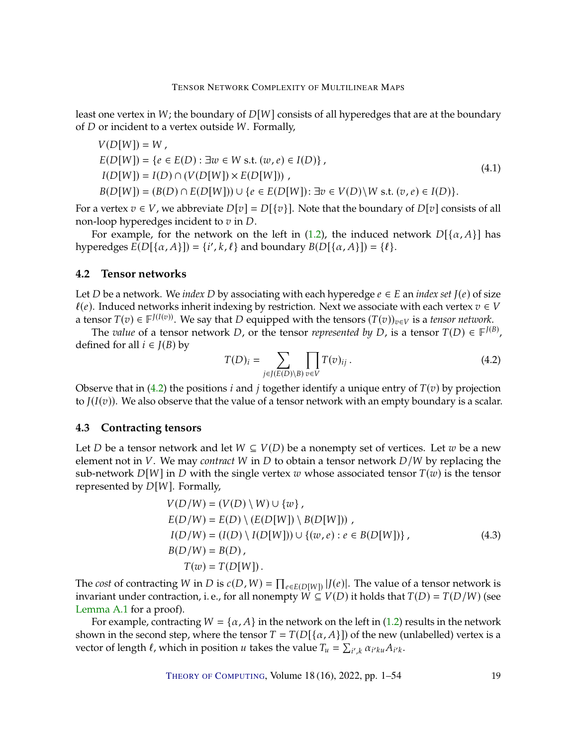least one vertex in $W$; the boundary of $D[W]$ consists of all hyperedges that are at the boundary of $D$ or incident to a vertex outside $W$. Formally,

$$
\begin{aligned}
&V(D[W]) = W\,,\\
&E(D[W]) = \{e \in E(D) : \exists w \in W \text{ s.t. } (w,e) \in I(D)\}\,,\\
&I(D[W]) = I(D) \cap (V(D[W]) \times E(D[W]))\,,\\
&B(D[W]) = (B(D) \cap E(D[W])) \cup \{e \in E(D[W]) \colon \exists v \in V(D)\backslash W \text{ s.t. } (v,e) \in I(D)\}.
\end{aligned}
\tag{4.1}
$$

For a vertex $v \in V$, we abbreviate $D[v] = D[\{v\}]$. Note that the boundary of $D[v]$ consists of all non-loop hyperedges incident to $v$ in $D$.

For example, for the network on the left in (1.2), the induced network $D[\{\alpha, A\}]$ has hyperedges $E(D[\{\alpha, A\}]) = \{i', k, \ell\}$ and boundary $B(D[\{\alpha, A\}]) = \{\ell\}$.

### 4.2 Tensor networks

Let $D$ be a network. We *index* $D$ by associating with each hyperedge $e \in E$ an *index set* $J(e)$ of size $\ell(e)$. Induced networks inherit indexing by restriction. Next we associate with each vertex $v \in V$ a tensor $T(v) \in \mathbb{F}^{J(I(v))}$. We say that $D$ equipped with the tensors $(T(v))_{v\in V}$ is a *tensor network*.

The *value* of a tensor network $D$, or the tensor *represented by* $D$, is a tensor $T(D) \in \mathbb{F}^{J(B)}$, defined for all $i \in J(B)$ by

$$
T(D)_i = \sum_{j \in J(E(D)\backslash B)} \prod_{v \in V} T(v)_{ij}\,.
\tag{4.2}
$$

Observe that in (4.2) the positions $i$ and $j$ together identify a unique entry of $T(v)$ by projection to $J(I(v))$. We also observe that the value of a tensor network with an empty boundary is a scalar.

### 4.3 Contracting tensors

Let $D$ be a tensor network and let $W \subseteq V(D)$ be a nonempty set of vertices. Let $w$ be a new element not in $V$. We may *contract* $W$ in $D$ to obtain a tensor network $D/W$ by replacing the sub-network $D[W]$ in $D$ with the single vertex $w$ whose associated tensor $T(w)$ is the tensor represented by $D[W]$. Formally,

$$
\begin{aligned}
&V(D/W) = (V(D) \setminus W) \cup \{w\}\,,\\
&E(D/W) = E(D) \setminus (E(D[W]) \setminus B(D[W]))\,,\\
&I(D/W) = (I(D) \setminus I(D[W])) \cup \{(w,e) : e \in B(D[W])\}\,,\\
&B(D/W) = B(D)\,,\\
&\quad T(w) = T(D[W])\,.
\end{aligned}
\tag{4.3}
$$

The *cost* of contracting $W$ in $D$ is $c(D, W) = \prod_{e \in E(D[W])} |J(e)|$. The value of a tensor network is invariant under contraction, i. e., for all nonempty $W \subseteq V(D)$ it holds that $T(D) = T(D/W)$ (see Lemma A.1 for a proof).

For example, contracting $W = \{\alpha, A\}$ in the network on the left in (1.2) results in the network shown in the second step, where the tensor $T = T(D[\{\alpha, A\}])$ of the new (unlabelled) vertex is a vector of length $\ell$, which in position $u$ takes the value $T_u = \sum_{i',k} \alpha_{i'ku} A_{i'k}$.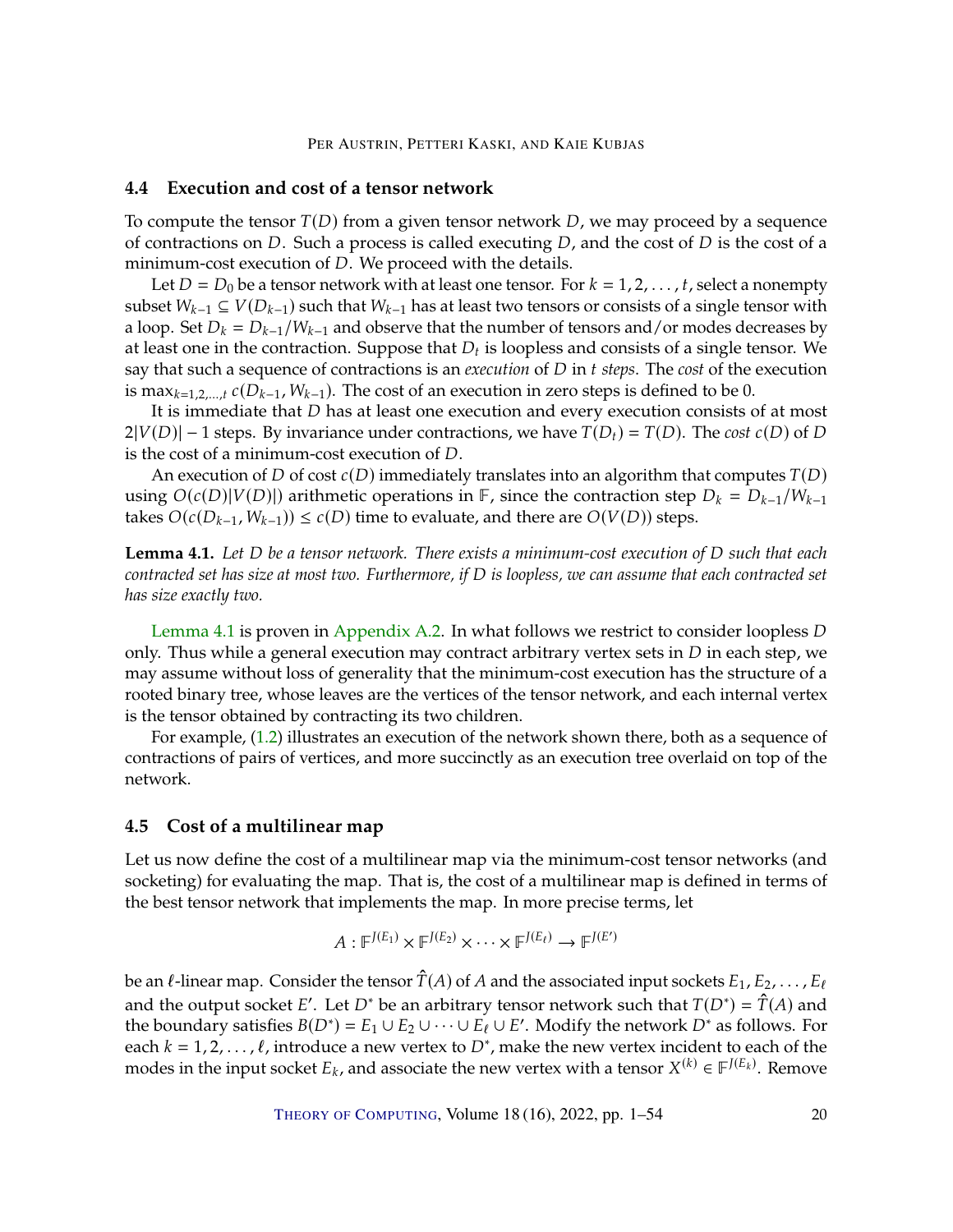### 4.4 Execution and cost of a tensor network

To compute the tensor $T(D)$ from a given tensor network $D$, we may proceed by a sequence of contractions on $D$. Such a process is called executing $D$, and the cost of $D$ is the cost of a minimum-cost execution of $D$. We proceed with the details.

Let $D = D_0$ be a tensor network with at least one tensor. For $k = 1, 2, \ldots, t$, select a nonempty subset $W_{k-1} \subseteq V(D_{k-1})$ such that $W_{k-1}$ has at least two tensors or consists of a single tensor with a loop. Set $D_k = D_{k-1}/W_{k-1}$ and observe that the number of tensors and/or modes decreases by at least one in the contraction. Suppose that $D_t$ is loopless and consists of a single tensor. We say that such a sequence of contractions is an *execution* of $D$ in $t$ *steps*. The *cost* of the execution is $\max_{k=1,2,\ldots,t} c(D_{k-1}, W_{k-1})$. The cost of an execution in zero steps is defined to be 0.

It is immediate that $D$ has at least one execution and every execution consists of at most $2|V(D)| - 1$ steps. By invariance under contractions, we have $T(D_t) = T(D)$. The *cost* $c(D)$ of $D$ is the cost of a minimum-cost execution of $D$.

An execution of $D$ of cost $c(D)$ immediately translates into an algorithm that computes $T(D)$ using $O(c(D)|V(D)|)$ arithmetic operations in $\mathbb{F}$, since the contraction step $D_k = D_{k-1}/W_{k-1}$ takes $O(c(D_{k-1}, W_{k-1})) \leq c(D)$ time to evaluate, and there are $O(V(D))$ steps.

**Lemma 4.1.** *Let $D$ be a tensor network. There exists a minimum-cost execution of $D$ such that each contracted set has size at most two. Furthermore, if $D$ is loopless, we can assume that each contracted set has size exactly two.*

Lemma 4.1 is proven in Appendix A.2. In what follows we restrict to consider loopless $D$ only. Thus while a general execution may contract arbitrary vertex sets in $D$ in each step, we may assume without loss of generality that the minimum-cost execution has the structure of a rooted binary tree, whose leaves are the vertices of the tensor network, and each internal vertex is the tensor obtained by contracting its two children.

For example, (1.2) illustrates an execution of the network shown there, both as a sequence of contractions of pairs of vertices, and more succinctly as an execution tree overlaid on top of the network.

### 4.5 Cost of a multilinear map

Let us now define the cost of a multilinear map via the minimum-cost tensor networks (and socketing) for evaluating the map. That is, the cost of a multilinear map is defined in terms of the best tensor network that implements the map. In more precise terms, let

$$A : \mathbb{F}^{J(E_1)} \times \mathbb{F}^{J(E_2)} \times \cdots \times \mathbb{F}^{J(E_\ell)} \to \mathbb{F}^{J(E')}$$

be an $\ell$-linear map. Consider the tensor $\hat{T}(A)$ of $A$ and the associated input sockets $E_1, E_2, \ldots, E_\ell$ and the output socket $E'$. Let $D^*$ be an arbitrary tensor network such that $T(D^*) = \hat{T}(A)$ and the boundary satisfies $B(D^*) = E_1 \cup E_2 \cup \cdots \cup E_\ell \cup E'$. Modify the network $D^*$ as follows. For each $k = 1, 2, \ldots, \ell$, introduce a new vertex to $D^*$, make the new vertex incident to each of the modes in the input socket $E_k$, and associate the new vertex with a tensor $X^{(k)} \in \mathbb{F}^{J(E_k)}$. Remove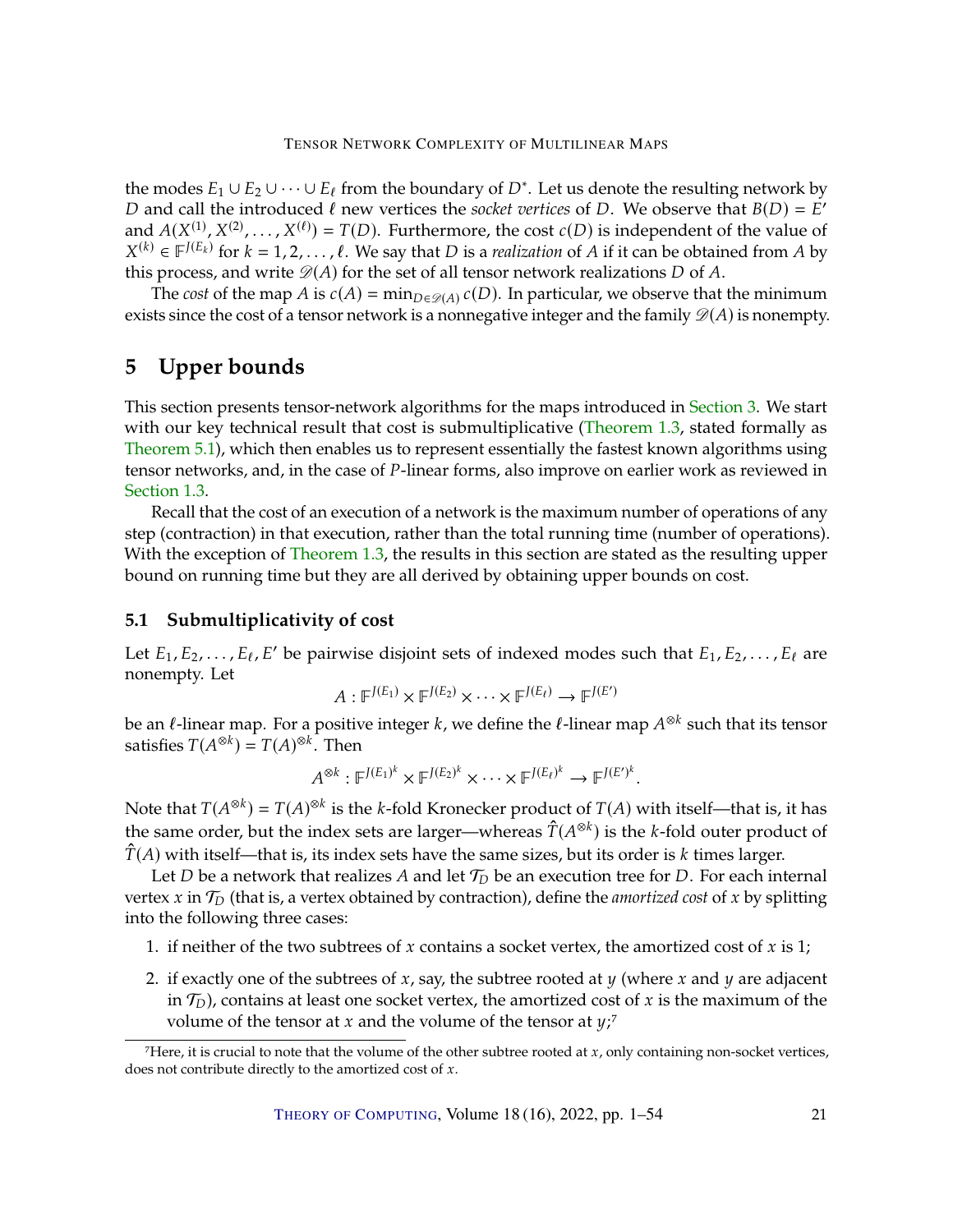the modes $E_1 \cup E_2 \cup \cdots \cup E_\ell$ from the boundary of $D^*$. Let us denote the resulting network by $D$ and call the introduced $\ell$ new vertices the *socket vertices* of $D$. We observe that $B(D) = E'$ and $A(X^{(1)}, X^{(2)}, \ldots, X^{(\ell)}) = T(D)$. Furthermore, the cost $c(D)$ is independent of the value of $X^{(k)} \in \mathbb{F}^{J(E_k)}$ for $k = 1, 2, \ldots, \ell$. We say that $D$ is a *realization* of $A$ if it can be obtained from $A$ by this process, and write $\mathscr{D}(A)$ for the set of all tensor network realizations $D$ of $A$.

The *cost* of the map $A$ is $c(A) = \min_{D \in \mathscr{D}(A)} c(D)$. In particular, we observe that the minimum exists since the cost of a tensor network is a nonnegative integer and the family $\mathscr{D}(A)$ is nonempty.

## 5 Upper bounds

This section presents tensor-network algorithms for the maps introduced in Section 3. We start with our key technical result that cost is submultiplicative (Theorem 1.3, stated formally as Theorem 5.1), which then enables us to represent essentially the fastest known algorithms using tensor networks, and, in the case of $P$-linear forms, also improve on earlier work as reviewed in Section 1.3.

Recall that the cost of an execution of a network is the maximum number of operations of any step (contraction) in that execution, rather than the total running time (number of operations). With the exception of Theorem 1.3, the results in this section are stated as the resulting upper bound on running time but they are all derived by obtaining upper bounds on cost.

### 5.1 Submultiplicativity of cost

Let $E_1, E_2, \ldots, E_\ell, E'$ be pairwise disjoint sets of indexed modes such that $E_1, E_2, \ldots, E_\ell$ are nonempty. Let

$$A : \mathbb{F}^{J(E_1)} \times \mathbb{F}^{J(E_2)} \times \cdots \times \mathbb{F}^{J(E_\ell)} \to \mathbb{F}^{J(E')}$$

be an $\ell$-linear map. For a positive integer $k$, we define the $\ell$-linear map $A^{\otimes k}$ such that its tensor satisfies $T(A^{\otimes k}) = T(A)^{\otimes k}$. Then

$$A^{\otimes k} : \mathbb{F}^{J(E_1)^k} \times \mathbb{F}^{J(E_2)^k} \times \cdots \times \mathbb{F}^{J(E_\ell)^k} \to \mathbb{F}^{J(E')^k}.$$

Note that $T(A^{\otimes k}) = T(A)^{\otimes k}$ is the $k$-fold Kronecker product of $T(A)$ with itself—that is, it has the same order, but the index sets are larger—whereas $\hat{T}(A^{\otimes k})$ is the $k$-fold outer product of $\hat{T}(A)$ with itself—that is, its index sets have the same sizes, but its order is $k$ times larger.

Let $D$ be a network that realizes $A$ and let $\mathcal{T}_D$ be an execution tree for $D$. For each internal vertex $x$ in $\mathcal{T}_D$ (that is, a vertex obtained by contraction), define the *amortized cost* of $x$ by splitting into the following three cases:

1. if neither of the two subtrees of $x$ contains a socket vertex, the amortized cost of $x$ is 1;
2. if exactly one of the subtrees of $x$, say, the subtree rooted at $y$ (where $x$ and $y$ are adjacent in $\mathcal{T}_D$), contains at least one socket vertex, the amortized cost of $x$ is the maximum of the volume of the tensor at $x$ and the volume of the tensor at $y$;[7]

[7] Here, it is crucial to note that the volume of the other subtree rooted at $x$, only containing non-socket vertices, does not contribute directly to the amortized cost of $x$.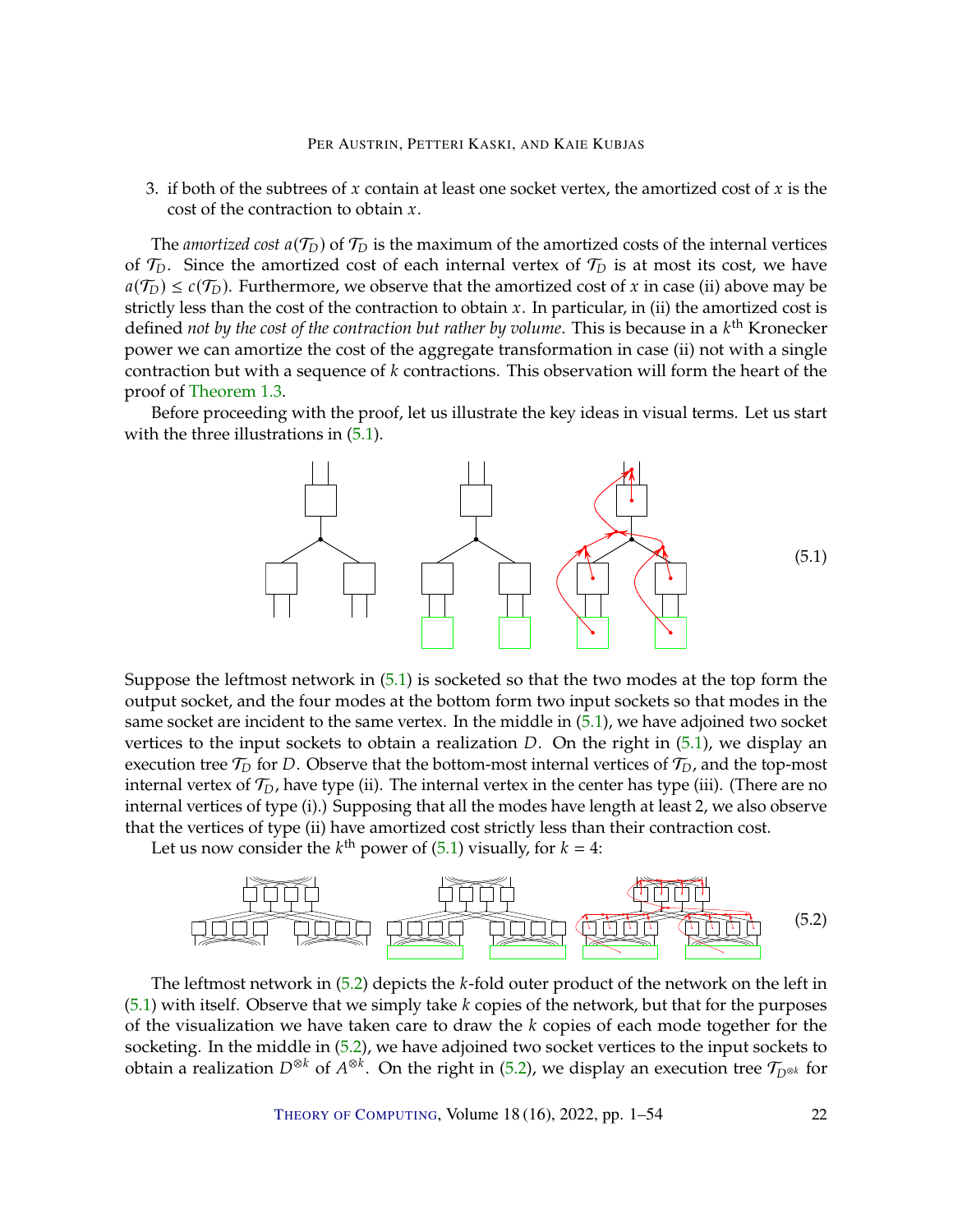3. if both of the subtrees of $x$ contain at least one socket vertex, the amortized cost of $x$ is the cost of the contraction to obtain $x$.

The *amortized cost* $a(\mathcal{T}_D)$ of $\mathcal{T}_D$ is the maximum of the amortized costs of the internal vertices of $\mathcal{T}_D$. Since the amortized cost of each internal vertex of $\mathcal{T}_D$ is at most its cost, we have $a(\mathcal{T}_D) \le c(\mathcal{T}_D)$. Furthermore, we observe that the amortized cost of $x$ in case (ii) above may be strictly less than the cost of the contraction to obtain $x$. In particular, in (ii) the amortized cost is defined *not by the cost of the contraction but rather by volume*. This is because in a $k^{\text{th}}$ Kronecker power we can amortize the cost of the aggregate transformation in case (ii) not with a single contraction but with a sequence of $k$ contractions. This observation will form the heart of the proof of Theorem 1.3.

Before proceeding with the proof, let us illustrate the key ideas in visual terms. Let us start with the three illustrations in (5.1).

(5.1)

Suppose the leftmost network in (5.1) is socketed so that the two modes at the top form the output socket, and the four modes at the bottom form two input sockets so that modes in the same socket are incident to the same vertex. In the middle in (5.1), we have adjoined two socket vertices to the input sockets to obtain a realization $D$. On the right in (5.1), we display an execution tree $\mathcal{T}_D$ for $D$. Observe that the bottom-most internal vertices of $\mathcal{T}_D$, and the top-most internal vertex of $\mathcal{T}_D$, have type (ii). The internal vertex in the center has type (iii). (There are no internal vertices of type (i).) Supposing that all the modes have length at least 2, we also observe that the vertices of type (ii) have amortized cost strictly less than their contraction cost.

Let us now consider the $k^{\text{th}}$ power of (5.1) visually, for $k = 4$:

(5.2)

The leftmost network in (5.2) depicts the $k$-fold outer product of the network on the left in (5.1) with itself. Observe that we simply take $k$ copies of the network, but that for the purposes of the visualization we have taken care to draw the $k$ copies of each mode together for the socketing. In the middle in (5.2), we have adjoined two socket vertices to the input sockets to obtain a realization $D^{\otimes k}$ of $A^{\otimes k}$. On the right in (5.2), we display an execution tree $\mathcal{T}_{D^{\otimes k}}$ for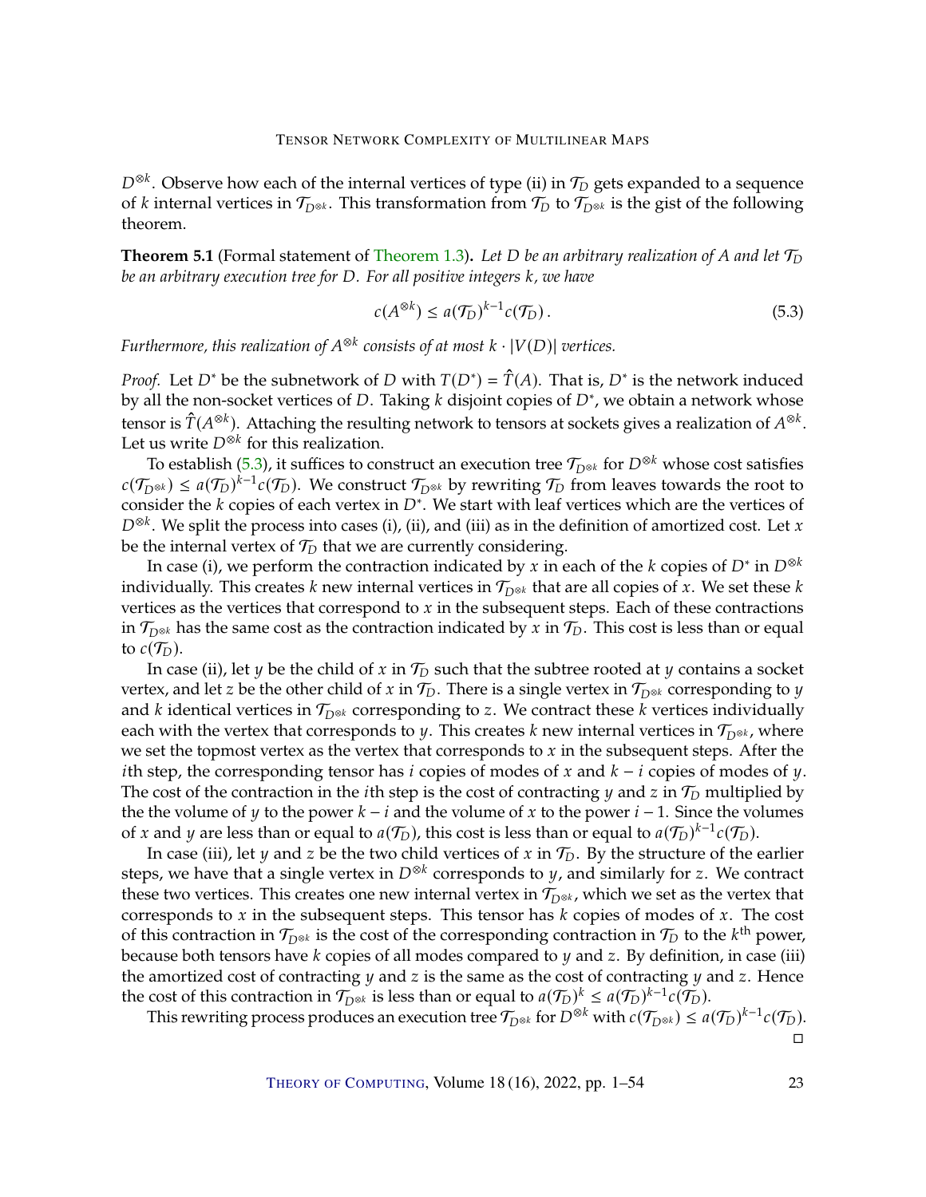$D^{\otimes k}$. Observe how each of the internal vertices of type (ii) in $\mathcal{T}_D$ gets expanded to a sequence of $k$ internal vertices in $\mathcal{T}_{D^{\otimes k}}$. This transformation from $\mathcal{T}_D$ to $\mathcal{T}_{D^{\otimes k}}$ is the gist of the following theorem.

**Theorem 5.1** (Formal statement of Theorem 1.3)**.** *Let $D$ be an arbitrary realization of $A$ and let $\mathcal{T}_D$ be an arbitrary execution tree for $D$. For all positive integers $k$, we have*

$$c(A^{\otimes k}) \le a(\mathcal{T}_D)^{k-1} c(\mathcal{T}_D)\,. \tag{5.3}$$

*Furthermore, this realization of $A^{\otimes k}$ consists of at most $k \cdot |V(D)|$ vertices.*

*Proof.* Let $D^*$ be the subnetwork of $D$ with $T(D^*) = \hat{T}(A)$. That is, $D^*$ is the network induced by all the non-socket vertices of $D$. Taking $k$ disjoint copies of $D^*$, we obtain a network whose tensor is $\hat{T}(A^{\otimes k})$. Attaching the resulting network to tensors at sockets gives a realization of $A^{\otimes k}$. Let us write $D^{\otimes k}$ for this realization.

To establish (5.3), it suffices to construct an execution tree $\mathcal{T}_{D^{\otimes k}}$ for $D^{\otimes k}$ whose cost satisfies $c(\mathcal{T}_{D^{\otimes k}}) \le a(\mathcal{T}_D)^{k-1} c(\mathcal{T}_D)$. We construct $\mathcal{T}_{D^{\otimes k}}$ by rewriting $\mathcal{T}_D$ from leaves towards the root to consider the $k$ copies of each vertex in $D^*$. We start with leaf vertices which are the vertices of $D^{\otimes k}$. We split the process into cases (i), (ii), and (iii) as in the definition of amortized cost. Let $x$ be the internal vertex of $\mathcal{T}_D$ that we are currently considering.

In case (i), we perform the contraction indicated by $x$ in each of the $k$ copies of $D^*$ in $D^{\otimes k}$ individually. This creates $k$ new internal vertices in $\mathcal{T}_{D^{\otimes k}}$ that are all copies of $x$. We set these $k$ vertices as the vertices that correspond to $x$ in the subsequent steps. Each of these contractions in $\mathcal{T}_{D^{\otimes k}}$ has the same cost as the contraction indicated by $x$ in $\mathcal{T}_D$. This cost is less than or equal to $c(\mathcal{T}_D)$.

In case (ii), let $y$ be the child of $x$ in $\mathcal{T}_D$ such that the subtree rooted at $y$ contains a socket vertex, and let $z$ be the other child of $x$ in $\mathcal{T}_D$. There is a single vertex in $\mathcal{T}_{D^{\otimes k}}$ corresponding to $y$ and $k$ identical vertices in $\mathcal{T}_{D^{\otimes k}}$ corresponding to $z$. We contract these $k$ vertices individually each with the vertex that corresponds to $y$. This creates $k$ new internal vertices in $\mathcal{T}_{D^{\otimes k}}$, where we set the topmost vertex as the vertex that corresponds to $x$ in the subsequent steps. After the $i$th step, the corresponding tensor has $i$ copies of modes of $x$ and $k-i$ copies of modes of $y$. The cost of the contraction in the $i$th step is the cost of contracting $y$ and $z$ in $\mathcal{T}_D$ multiplied by the the volume of $y$ to the power $k-i$ and the volume of $x$ to the power $i-1$. Since the volumes of $x$ and $y$ are less than or equal to $a(\mathcal{T}_D)$, this cost is less than or equal to $a(\mathcal{T}_D)^{k-1}c(\mathcal{T}_D)$.

In case (iii), let $y$ and $z$ be the two child vertices of $x$ in $\mathcal{T}_D$. By the structure of the earlier steps, we have that a single vertex in $D^{\otimes k}$ corresponds to $y$, and similarly for $z$. We contract these two vertices. This creates one new internal vertex in $\mathcal{T}_{D^{\otimes k}}$, which we set as the vertex that corresponds to $x$ in the subsequent steps. This tensor has $k$ copies of modes of $x$. The cost of this contraction in $\mathcal{T}_{D^{\otimes k}}$ is the cost of the corresponding contraction in $\mathcal{T}_D$ to the $k^{\text{th}}$ power, because both tensors have $k$ copies of all modes compared to $y$ and $z$. By definition, in case (iii) the amortized cost of contracting $y$ and $z$ is the same as the cost of contracting $y$ and $z$. Hence the cost of this contraction in $\mathcal{T}_{D^{\otimes k}}$ is less than or equal to $a(\mathcal{T}_D)^k \le a(\mathcal{T}_D)^{k-1}c(\mathcal{T}_D)$.

This rewriting process produces an execution tree $\mathcal{T}_{D^{\otimes k}}$ for $D^{\otimes k}$ with $c(\mathcal{T}_{D^{\otimes k}}) \le a(\mathcal{T}_D)^{k-1}c(\mathcal{T}_D)$. ◻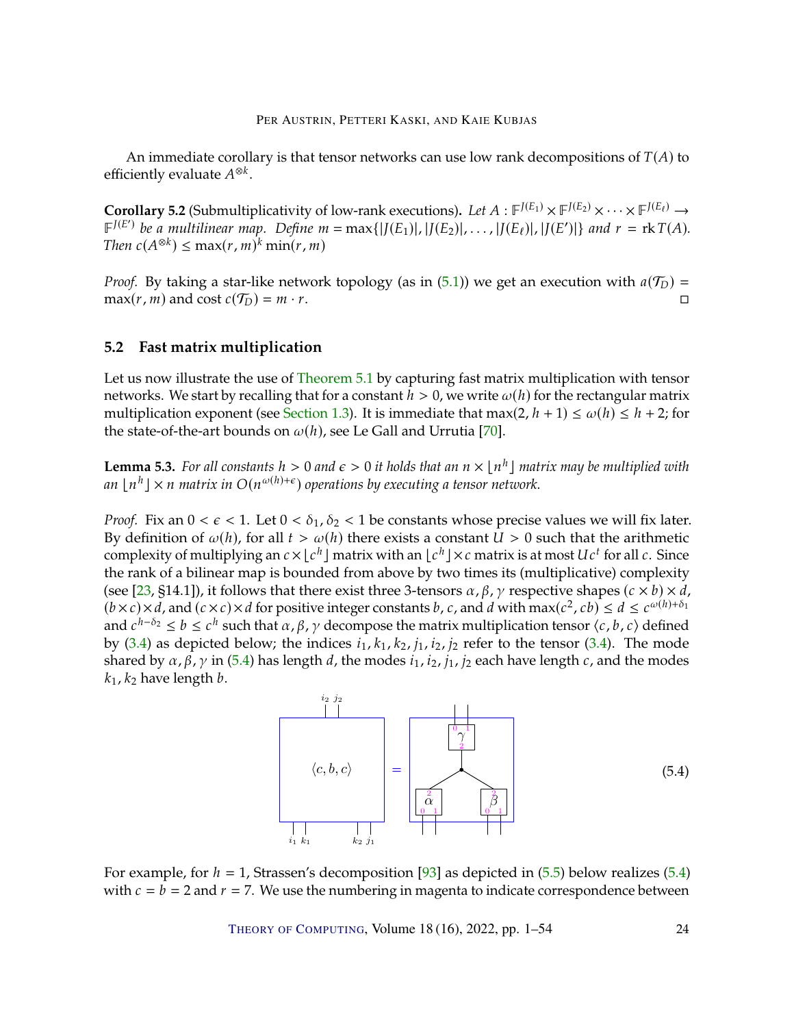An immediate corollary is that tensor networks can use low rank decompositions of $T(A)$ to efficiently evaluate $A^{\otimes k}$.

**Corollary 5.2** (Submultiplicativity of low-rank executions)**.** *Let $A : \mathbb{F}^{J(E_1)} \times \mathbb{F}^{J(E_2)} \times \cdots \times \mathbb{F}^{J(E_\ell)} \to \mathbb{F}^{J(E')}$ be a multilinear map. Define $m = \max\{|J(E_1)|, |J(E_2)|, \ldots, |J(E_\ell)|, |J(E')|\}$ and $r = \operatorname{rk} T(A)$. Then $c(A^{\otimes k}) \leq \max(r, m)^k \min(r, m)$*

*Proof.* By taking a star-like network topology (as in (5.1)) we get an execution with $a(\mathcal{T}_D) = \max(r, m)$ and cost $c(\mathcal{T}_D) = m \cdot r$. ◻

## 5.2 Fast matrix multiplication

Let us now illustrate the use of Theorem 5.1 by capturing fast matrix multiplication with tensor networks. We start by recalling that for a constant $h > 0$, we write $\omega(h)$ for the rectangular matrix multiplication exponent (see Section 1.3). It is immediate that $\max(2, h+1) \leq \omega(h) \leq h+2$; for the state-of-the-art bounds on $\omega(h)$, see Le Gall and Urrutia [70].

**Lemma 5.3.** *For all constants $h > 0$ and $\epsilon > 0$ it holds that an $n \times \lfloor n^h \rfloor$ matrix may be multiplied with an $\lfloor n^h \rfloor \times n$ matrix in $O(n^{\omega(h)+\epsilon})$ operations by executing a tensor network.*

*Proof.* Fix an $0 < \epsilon < 1$. Let $0 < \delta_1, \delta_2 < 1$ be constants whose precise values we will fix later. By definition of $\omega(h)$, for all $t > \omega(h)$ there exists a constant $U > 0$ such that the arithmetic complexity of multiplying an $c \times \lfloor c^h \rfloor$ matrix with an $\lfloor c^h \rfloor \times c$ matrix is at most $Uc^t$ for all $c$. Since the rank of a bilinear map is bounded from above by two times its (multiplicative) complexity (see [23, §14.1]), it follows that there exist three 3-tensors $\alpha, \beta, \gamma$ respective shapes $(c \times b) \times d$, $(b \times c) \times d$, and $(c \times c) \times d$ for positive integer constants $b$, $c$, and $d$ with $\max(c^2, cb) \leq d \leq c^{\omega(h)+\delta_1}$ and $c^{h-\delta_2} \leq b \leq c^h$ such that $\alpha, \beta, \gamma$ decompose the matrix multiplication tensor $\langle c, b, c \rangle$ defined by (3.4) as depicted below; the indices $i_1, k_1, k_2, j_1, i_2, j_2$ refer to the tensor (3.4). The mode shared by $\alpha, \beta, \gamma$ in (5.4) has length $d$, the modes $i_1, i_2, j_1, j_2$ each have length $c$, and the modes $k_1, k_2$ have length $b$.

(5.4)

For example, for $h = 1$, Strassen's decomposition [93] as depicted in (5.5) below realizes (5.4) with $c = b = 2$ and $r = 7$. We use the numbering in magenta to indicate correspondence between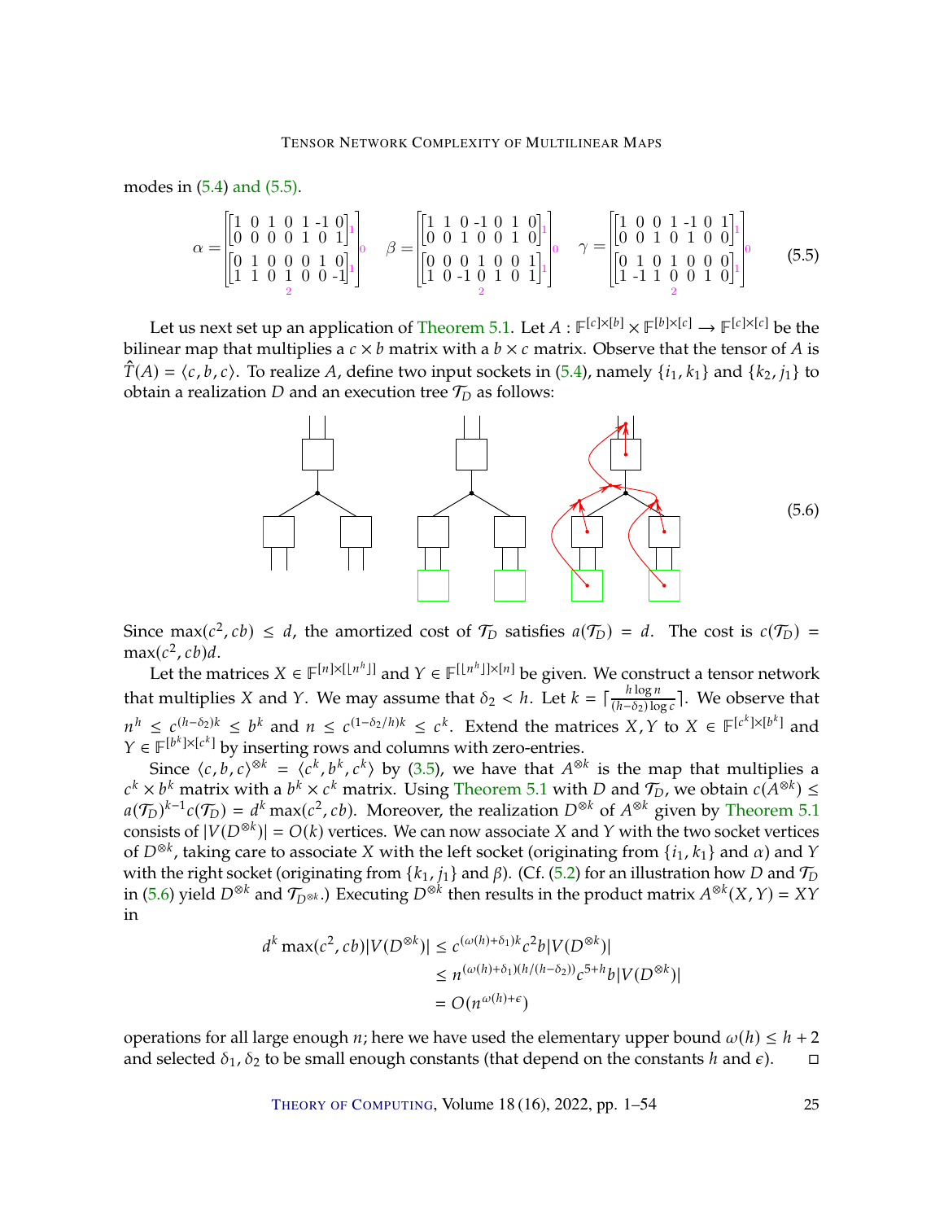modes in (5.4) and (5.5).

$$\alpha = \begin{bmatrix} \begin{bmatrix} 1 & 0 & 1 & 0 & 1 & \text{-}1 & 0 \\ 0 & 0 & 0 & 0 & 1 & 0 & 1 \end{bmatrix}_1 \\ \begin{bmatrix} 0 & 1 & 0 & 0 & 0 & 1 & 0 \\ 1 & 1 & 0 & 1 & 0 & 0 & \text{-}1 \end{bmatrix}_1 \end{bmatrix}_0 \quad \beta = \begin{bmatrix} \begin{bmatrix} 1 & 1 & 0 & \text{-}1 & 0 & 1 & 0 \\ 0 & 0 & 1 & 0 & 0 & 1 & 0 \end{bmatrix}_1 \\ \begin{bmatrix} 0 & 0 & 0 & 1 & 0 & 0 & 1 \\ 1 & 0 & \text{-}1 & 0 & 1 & 0 & 1 \end{bmatrix}_1 \end{bmatrix}_0 \quad \gamma = \begin{bmatrix} \begin{bmatrix} 1 & 0 & 0 & 1 & \text{-}1 & 0 & 1 \\ 0 & 0 & 1 & 0 & 1 & 0 & 0 \end{bmatrix}_1 \\ \begin{bmatrix} 0 & 1 & 0 & 1 & 0 & 0 & 0 \\ 1 & \text{-}1 & 1 & 0 & 0 & 1 & 0 \end{bmatrix}_1 \end{bmatrix}_0 \tag{5.5}$$

Let us next set up an application of Theorem 5.1. Let $A : \mathbb{F}^{[c]\times[b]} \times \mathbb{F}^{[b]\times[c]} \to \mathbb{F}^{[c]\times[c]}$ be the bilinear map that multiplies a $c \times b$ matrix with a $b \times c$ matrix. Observe that the tensor of $A$ is $\hat{T}(A) = \langle c, b, c\rangle$. To realize $A$, define two input sockets in (5.4), namely $\{i_1, k_1\}$ and $\{k_2, j_1\}$ to obtain a realization $D$ and an execution tree $\mathcal{T}_D$ as follows:

(5.6)

Since $\max(c^2, cb) \le d$, the amortized cost of $\mathcal{T}_D$ satisfies $a(\mathcal{T}_D) = d$. The cost is $c(\mathcal{T}_D) = \max(c^2, cb)d$.

Let the matrices $X \in \mathbb{F}^{[n]\times[\lfloor n^h\rfloor]}$ and $Y \in \mathbb{F}^{[\lfloor n^h\rfloor]\times[n]}$ be given. We construct a tensor network that multiplies $X$ and $Y$. We may assume that $\delta_2 < h$. Let $k = \lceil \frac{h \log n}{(h-\delta_2)\log c}\rceil$. We observe that $n^h \le c^{(h-\delta_2)k} \le b^k$ and $n \le c^{(1-\delta_2/h)k} \le c^k$. Extend the matrices $X, Y$ to $X \in \mathbb{F}^{[c^k]\times[b^k]}$ and $Y \in \mathbb{F}^{[b^k]\times[c^k]}$ by inserting rows and columns with zero-entries.

Since $\langle c, b, c\rangle^{\otimes k} = \langle c^k, b^k, c^k\rangle$ by (3.5), we have that $A^{\otimes k}$ is the map that multiplies a $c^k \times b^k$ matrix with a $b^k \times c^k$ matrix. Using Theorem 5.1 with $D$ and $\mathcal{T}_D$, we obtain $c(A^{\otimes k}) \le a(\mathcal{T}_D)^{k-1}c(\mathcal{T}_D) = d^k \max(c^2, cb)$. Moreover, the realization $D^{\otimes k}$ of $A^{\otimes k}$ given by Theorem 5.1 consists of $|V(D^{\otimes k})| = O(k)$ vertices. We can now associate $X$ and $Y$ with the two socket vertices of $D^{\otimes k}$, taking care to associate $X$ with the left socket (originating from $\{i_1, k_1\}$ and $\alpha$) and $Y$ with the right socket (originating from $\{k_1, j_1\}$ and $\beta$). (Cf. (5.2) for an illustration how $D$ and $\mathcal{T}_D$ in (5.6) yield $D^{\otimes k}$ and $\mathcal{T}_{D^{\otimes k}}$.) Executing $D^{\otimes k}$ then results in the product matrix $A^{\otimes k}(X, Y) = XY$ in

$$\begin{aligned} d^k \max(c^2, cb)|V(D^{\otimes k})| &\le c^{(\omega(h)+\delta_1)k} c^2 b |V(D^{\otimes k})| \\ &\le n^{(\omega(h)+\delta_1)(h/(h-\delta_2))} c^{5+h} b |V(D^{\otimes k})| \\ &= O(n^{\omega(h)+\epsilon}) \end{aligned}$$

operations for all large enough $n$; here we have used the elementary upper bound $\omega(h) \le h+2$ and selected $\delta_1, \delta_2$ to be small enough constants (that depend on the constants $h$ and $\epsilon$). $\square$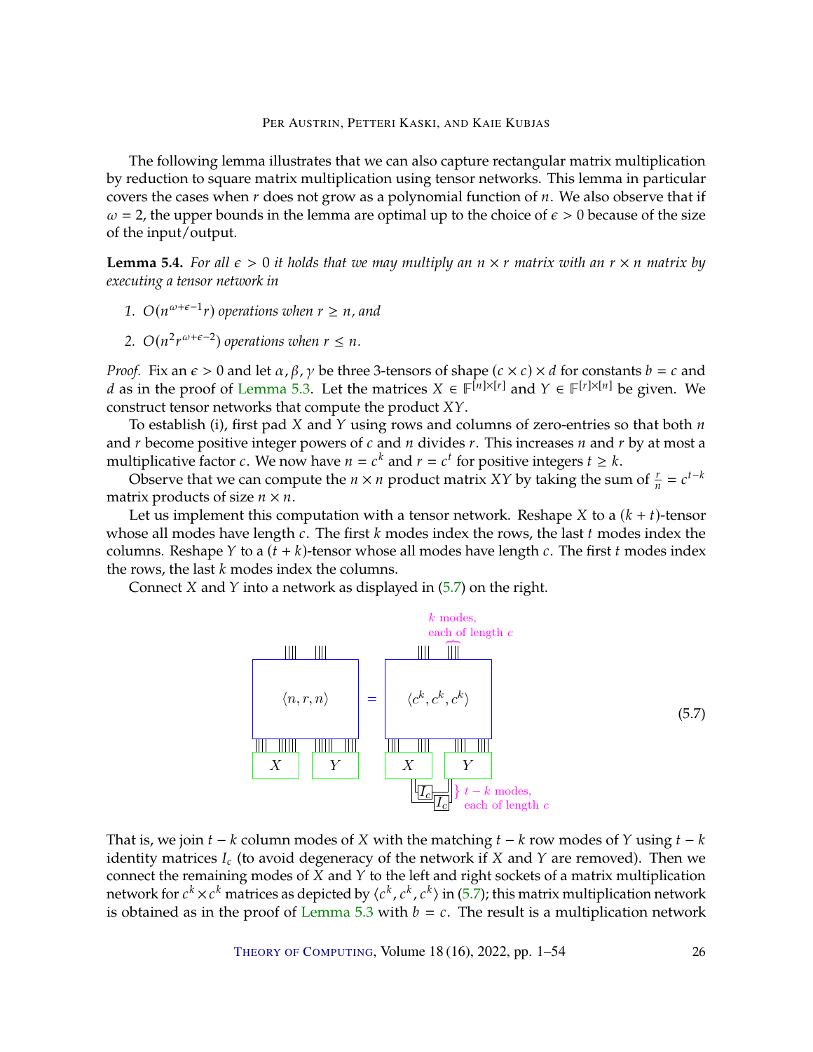The following lemma illustrates that we can also capture rectangular matrix multiplication by reduction to square matrix multiplication using tensor networks. This lemma in particular covers the cases when $r$ does not grow as a polynomial function of $n$. We also observe that if $\omega = 2$, the upper bounds in the lemma are optimal up to the choice of $\epsilon > 0$ because of the size of the input/output.

**Lemma 5.4.** *For all $\epsilon > 0$ it holds that we may multiply an $n \times r$ matrix with an $r \times n$ matrix by executing a tensor network in*

1. *$O(n^{\omega+\epsilon-1} r)$ operations when $r \geq n$, and*
2. *$O(n^2 r^{\omega+\epsilon-2})$ operations when $r \leq n$.*

*Proof.* Fix an $\epsilon > 0$ and let $\alpha, \beta, \gamma$ be three 3-tensors of shape $(c \times c) \times d$ for constants $b = c$ and $d$ as in the proof of Lemma 5.3. Let the matrices $X \in \mathbb{F}^{[n]\times[r]}$ and $Y \in \mathbb{F}^{[r]\times[n]}$ be given. We construct tensor networks that compute the product $XY$.

To establish (i), first pad $X$ and $Y$ using rows and columns of zero-entries so that both $n$ and $r$ become positive integer powers of $c$ and $n$ divides $r$. This increases $n$ and $r$ by at most a multiplicative factor $c$. We now have $n = c^k$ and $r = c^t$ for positive integers $t \geq k$.

Observe that we can compute the $n \times n$ product matrix $XY$ by taking the sum of $\frac{r}{n} = c^{t-k}$ matrix products of size $n \times n$.

Let us implement this computation with a tensor network. Reshape $X$ to a $(k+t)$-tensor whose all modes have length $c$. The first $k$ modes index the rows, the last $t$ modes index the columns. Reshape $Y$ to a $(t+k)$-tensor whose all modes have length $c$. The first $t$ modes index the rows, the last $k$ modes index the columns.

Connect $X$ and $Y$ into a network as displayed in (5.7) on the right.

$$\langle n, r, n \rangle \;=\; \langle c^k, c^k, c^k \rangle \tag{5.7}$$

($k$ modes, each of length $c$; $t-k$ modes, each of length $c$, joined via $I_c$)

That is, we join $t-k$ column modes of $X$ with the matching $t-k$ row modes of $Y$ using $t-k$ identity matrices $I_c$ (to avoid degeneracy of the network if $X$ and $Y$ are removed). Then we connect the remaining modes of $X$ and $Y$ to the left and right sockets of a matrix multiplication network for $c^k \times c^k$ matrices as depicted by $\langle c^k, c^k, c^k \rangle$ in (5.7); this matrix multiplication network is obtained as in the proof of Lemma 5.3 with $b = c$. The result is a multiplication network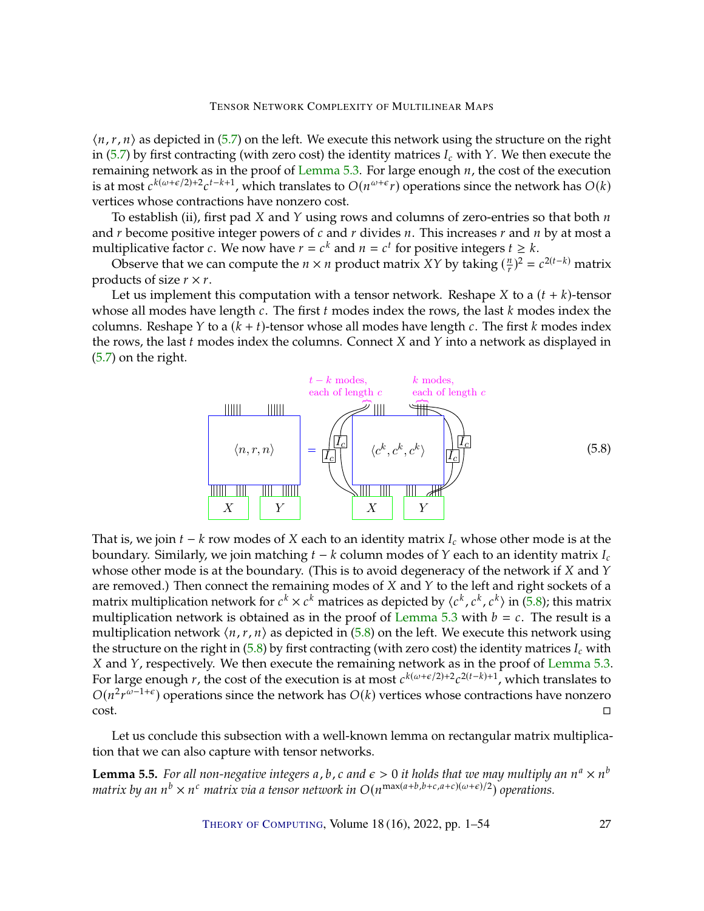$\langle n, r, n\rangle$ as depicted in (5.7) on the left. We execute this network using the structure on the right in (5.7) by first contracting (with zero cost) the identity matrices $I_c$ with $Y$. We then execute the remaining network as in the proof of Lemma 5.3. For large enough $n$, the cost of the execution is at most $c^{k(\omega+\epsilon/2)+2}c^{t-k+1}$, which translates to $O(n^{\omega+\epsilon}r)$ operations since the network has $O(k)$ vertices whose contractions have nonzero cost.

To establish (ii), first pad $X$ and $Y$ using rows and columns of zero-entries so that both $n$ and $r$ become positive integer powers of $c$ and $r$ divides $n$. This increases $r$ and $n$ by at most a multiplicative factor $c$. We now have $r = c^k$ and $n = c^t$ for positive integers $t \geq k$.

Observe that we can compute the $n \times n$ product matrix $XY$ by taking $(\frac{n}{r})^2 = c^{2(t-k)}$ matrix products of size $r \times r$.

Let us implement this computation with a tensor network. Reshape $X$ to a $(t+k)$-tensor whose all modes have length $c$. The first $t$ modes index the rows, the last $k$ modes index the columns. Reshape $Y$ to a $(k+t)$-tensor whose all modes have length $c$. The first $k$ modes index the rows, the last $t$ modes index the columns. Connect $X$ and $Y$ into a network as displayed in (5.7) on the right.

$$\langle n, r, n\rangle \text{ (over } X, Y) = \langle c^k, c^k, c^k\rangle \text{ with } I_c \text{ attachments } (t-k \text{ modes, each of length } c;\ k \text{ modes, each of length } c) \tag{5.8}$$

That is, we join $t-k$ row modes of $X$ each to an identity matrix $I_c$ whose other mode is at the boundary. Similarly, we join matching $t-k$ column modes of $Y$ each to an identity matrix $I_c$ whose other mode is at the boundary. (This is to avoid degeneracy of the network if $X$ and $Y$ are removed.) Then connect the remaining modes of $X$ and $Y$ to the left and right sockets of a matrix multiplication network for $c^k \times c^k$ matrices as depicted by $\langle c^k, c^k, c^k\rangle$ in (5.8); this matrix multiplication network is obtained as in the proof of Lemma 5.3 with $b = c$. The result is a multiplication network $\langle n, r, n\rangle$ as depicted in (5.8) on the left. We execute this network using the structure on the right in (5.8) by first contracting (with zero cost) the identity matrices $I_c$ with $X$ and $Y$, respectively. We then execute the remaining network as in the proof of Lemma 5.3. For large enough $r$, the cost of the execution is at most $c^{k(\omega+\epsilon/2)+2}c^{2(t-k)+1}$, which translates to $O(n^2 r^{\omega-1+\epsilon})$ operations since the network has $O(k)$ vertices whose contractions have nonzero cost. ◻

Let us conclude this subsection with a well-known lemma on rectangular matrix multiplication that we can also capture with tensor networks.

**Lemma 5.5.** *For all non-negative integers $a, b, c$ and $\epsilon > 0$ it holds that we may multiply an $n^a \times n^b$ matrix by an $n^b \times n^c$ matrix via a tensor network in $O(n^{\max(a+b,b+c,a+c)(\omega+\epsilon)/2})$ operations.*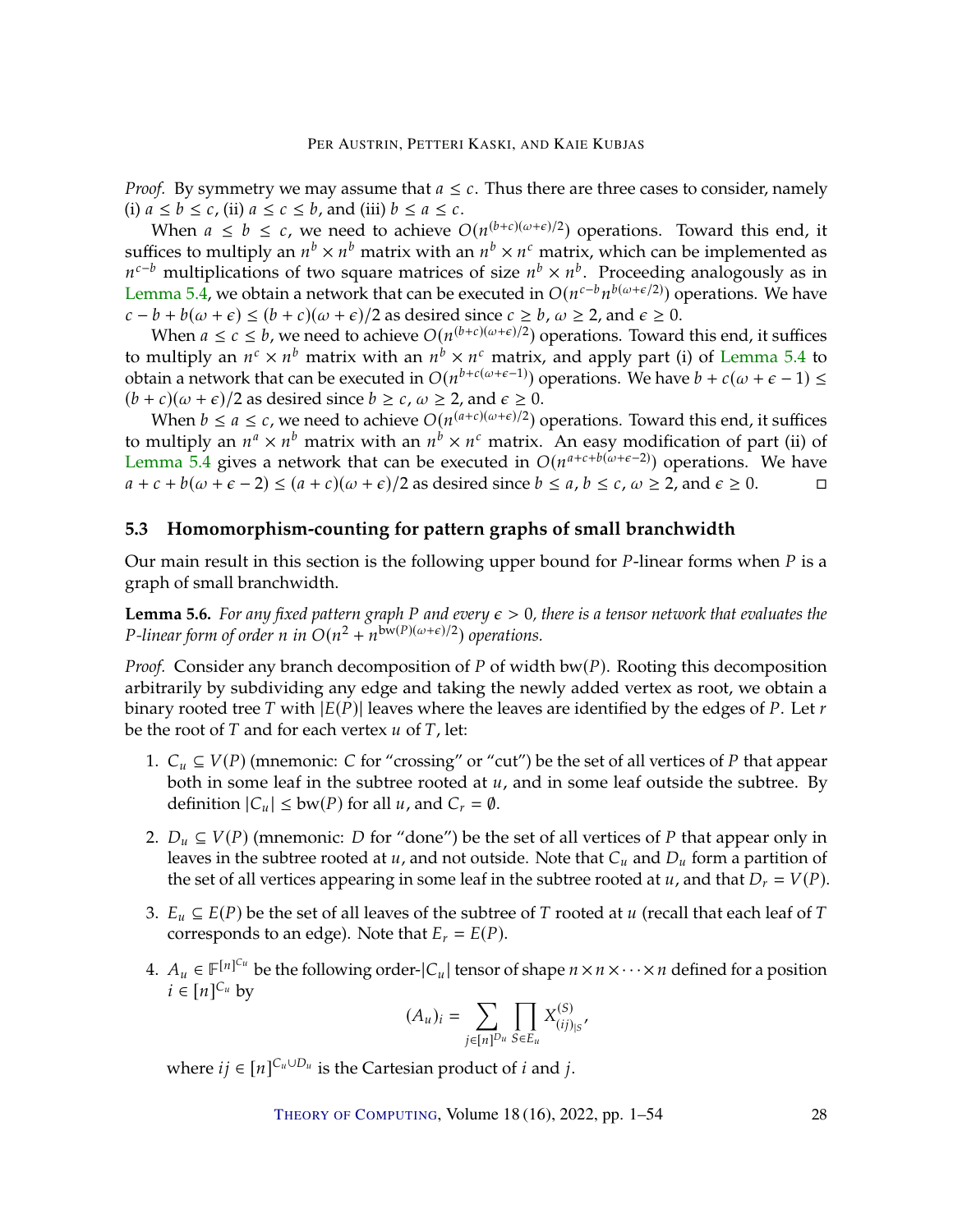*Proof.* By symmetry we may assume that $a \leq c$. Thus there are three cases to consider, namely (i) $a \leq b \leq c$, (ii) $a \leq c \leq b$, and (iii) $b \leq a \leq c$.

When $a \leq b \leq c$, we need to achieve $O(n^{(b+c)(\omega+\epsilon)/2})$ operations. Toward this end, it suffices to multiply an $n^b \times n^b$ matrix with an $n^b \times n^c$ matrix, which can be implemented as $n^{c-b}$ multiplications of two square matrices of size $n^b \times n^b$. Proceeding analogously as in Lemma 5.4, we obtain a network that can be executed in $O(n^{c-b} n^{b(\omega+\epsilon/2)})$ operations. We have $c - b + b(\omega + \epsilon) \leq (b + c)(\omega + \epsilon)/2$ as desired since $c \geq b$, $\omega \geq 2$, and $\epsilon \geq 0$.

When $a \leq c \leq b$, we need to achieve $O(n^{(b+c)(\omega+\epsilon)/2})$ operations. Toward this end, it suffices to multiply an $n^c \times n^b$ matrix with an $n^b \times n^c$ matrix, and apply part (i) of Lemma 5.4 to obtain a network that can be executed in $O(n^{b+c(\omega+\epsilon-1)})$ operations. We have $b + c(\omega + \epsilon - 1) \leq (b + c)(\omega + \epsilon)/2$ as desired since $b \geq c$, $\omega \geq 2$, and $\epsilon \geq 0$.

When $b \leq a \leq c$, we need to achieve $O(n^{(a+c)(\omega+\epsilon)/2})$ operations. Toward this end, it suffices to multiply an $n^a \times n^b$ matrix with an $n^b \times n^c$ matrix. An easy modification of part (ii) of Lemma 5.4 gives a network that can be executed in $O(n^{a+c+b(\omega+\epsilon-2)})$ operations. We have $a + c + b(\omega + \epsilon - 2) \leq (a + c)(\omega + \epsilon)/2$ as desired since $b \leq a$, $b \leq c$, $\omega \geq 2$, and $\epsilon \geq 0$. ◻

### 5.3 Homomorphism-counting for pattern graphs of small branchwidth

Our main result in this section is the following upper bound for $P$-linear forms when $P$ is a graph of small branchwidth.

**Lemma 5.6.** *For any fixed pattern graph $P$ and every $\epsilon > 0$, there is a tensor network that evaluates the $P$-linear form of order $n$ in $O(n^2 + n^{\mathrm{bw}(P)(\omega+\epsilon)/2})$ operations.*

*Proof.* Consider any branch decomposition of $P$ of width $\mathrm{bw}(P)$. Rooting this decomposition arbitrarily by subdividing any edge and taking the newly added vertex as root, we obtain a binary rooted tree $T$ with $|E(P)|$ leaves where the leaves are identified by the edges of $P$. Let $r$ be the root of $T$ and for each vertex $u$ of $T$, let:

1. $C_u \subseteq V(P)$ (mnemonic: $C$ for "crossing" or "cut") be the set of all vertices of $P$ that appear both in some leaf in the subtree rooted at $u$, and in some leaf outside the subtree. By definition $|C_u| \leq \mathrm{bw}(P)$ for all $u$, and $C_r = \emptyset$.
2. $D_u \subseteq V(P)$ (mnemonic: $D$ for "done") be the set of all vertices of $P$ that appear only in leaves in the subtree rooted at $u$, and not outside. Note that $C_u$ and $D_u$ form a partition of the set of all vertices appearing in some leaf in the subtree rooted at $u$, and that $D_r = V(P)$.
3. $E_u \subseteq E(P)$ be the set of all leaves of the subtree of $T$ rooted at $u$ (recall that each leaf of $T$ corresponds to an edge). Note that $E_r = E(P)$.
4. $A_u \in \mathbb{F}^{[n]^{C_u}}$ be the following order-$|C_u|$ tensor of shape $n \times n \times \cdots \times n$ defined for a position $i \in [n]^{C_u}$ by
$$(A_u)_i = \sum_{j \in [n]^{D_u}} \prod_{S \in E_u} X^{(S)}_{(ij)_{|S}},$$
where $ij \in [n]^{C_u \cup D_u}$ is the Cartesian product of $i$ and $j$.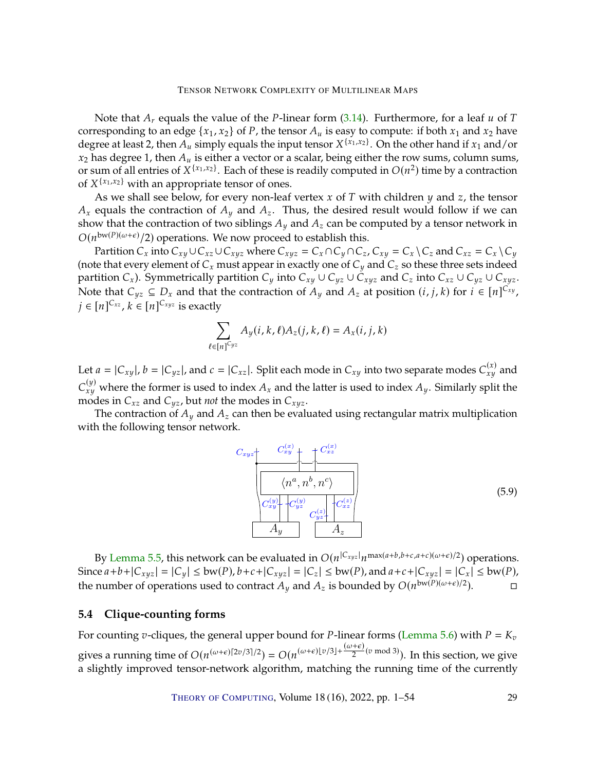Note that $A_r$ equals the value of the $P$-linear form (3.14). Furthermore, for a leaf $u$ of $T$ corresponding to an edge $\{x_1, x_2\}$ of $P$, the tensor $A_u$ is easy to compute: if both $x_1$ and $x_2$ have degree at least 2, then $A_u$ simply equals the input tensor $X^{\{x_1,x_2\}}$. On the other hand if $x_1$ and/or $x_2$ has degree 1, then $A_u$ is either a vector or a scalar, being either the row sums, column sums, or sum of all entries of $X^{\{x_1,x_2\}}$. Each of these is readily computed in $O(n^2)$ time by a contraction of $X^{\{x_1,x_2\}}$ with an appropriate tensor of ones.

As we shall see below, for every non-leaf vertex $x$ of $T$ with children $y$ and $z$, the tensor $A_x$ equals the contraction of $A_y$ and $A_z$. Thus, the desired result would follow if we can show that the contraction of two siblings $A_y$ and $A_z$ can be computed by a tensor network in $O(n^{\mathrm{bw}(P)(\omega+\epsilon)}/2)$ operations. We now proceed to establish this.

Partition $C_x$ into $C_{xy} \cup C_{xz} \cup C_{xyz}$ where $C_{xyz} = C_x \cap C_y \cap C_z$, $C_{xy} = C_x \setminus C_z$ and $C_{xz} = C_x \setminus C_y$ (note that every element of $C_x$ must appear in exactly one of $C_y$ and $C_z$ so these three sets indeed partition $C_x$). Symmetrically partition $C_y$ into $C_{xy} \cup C_{yz} \cup C_{xyz}$ and $C_z$ into $C_{xz} \cup C_{yz} \cup C_{xyz}$. Note that $C_{yz} \subseteq D_x$ and that the contraction of $A_y$ and $A_z$ at position $(i, j, k)$ for $i \in [n]^{C_{xy}}$, $j \in [n]^{C_{xz}}$, $k \in [n]^{C_{xyz}}$ is exactly

$$\sum_{\ell \in [n]^{C_{yz}}} A_y(i, k, \ell) A_z(j, k, \ell) = A_x(i, j, k)$$

Let $a = |C_{xy}|$, $b = |C_{yz}|$, and $c = |C_{xz}|$. Split each mode in $C_{xy}$ into two separate modes $C_{xy}^{(x)}$ and $C_{xy}^{(y)}$ where the former is used to index $A_x$ and the latter is used to index $A_y$. Similarly split the modes in $C_{xz}$ and $C_{yz}$, but *not* the modes in $C_{xyz}$.

The contraction of $A_y$ and $A_z$ can then be evaluated using rectangular matrix multiplication with the following tensor network.

$$\text{[Tensor network diagram: } \langle n^a, n^b, n^c \rangle \text{ connected to } A_y \text{ via } C_{xy}^{(y)}, C_{yz}^{(y)} \text{ and to } A_z \text{ via } C_{yz}^{(z)}, C_{xz}^{(z)}; \text{ open modes } C_{xyz}, C_{xy}^{(x)}, C_{xz}^{(x)}] \tag{5.9}$$

By Lemma 5.5, this network can be evaluated in $O(n^{|C_{xyz}|} n^{\max(a+b, b+c, a+c)(\omega+\epsilon)/2})$ operations. Since $a+b+|C_{xyz}| = |C_y| \leq \mathrm{bw}(P)$, $b+c+|C_{xyz}| = |C_z| \leq \mathrm{bw}(P)$, and $a+c+|C_{xyz}| = |C_x| \leq \mathrm{bw}(P)$, the number of operations used to contract $A_y$ and $A_z$ is bounded by $O(n^{\mathrm{bw}(P)(\omega+\epsilon)/2})$. ◻

### 5.4 Clique-counting forms

For counting $v$-cliques, the general upper bound for $P$-linear forms (Lemma 5.6) with $P = K_v$ gives a running time of $O(n^{(\omega+\epsilon)\lceil 2v/3 \rceil/2}) = O(n^{(\omega+\epsilon)\lfloor v/3 \rfloor + \frac{(\omega+\epsilon)}{2}(v \bmod 3)})$. In this section, we give a slightly improved tensor-network algorithm, matching the running time of the currently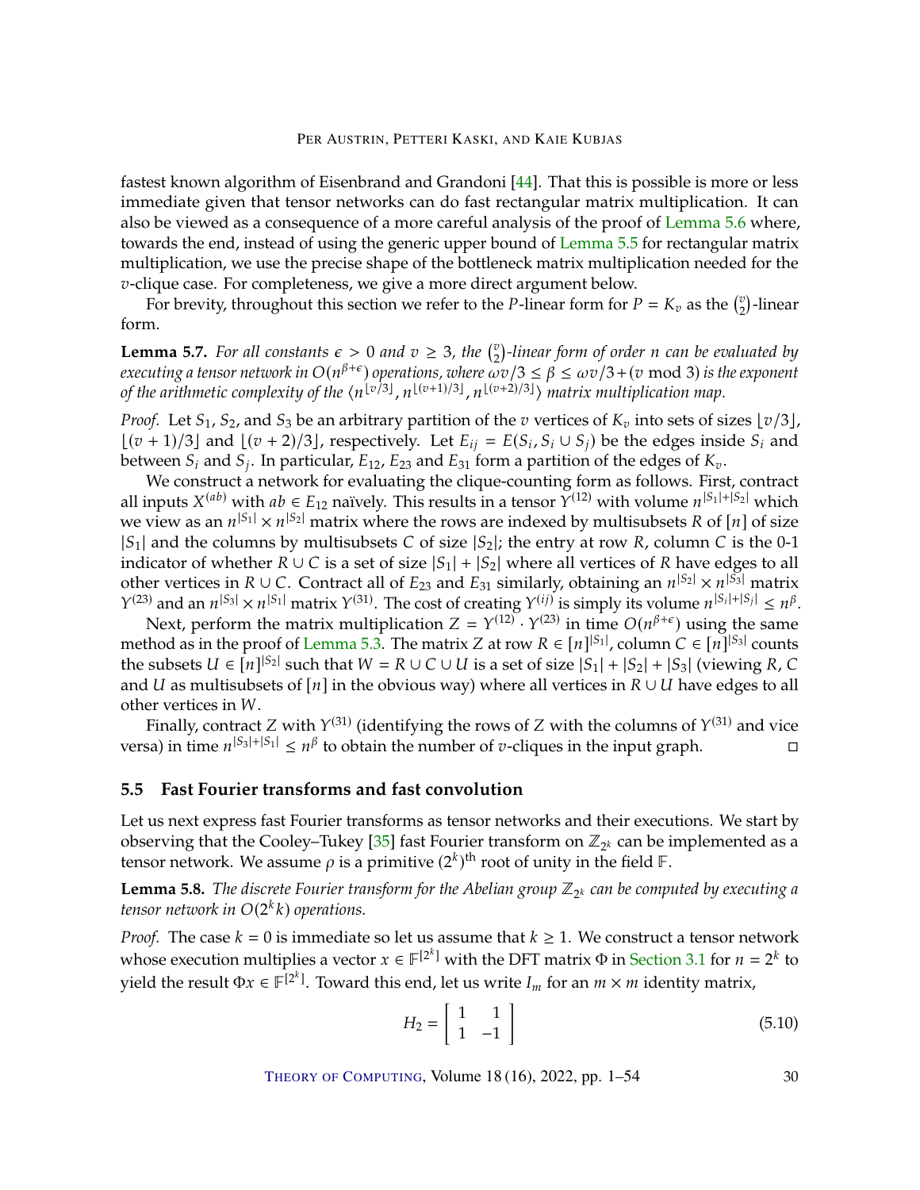fastest known algorithm of Eisenbrand and Grandoni [44]. That this is possible is more or less immediate given that tensor networks can do fast rectangular matrix multiplication. It can also be viewed as a consequence of a more careful analysis of the proof of Lemma 5.6 where, towards the end, instead of using the generic upper bound of Lemma 5.5 for rectangular matrix multiplication, we use the precise shape of the bottleneck matrix multiplication needed for the $v$-clique case. For completeness, we give a more direct argument below.

For brevity, throughout this section we refer to the $P$-linear form for $P = K_v$ as the $\binom{v}{2}$-linear form.

**Lemma 5.7.** *For all constants $\epsilon > 0$ and $v \geq 3$, the $\binom{v}{2}$-linear form of order $n$ can be evaluated by executing a tensor network in $O(n^{\beta+\epsilon})$ operations, where $\omega v/3 \leq \beta \leq \omega v/3 + (v \bmod 3)$ is the exponent of the arithmetic complexity of the $\langle n^{\lfloor v/3 \rfloor}, n^{\lfloor (v+1)/3 \rfloor}, n^{\lfloor (v+2)/3 \rfloor} \rangle$ matrix multiplication map.*

*Proof.* Let $S_1$, $S_2$, and $S_3$ be an arbitrary partition of the $v$ vertices of $K_v$ into sets of sizes $\lfloor v/3 \rfloor$, $\lfloor (v+1)/3 \rfloor$ and $\lfloor (v+2)/3 \rfloor$, respectively. Let $E_{ij} = E(S_i, S_i \cup S_j)$ be the edges inside $S_i$ and between $S_i$ and $S_j$. In particular, $E_{12}$, $E_{23}$ and $E_{31}$ form a partition of the edges of $K_v$.

We construct a network for evaluating the clique-counting form as follows. First, contract all inputs $X^{(ab)}$ with $ab \in E_{12}$ naïvely. This results in a tensor $Y^{(12)}$ with volume $n^{|S_1|+|S_2|}$ which we view as an $n^{|S_1|} \times n^{|S_2|}$ matrix where the rows are indexed by multisubsets $R$ of $[n]$ of size $|S_1|$ and the columns by multisubsets $C$ of size $|S_2|$; the entry at row $R$, column $C$ is the 0-1 indicator of whether $R \cup C$ is a set of size $|S_1| + |S_2|$ where all vertices of $R$ have edges to all other vertices in $R \cup C$. Contract all of $E_{23}$ and $E_{31}$ similarly, obtaining an $n^{|S_2|} \times n^{|S_3|}$ matrix $Y^{(23)}$ and an $n^{|S_3|} \times n^{|S_1|}$ matrix $Y^{(31)}$. The cost of creating $Y^{(ij)}$ is simply its volume $n^{|S_i|+|S_j|} \leq n^{\beta}$.

Next, perform the matrix multiplication $Z = Y^{(12)} \cdot Y^{(23)}$ in time $O(n^{\beta+\epsilon})$ using the same method as in the proof of Lemma 5.3. The matrix $Z$ at row $R \in [n]^{|S_1|}$, column $C \in [n]^{|S_3|}$ counts the subsets $U \in [n]^{|S_2|}$ such that $W = R \cup C \cup U$ is a set of size $|S_1| + |S_2| + |S_3|$ (viewing $R$, $C$ and $U$ as multisubsets of $[n]$ in the obvious way) where all vertices in $R \cup U$ have edges to all other vertices in $W$.

Finally, contract $Z$ with $Y^{(31)}$ (identifying the rows of $Z$ with the columns of $Y^{(31)}$ and vice versa) in time $n^{|S_3|+|S_1|} \leq n^{\beta}$ to obtain the number of $v$-cliques in the input graph. □

## 5.5 Fast Fourier transforms and fast convolution

Let us next express fast Fourier transforms as tensor networks and their executions. We start by observing that the Cooley–Tukey [35] fast Fourier transform on $\mathbb{Z}_{2^k}$ can be implemented as a tensor network. We assume $\rho$ is a primitive $(2^k)^{\text{th}}$ root of unity in the field $\mathbb{F}$.

**Lemma 5.8.** *The discrete Fourier transform for the Abelian group $\mathbb{Z}_{2^k}$ can be computed by executing a tensor network in $O(2^k k)$ operations.*

*Proof.* The case $k = 0$ is immediate so let us assume that $k \geq 1$. We construct a tensor network whose execution multiplies a vector $x \in \mathbb{F}^{[2^k]}$ with the DFT matrix $\Phi$ in Section 3.1 for $n = 2^k$ to yield the result $\Phi x \in \mathbb{F}^{[2^k]}$. Toward this end, let us write $I_m$ for an $m \times m$ identity matrix,

$$H_2 = \begin{bmatrix} 1 & 1 \\ 1 & -1 \end{bmatrix} \tag{5.10}$$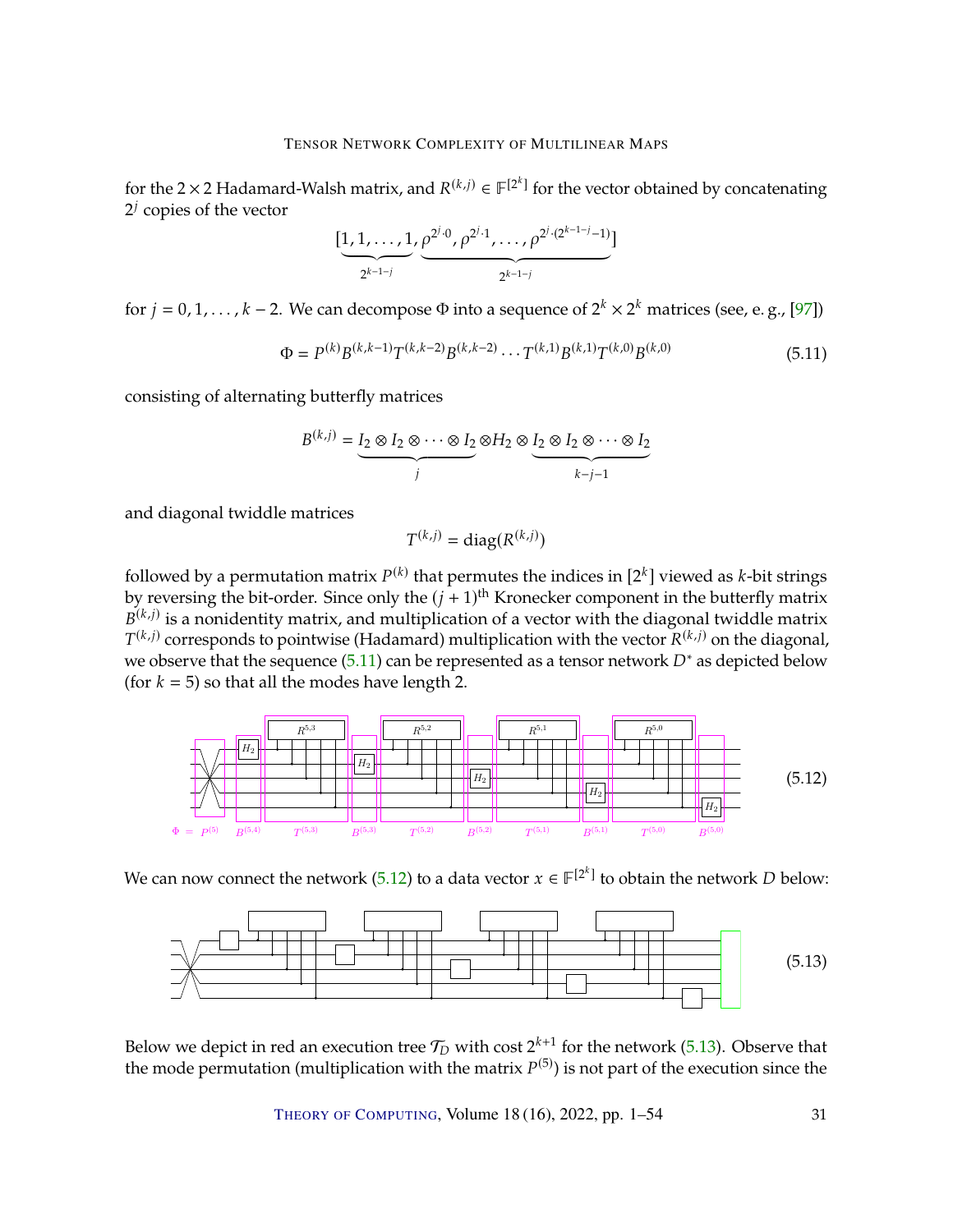for the $2 \times 2$ Hadamard-Walsh matrix, and $R^{(k,j)} \in \mathbb{F}^{[2^k]}$ for the vector obtained by concatenating $2^j$ copies of the vector

$$[\underbrace{1, 1, \ldots, 1}_{2^{k-1-j}}, \underbrace{\rho^{2^j \cdot 0}, \rho^{2^j \cdot 1}, \ldots, \rho^{2^j \cdot (2^{k-1-j}-1)}}_{2^{k-1-j}}]$$

for $j = 0, 1, \ldots, k-2$. We can decompose $\Phi$ into a sequence of $2^k \times 2^k$ matrices (see, e. g., [97])

$$\Phi = P^{(k)} B^{(k,k-1)} T^{(k,k-2)} B^{(k,k-2)} \cdots T^{(k,1)} B^{(k,1)} T^{(k,0)} B^{(k,0)} \tag{5.11}$$

consisting of alternating butterfly matrices

$$B^{(k,j)} = \underbrace{I_2 \otimes I_2 \otimes \cdots \otimes I_2}_{j} \otimes H_2 \otimes \underbrace{I_2 \otimes I_2 \otimes \cdots \otimes I_2}_{k-j-1}$$

and diagonal twiddle matrices

$$T^{(k,j)} = \operatorname{diag}(R^{(k,j)})$$

followed by a permutation matrix $P^{(k)}$ that permutes the indices in $[2^k]$ viewed as $k$-bit strings by reversing the bit-order. Since only the $(j+1)^{\text{th}}$ Kronecker component in the butterfly matrix $B^{(k,j)}$ is a nonidentity matrix, and multiplication of a vector with the diagonal twiddle matrix $T^{(k,j)}$ corresponds to pointwise (Hadamard) multiplication with the vector $R^{(k,j)}$ on the diagonal, we observe that the sequence (5.11) can be represented as a tensor network $D^*$ as depicted below (for $k = 5$) so that all the modes have length 2.

(5.12)

We can now connect the network (5.12) to a data vector $x \in \mathbb{F}^{[2^k]}$ to obtain the network $D$ below:

(5.13)

Below we depict in red an execution tree $\mathcal{T}_D$ with cost $2^{k+1}$ for the network (5.13). Observe that the mode permutation (multiplication with the matrix $P^{(5)}$) is not part of the execution since the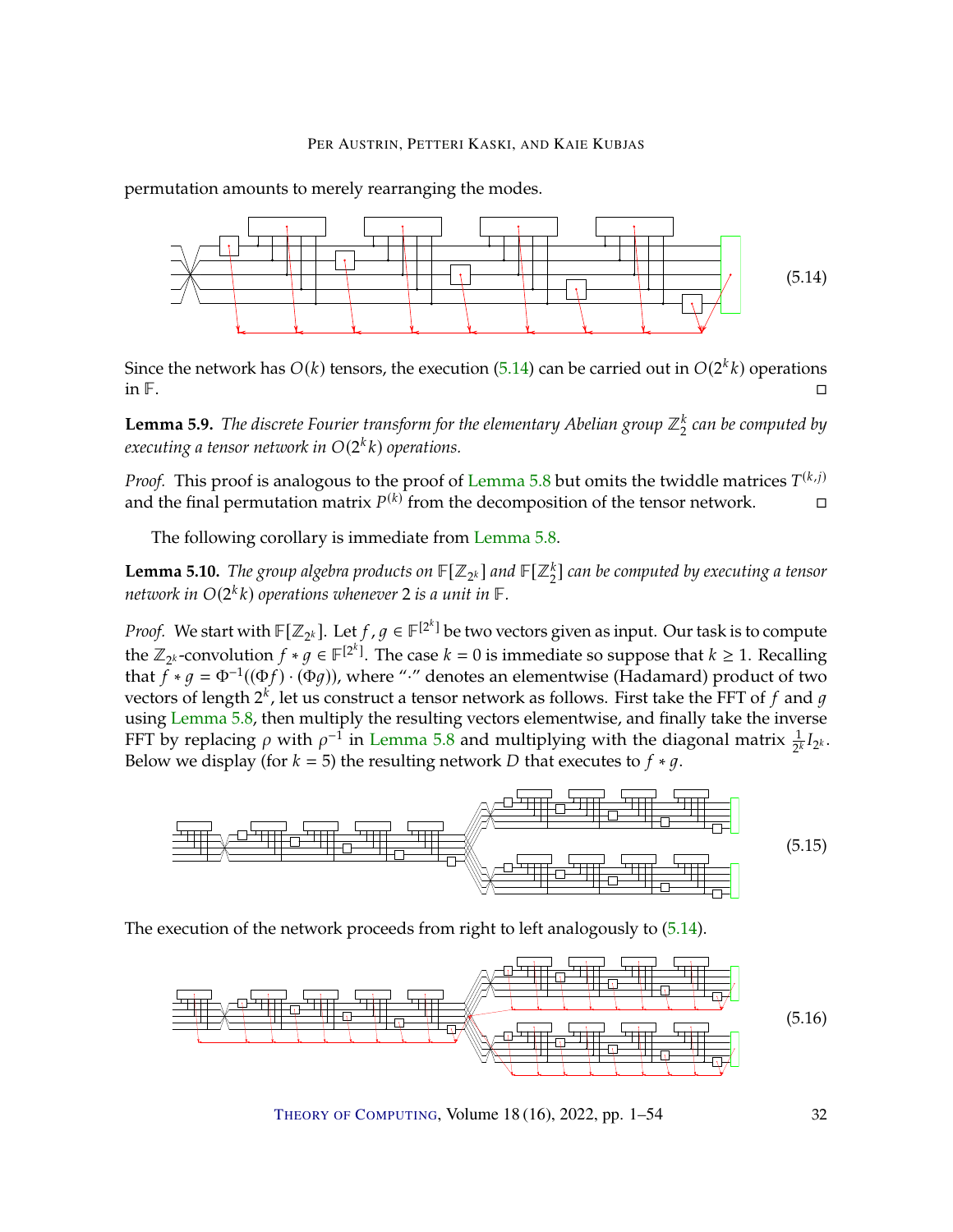permutation amounts to merely rearranging the modes.

(5.14)

Since the network has $O(k)$ tensors, the execution (5.14) can be carried out in $O(2^k k)$ operations in $\mathbb{F}$. ◻

**Lemma 5.9.** *The discrete Fourier transform for the elementary Abelian group $\mathbb{Z}_2^k$ can be computed by executing a tensor network in $O(2^k k)$ operations.*

*Proof.* This proof is analogous to the proof of Lemma 5.8 but omits the twiddle matrices $T^{(k,j)}$ and the final permutation matrix $P^{(k)}$ from the decomposition of the tensor network. ◻

The following corollary is immediate from Lemma 5.8.

**Lemma 5.10.** *The group algebra products on $\mathbb{F}[\mathbb{Z}_{2^k}]$ and $\mathbb{F}[\mathbb{Z}_2^k]$ can be computed by executing a tensor network in $O(2^k k)$ operations whenever 2 is a unit in $\mathbb{F}$.*

*Proof.* We start with $\mathbb{F}[\mathbb{Z}_{2^k}]$. Let $f, g \in \mathbb{F}^{[2^k]}$ be two vectors given as input. Our task is to compute the $\mathbb{Z}_{2^k}$-convolution $f * g \in \mathbb{F}^{[2^k]}$. The case $k = 0$ is immediate so suppose that $k \geq 1$. Recalling that $f * g = \Phi^{-1}((\Phi f) \cdot (\Phi g))$, where "$\cdot$" denotes an elementwise (Hadamard) product of two vectors of length $2^k$, let us construct a tensor network as follows. First take the FFT of $f$ and $g$ using Lemma 5.8, then multiply the resulting vectors elementwise, and finally take the inverse FFT by replacing $\rho$ with $\rho^{-1}$ in Lemma 5.8 and multiplying with the diagonal matrix $\frac{1}{2^k} I_{2^k}$. Below we display (for $k = 5$) the resulting network $D$ that executes to $f * g$.

(5.15)

The execution of the network proceeds from right to left analogously to (5.14).

(5.16)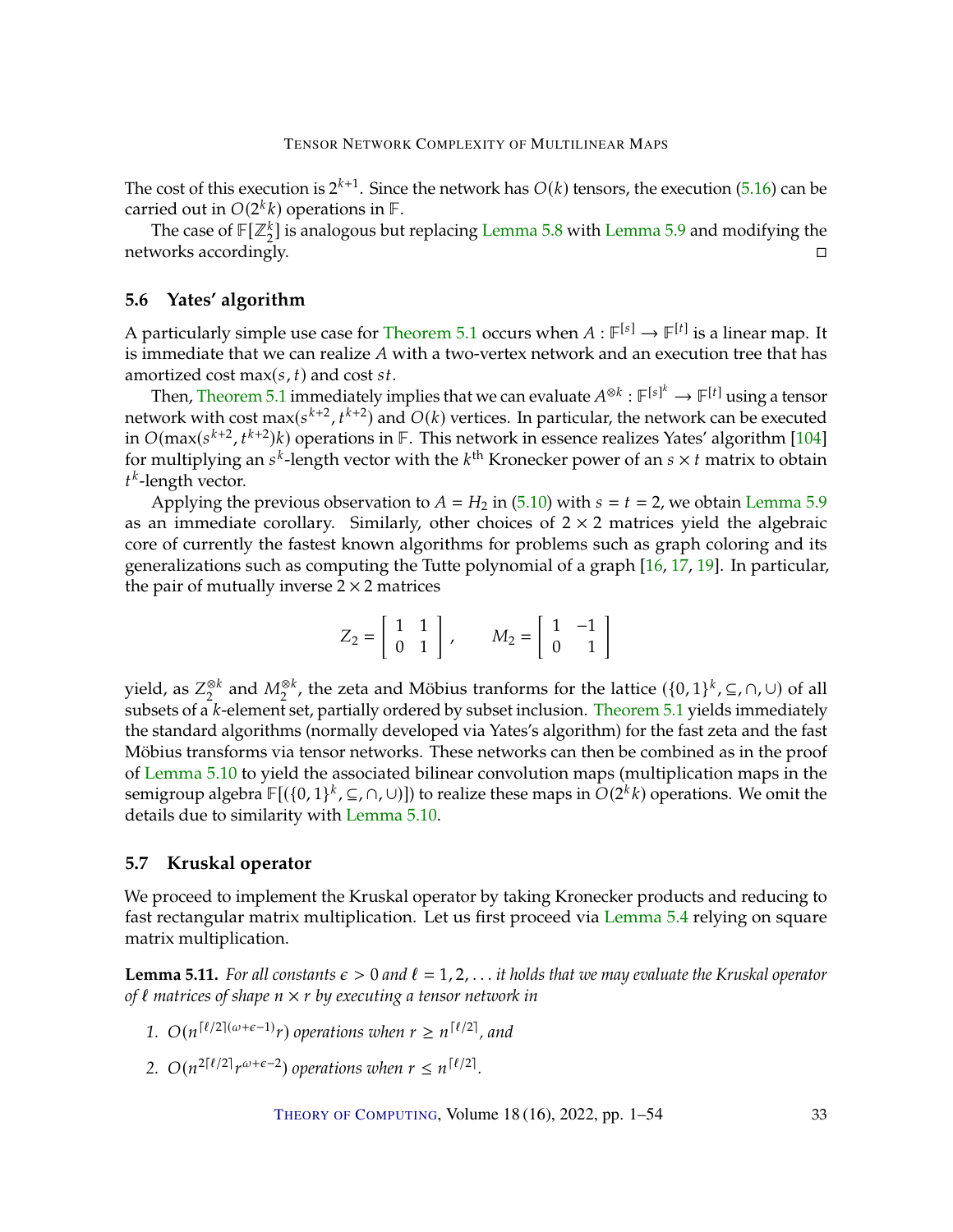The cost of this execution is $2^{k+1}$. Since the network has $O(k)$ tensors, the execution (5.16) can be carried out in $O(2^k k)$ operations in $\mathbb{F}$.

The case of $\mathbb{F}[\mathbb{Z}_2^k]$ is analogous but replacing Lemma 5.8 with Lemma 5.9 and modifying the networks accordingly. □

### 5.6 Yates' algorithm

A particularly simple use case for Theorem 5.1 occurs when $A : \mathbb{F}^{[s]} \to \mathbb{F}^{[t]}$ is a linear map. It is immediate that we can realize $A$ with a two-vertex network and an execution tree that has amortized cost $\max(s,t)$ and cost $st$.

Then, Theorem 5.1 immediately implies that we can evaluate $A^{\otimes k} : \mathbb{F}^{[s]^k} \to \mathbb{F}^{[t]}$ using a tensor network with cost $\max(s^{k+2}, t^{k+2})$ and $O(k)$ vertices. In particular, the network can be executed in $O(\max(s^{k+2}, t^{k+2})k)$ operations in $\mathbb{F}$. This network in essence realizes Yates' algorithm [104] for multiplying an $s^k$-length vector with the $k^{\text{th}}$ Kronecker power of an $s \times t$ matrix to obtain $t^k$-length vector.

Applying the previous observation to $A = H_2$ in (5.10) with $s = t = 2$, we obtain Lemma 5.9 as an immediate corollary. Similarly, other choices of $2 \times 2$ matrices yield the algebraic core of currently the fastest known algorithms for problems such as graph coloring and its generalizations such as computing the Tutte polynomial of a graph [16, 17, 19]. In particular, the pair of mutually inverse $2 \times 2$ matrices

$$
Z_2 = \begin{bmatrix} 1 & 1 \\ 0 & 1 \end{bmatrix}, \qquad M_2 = \begin{bmatrix} 1 & -1 \\ 0 & 1 \end{bmatrix}
$$

yield, as $Z_2^{\otimes k}$ and $M_2^{\otimes k}$, the zeta and Möbius tranforms for the lattice $(\{0,1\}^k, \subseteq, \cap, \cup)$ of all subsets of a $k$-element set, partially ordered by subset inclusion. Theorem 5.1 yields immediately the standard algorithms (normally developed via Yates's algorithm) for the fast zeta and the fast Möbius transforms via tensor networks. These networks can then be combined as in the proof of Lemma 5.10 to yield the associated bilinear convolution maps (multiplication maps in the semigroup algebra $\mathbb{F}[(\{0,1\}^k, \subseteq, \cap, \cup)]$) to realize these maps in $O(2^k k)$ operations. We omit the details due to similarity with Lemma 5.10.

### 5.7 Kruskal operator

We proceed to implement the Kruskal operator by taking Kronecker products and reducing to fast rectangular matrix multiplication. Let us first proceed via Lemma 5.4 relying on square matrix multiplication.

**Lemma 5.11.** *For all constants $\epsilon > 0$ and $\ell = 1, 2, \ldots$ it holds that we may evaluate the Kruskal operator of $\ell$ matrices of shape $n \times r$ by executing a tensor network in*

1. *$O(n^{\lceil \ell/2 \rceil(\omega+\epsilon-1)} r)$ operations when $r \geq n^{\lceil \ell/2 \rceil}$, and*
2. *$O(n^{2\lceil \ell/2 \rceil} r^{\omega+\epsilon-2})$ operations when $r \leq n^{\lceil \ell/2 \rceil}$.*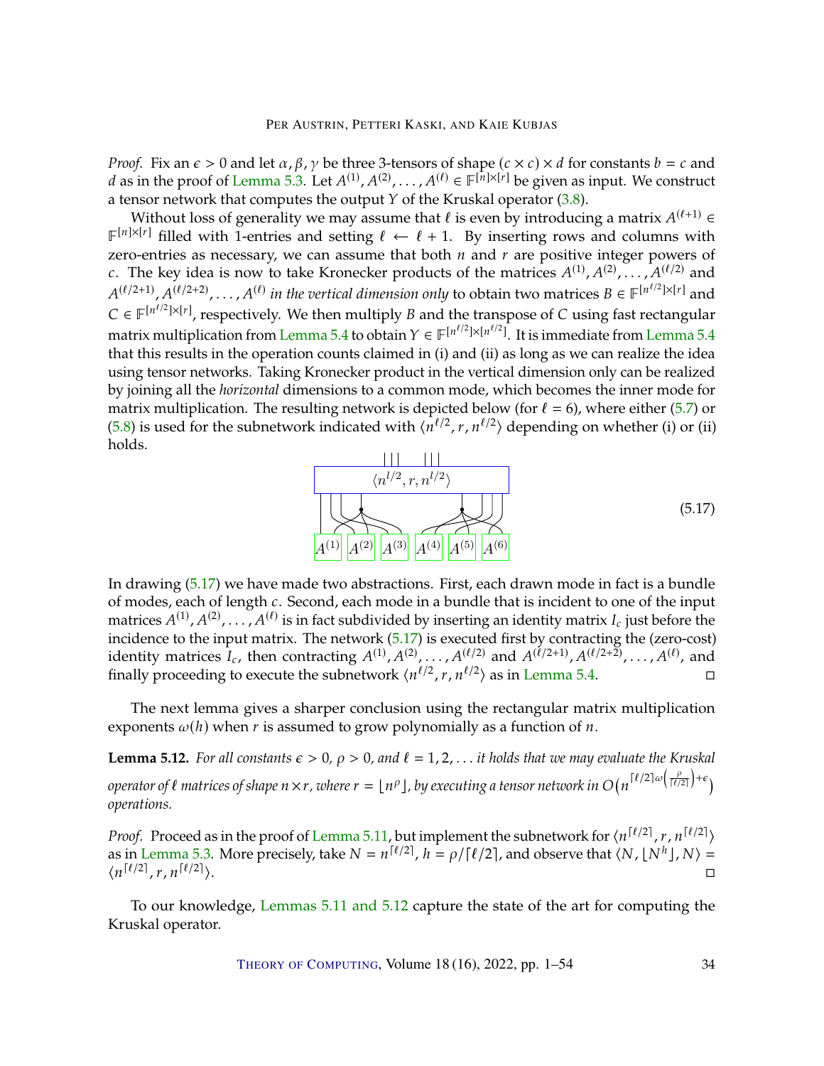*Proof.* Fix an $\epsilon > 0$ and let $\alpha, \beta, \gamma$ be three 3-tensors of shape $(c \times c) \times d$ for constants $b = c$ and $d$ as in the proof of Lemma 5.3. Let $A^{(1)}, A^{(2)}, \ldots, A^{(\ell)} \in \mathbb{F}^{[n]\times[r]}$ be given as input. We construct a tensor network that computes the output $Y$ of the Kruskal operator (3.8).

Without loss of generality we may assume that $\ell$ is even by introducing a matrix $A^{(\ell+1)} \in \mathbb{F}^{[n]\times[r]}$ filled with 1-entries and setting $\ell \leftarrow \ell + 1$. By inserting rows and columns with zero-entries as necessary, we can assume that both $n$ and $r$ are positive integer powers of $c$. The key idea is now to take Kronecker products of the matrices $A^{(1)}, A^{(2)}, \ldots, A^{(\ell/2)}$ and $A^{(\ell/2+1)}, A^{(\ell/2+2)}, \ldots, A^{(\ell)}$ *in the vertical dimension only* to obtain two matrices $B \in \mathbb{F}^{[n^{\ell/2}]\times[r]}$ and $C \in \mathbb{F}^{[n^{\ell/2}]\times[r]}$, respectively. We then multiply $B$ and the transpose of $C$ using fast rectangular matrix multiplication from Lemma 5.4 to obtain $Y \in \mathbb{F}^{[n^{\ell/2}]\times[n^{\ell/2}]}$. It is immediate from Lemma 5.4 that this results in the operation counts claimed in (i) and (ii) as long as we can realize the idea using tensor networks. Taking Kronecker product in the vertical dimension only can be realized by joining all the *horizontal* dimensions to a common mode, which becomes the inner mode for matrix multiplication. The resulting network is depicted below (for $\ell = 6$), where either (5.7) or (5.8) is used for the subnetwork indicated with $\langle n^{\ell/2}, r, n^{\ell/2}\rangle$ depending on whether (i) or (ii) holds.

$$\text{[tensor network diagram: } \langle n^{l/2}, r, n^{l/2}\rangle \text{ connected to } A^{(1)}, A^{(2)}, A^{(3)}, A^{(4)}, A^{(5)}, A^{(6)} \text{]} \tag{5.17}$$

In drawing (5.17) we have made two abstractions. First, each drawn mode in fact is a bundle of modes, each of length $c$. Second, each mode in a bundle that is incident to one of the input matrices $A^{(1)}, A^{(2)}, \ldots, A^{(\ell)}$ is in fact subdivided by inserting an identity matrix $I_c$ just before the incidence to the input matrix. The network (5.17) is executed first by contracting the (zero-cost) identity matrices $I_c$, then contracting $A^{(1)}, A^{(2)}, \ldots, A^{(\ell/2)}$ and $A^{(\ell/2+1)}, A^{(\ell/2+2)}, \ldots, A^{(\ell)}$, and finally proceeding to execute the subnetwork $\langle n^{\ell/2}, r, n^{\ell/2}\rangle$ as in Lemma 5.4. ◻

The next lemma gives a sharper conclusion using the rectangular matrix multiplication exponents $\omega(h)$ when $r$ is assumed to grow polynomially as a function of $n$.

**Lemma 5.12.** *For all constants $\epsilon > 0$, $\rho > 0$, and $\ell = 1, 2, \ldots$ it holds that we may evaluate the Kruskal operator of $\ell$ matrices of shape $n \times r$, where $r = \lfloor n^\rho \rfloor$, by executing a tensor network in $O\big(n^{\lceil \ell/2\rceil \omega\left(\frac{\rho}{\lceil \ell/2\rceil}\right)+\epsilon}\big)$ operations.*

*Proof.* Proceed as in the proof of Lemma 5.11, but implement the subnetwork for $\langle n^{\lceil \ell/2\rceil}, r, n^{\lceil \ell/2\rceil}\rangle$ as in Lemma 5.3. More precisely, take $N = n^{\lceil \ell/2\rceil}$, $h = \rho/\lceil \ell/2\rceil$, and observe that $\langle N, \lfloor N^h \rfloor, N\rangle = \langle n^{\lceil \ell/2\rceil}, r, n^{\lceil \ell/2\rceil}\rangle$. ◻

To our knowledge, Lemmas 5.11 and 5.12 capture the state of the art for computing the Kruskal operator.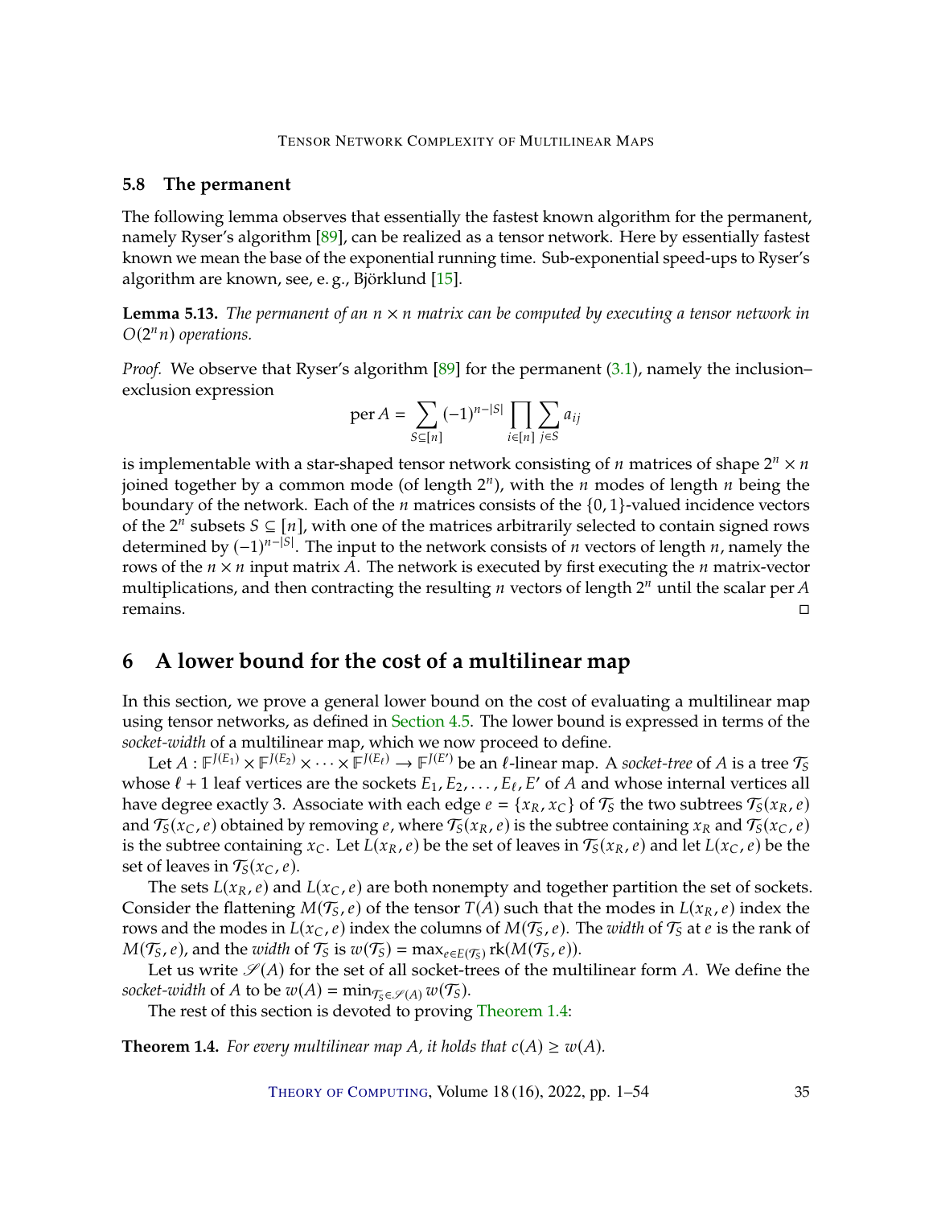### 5.8 The permanent

The following lemma observes that essentially the fastest known algorithm for the permanent, namely Ryser's algorithm [89], can be realized as a tensor network. Here by essentially fastest known we mean the base of the exponential running time. Sub-exponential speed-ups to Ryser's algorithm are known, see, e. g., Björklund [15].

**Lemma 5.13.** *The permanent of an $n \times n$ matrix can be computed by executing a tensor network in $O(2^n n)$ operations.*

*Proof.* We observe that Ryser's algorithm [89] for the permanent (3.1), namely the inclusion–exclusion expression

$$\operatorname{per} A = \sum_{S \subseteq [n]} (-1)^{n-|S|} \prod_{i \in [n]} \sum_{j \in S} a_{ij}$$

is implementable with a star-shaped tensor network consisting of $n$ matrices of shape $2^n \times n$ joined together by a common mode (of length $2^n$), with the $n$ modes of length $n$ being the boundary of the network. Each of the $n$ matrices consists of the $\{0,1\}$-valued incidence vectors of the $2^n$ subsets $S \subseteq [n]$, with one of the matrices arbitrarily selected to contain signed rows determined by $(-1)^{n-|S|}$. The input to the network consists of $n$ vectors of length $n$, namely the rows of the $n \times n$ input matrix $A$. The network is executed by first executing the $n$ matrix-vector multiplications, and then contracting the resulting $n$ vectors of length $2^n$ until the scalar $\operatorname{per} A$ remains. □

## 6 A lower bound for the cost of a multilinear map

In this section, we prove a general lower bound on the cost of evaluating a multilinear map using tensor networks, as defined in Section 4.5. The lower bound is expressed in terms of the *socket-width* of a multilinear map, which we now proceed to define.

Let $A : \mathbb{F}^{J(E_1)} \times \mathbb{F}^{J(E_2)} \times \cdots \times \mathbb{F}^{J(E_\ell)} \to \mathbb{F}^{J(E')}$ be an $\ell$-linear map. A *socket-tree* of $A$ is a tree $\mathcal{T}_S$ whose $\ell + 1$ leaf vertices are the sockets $E_1, E_2, \ldots, E_\ell, E'$ of $A$ and whose internal vertices all have degree exactly 3. Associate with each edge $e = \{x_R, x_C\}$ of $\mathcal{T}_S$ the two subtrees $\mathcal{T}_S(x_R, e)$ and $\mathcal{T}_S(x_C, e)$ obtained by removing $e$, where $\mathcal{T}_S(x_R, e)$ is the subtree containing $x_R$ and $\mathcal{T}_S(x_C, e)$ is the subtree containing $x_C$. Let $L(x_R, e)$ be the set of leaves in $\mathcal{T}_S(x_R, e)$ and let $L(x_C, e)$ be the set of leaves in $\mathcal{T}_S(x_C, e)$.

The sets $L(x_R, e)$ and $L(x_C, e)$ are both nonempty and together partition the set of sockets. Consider the flattening $M(\mathcal{T}_S, e)$ of the tensor $T(A)$ such that the modes in $L(x_R, e)$ index the rows and the modes in $L(x_C, e)$ index the columns of $M(\mathcal{T}_S, e)$. The *width* of $\mathcal{T}_S$ at $e$ is the rank of $M(\mathcal{T}_S, e)$, and the *width* of $\mathcal{T}_S$ is $w(\mathcal{T}_S) = \max_{e \in E(\mathcal{T}_S)} \operatorname{rk}(M(\mathcal{T}_S, e))$.

Let us write $\mathscr{S}(A)$ for the set of all socket-trees of the multilinear form $A$. We define the *socket-width* of $A$ to be $w(A) = \min_{\mathcal{T}_S \in \mathscr{S}(A)} w(\mathcal{T}_S)$.

The rest of this section is devoted to proving Theorem 1.4:

**Theorem 1.4.** *For every multilinear map $A$, it holds that $c(A) \geq w(A)$.*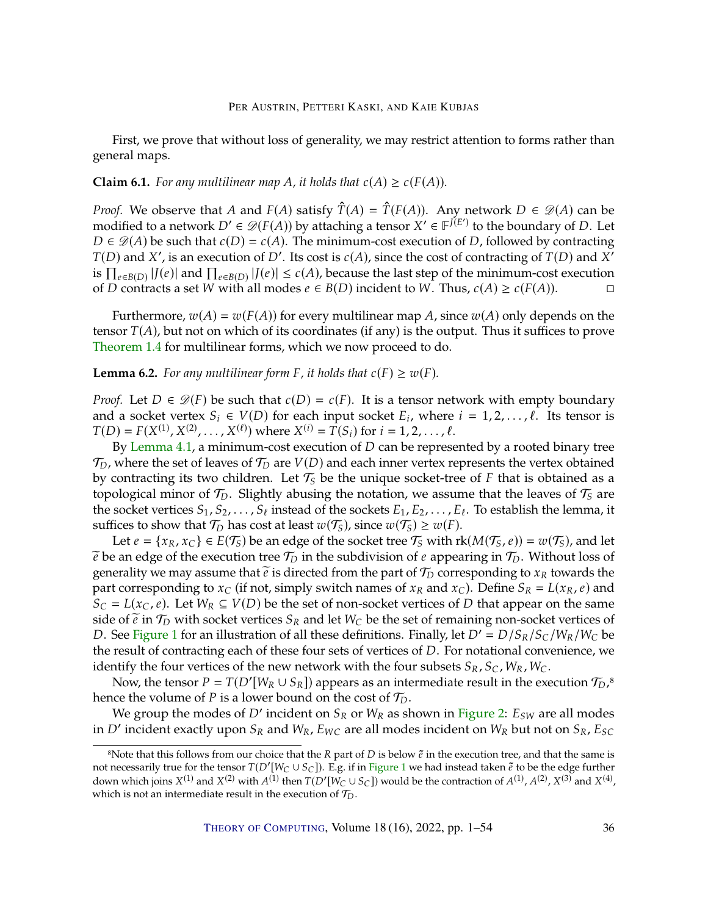First, we prove that without loss of generality, we may restrict attention to forms rather than general maps.

**Claim 6.1.** *For any multilinear map $A$, it holds that $c(A) \geq c(F(A))$.*

*Proof.* We observe that $A$ and $F(A)$ satisfy $\hat{T}(A) = \hat{T}(F(A))$. Any network $D \in \mathscr{D}(A)$ can be modified to a network $D' \in \mathscr{D}(F(A))$ by attaching a tensor $X' \in \mathbb{F}^{J(E')}$ to the boundary of $D$. Let $D \in \mathscr{D}(A)$ be such that $c(D) = c(A)$. The minimum-cost execution of $D$, followed by contracting $T(D)$ and $X'$, is an execution of $D'$. Its cost is $c(A)$, since the cost of contracting of $T(D)$ and $X'$ is $\prod_{e \in B(D)} |J(e)|$ and $\prod_{e \in B(D)} |J(e)| \leq c(A)$, because the last step of the minimum-cost execution of $D$ contracts a set $W$ with all modes $e \in B(D)$ incident to $W$. Thus, $c(A) \geq c(F(A))$. ◻

Furthermore, $w(A) = w(F(A))$ for every multilinear map $A$, since $w(A)$ only depends on the tensor $T(A)$, but not on which of its coordinates (if any) is the output. Thus it suffices to prove Theorem 1.4 for multilinear forms, which we now proceed to do.

**Lemma 6.2.** *For any multilinear form $F$, it holds that $c(F) \geq w(F)$.*

*Proof.* Let $D \in \mathscr{D}(F)$ be such that $c(D) = c(F)$. It is a tensor network with empty boundary and a socket vertex $S_i \in V(D)$ for each input socket $E_i$, where $i = 1, 2, \ldots, \ell$. Its tensor is $T(D) = F(X^{(1)}, X^{(2)}, \ldots, X^{(\ell)})$ where $X^{(i)} = T(S_i)$ for $i = 1, 2, \ldots, \ell$.

By Lemma 4.1, a minimum-cost execution of $D$ can be represented by a rooted binary tree $\mathcal{T}_D$, where the set of leaves of $\mathcal{T}_D$ are $V(D)$ and each inner vertex represents the vertex obtained by contracting its two children. Let $\mathcal{T}_S$ be the unique socket-tree of $F$ that is obtained as a topological minor of $\mathcal{T}_D$. Slightly abusing the notation, we assume that the leaves of $\mathcal{T}_S$ are the socket vertices $S_1, S_2, \ldots, S_\ell$ instead of the sockets $E_1, E_2, \ldots, E_\ell$. To establish the lemma, it suffices to show that $\mathcal{T}_D$ has cost at least $w(\mathcal{T}_S)$, since $w(\mathcal{T}_S) \geq w(F)$.

Let $e = \{x_R, x_C\} \in E(\mathcal{T}_S)$ be an edge of the socket tree $\mathcal{T}_S$ with $\operatorname{rk}(M(\mathcal{T}_S, e)) = w(\mathcal{T}_S)$, and let $\widetilde{e}$ be an edge of the execution tree $\mathcal{T}_D$ in the subdivision of $e$ appearing in $\mathcal{T}_D$. Without loss of generality we may assume that $\widetilde{e}$ is directed from the part of $\mathcal{T}_D$ corresponding to $x_R$ towards the part corresponding to $x_C$ (if not, simply switch names of $x_R$ and $x_C$). Define $S_R = L(x_R, e)$ and $S_C = L(x_C, e)$. Let $W_R \subseteq V(D)$ be the set of non-socket vertices of $D$ that appear on the same side of $\widetilde{e}$ in $\mathcal{T}_D$ with socket vertices $S_R$ and let $W_C$ be the set of remaining non-socket vertices of $D$. See Figure 1 for an illustration of all these definitions. Finally, let $D' = D/S_R/S_C/W_R/W_C$ be the result of contracting each of these four sets of vertices of $D$. For notational convenience, we identify the four vertices of the new network with the four subsets $S_R, S_C, W_R, W_C$.

Now, the tensor $P = T(D'[W_R \cup S_R])$ appears as an intermediate result in the execution $\mathcal{T}_D$,[8] hence the volume of $P$ is a lower bound on the cost of $\mathcal{T}_D$.

We group the modes of $D'$ incident on $S_R$ or $W_R$ as shown in Figure 2: $E_{SW}$ are all modes in $D'$ incident exactly upon $S_R$ and $W_R$, $E_{WC}$ are all modes incident on $W_R$ but not on $S_R$, $E_{SC}$

[8]Note that this follows from our choice that the $R$ part of $D$ is below $\tilde{e}$ in the execution tree, and that the same is not necessarily true for the tensor $T(D'[W_C \cup S_C])$. E.g. if in Figure 1 we had instead taken $\tilde{e}$ to be the edge further down which joins $X^{(1)}$ and $X^{(2)}$ with $A^{(1)}$ then $T(D'[W_C \cup S_C])$ would be the contraction of $A^{(1)}$, $A^{(2)}$, $X^{(3)}$ and $X^{(4)}$, which is not an intermediate result in the execution of $\mathcal{T}_D$.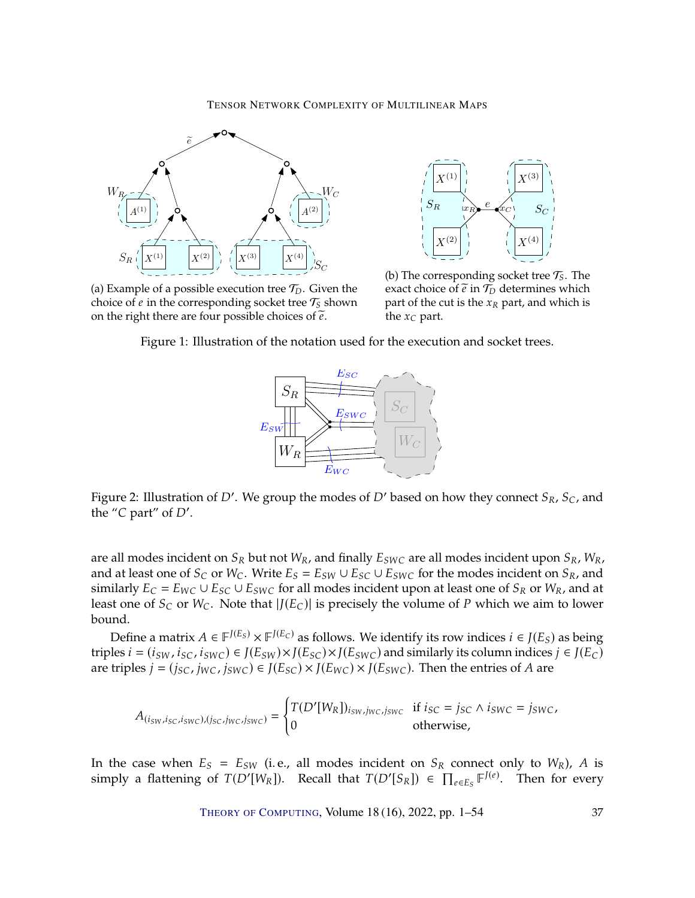(a) Example of a possible execution tree $\mathcal{T}_D$. Given the choice of $e$ in the corresponding socket tree $\mathcal{T}_S$ shown on the right there are four possible choices of $\widetilde{e}$.

(b) The corresponding socket tree $\mathcal{T}_S$. The exact choice of $\widetilde{e}$ in $\mathcal{T}_D$ determines which part of the cut is the $x_R$ part, and which is the $x_C$ part.

Figure 1: Illustration of the notation used for the execution and socket trees.

Figure 2: Illustration of $D'$. We group the modes of $D'$ based on how they connect $S_R$, $S_C$, and the "$C$ part" of $D'$.

are all modes incident on $S_R$ but not $W_R$, and finally $E_{SWC}$ are all modes incident upon $S_R$, $W_R$, and at least one of $S_C$ or $W_C$. Write $E_S = E_{SW} \cup E_{SC} \cup E_{SWC}$ for the modes incident on $S_R$, and similarly $E_C = E_{WC} \cup E_{SC} \cup E_{SWC}$ for all modes incident upon at least one of $S_R$ or $W_R$, and at least one of $S_C$ or $W_C$. Note that $|J(E_C)|$ is precisely the volume of $P$ which we aim to lower bound.

Define a matrix $A \in \mathbb{F}^{J(E_S)} \times \mathbb{F}^{J(E_C)}$ as follows. We identify its row indices $i \in J(E_S)$ as being triples $i = (i_{SW}, i_{SC}, i_{SWC}) \in J(E_{SW}) \times J(E_{SC}) \times J(E_{SWC})$ and similarly its column indices $j \in J(E_C)$ are triples $j = (j_{SC}, j_{WC}, j_{SWC}) \in J(E_{SC}) \times J(E_{WC}) \times J(E_{SWC})$. Then the entries of $A$ are

$$A_{(i_{SW}, i_{SC}, i_{SWC}),(j_{SC}, j_{WC}, j_{SWC})} = \begin{cases} T(D'[W_R])_{i_{SW}, j_{WC}, j_{SWC}} & \text{if } i_{SC} = j_{SC} \wedge i_{SWC} = j_{SWC}, \\ 0 & \text{otherwise,} \end{cases}$$

In the case when $E_S = E_{SW}$ (i. e., all modes incident on $S_R$ connect only to $W_R$), $A$ is simply a flattening of $T(D'[W_R])$. Recall that $T(D'[S_R]) \in \prod_{e \in E_S} \mathbb{F}^{J(e)}$. Then for every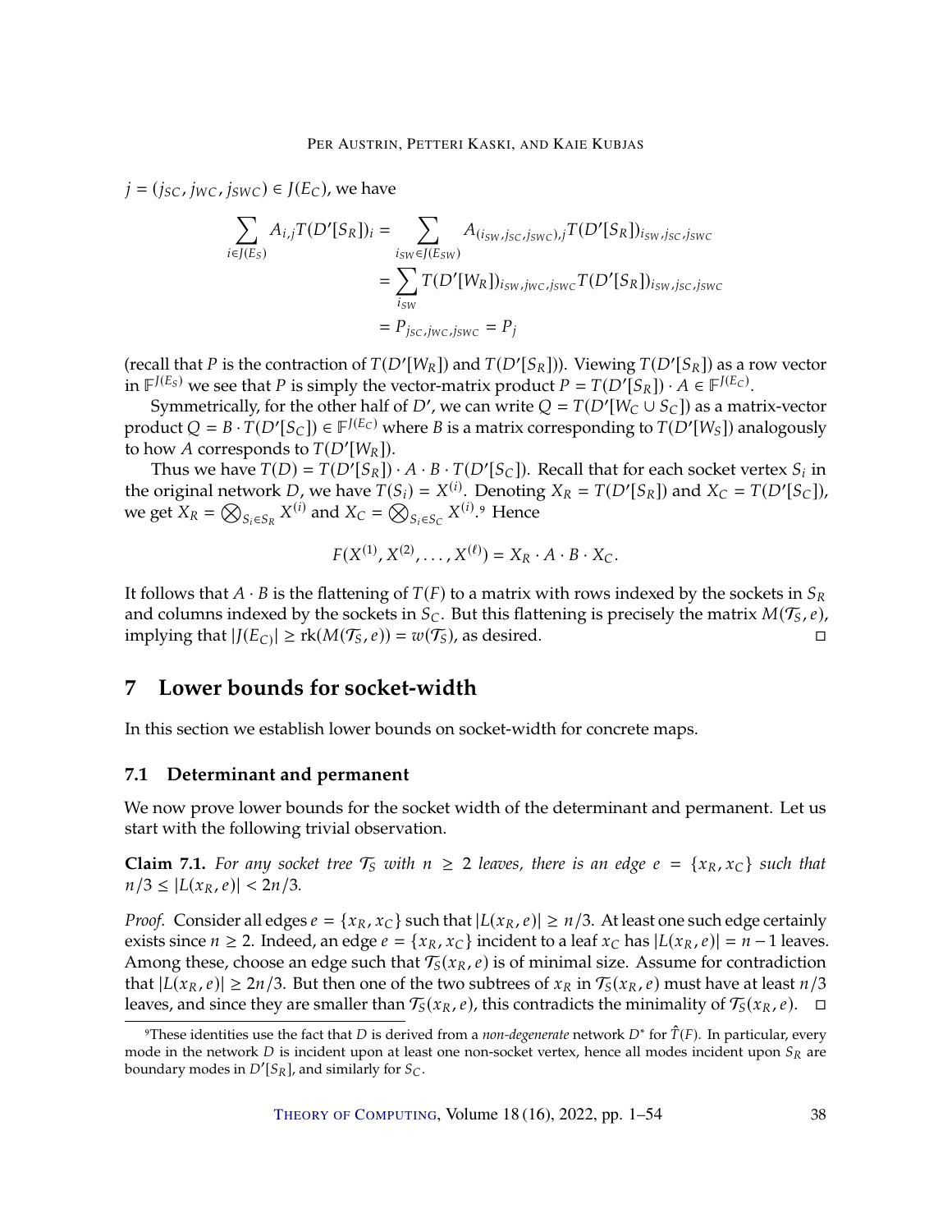$j = (j_{SC}, j_{WC}, j_{SWC}) \in J(E_C)$, we have

$$\begin{aligned}
\sum_{i \in J(E_S)} A_{i,j} T(D'[S_R])_i &= \sum_{i_{SW} \in J(E_{SW})} A_{(i_{SW}, j_{SC}, j_{SWC}),j} T(D'[S_R])_{i_{SW}, j_{SC}, j_{SWC}} \\
&= \sum_{i_{SW}} T(D'[W_R])_{i_{SW}, j_{WC}, j_{SWC}} T(D'[S_R])_{i_{SW}, j_{SC}, j_{SWC}} \\
&= P_{j_{SC}, j_{WC}, j_{SWC}} = P_j
\end{aligned}$$

(recall that $P$ is the contraction of $T(D'[W_R])$ and $T(D'[S_R])$). Viewing $T(D'[S_R])$ as a row vector in $\mathbb{F}^{J(E_S)}$ we see that $P$ is simply the vector-matrix product $P = T(D'[S_R]) \cdot A \in \mathbb{F}^{J(E_C)}$.

Symmetrically, for the other half of $D'$, we can write $Q = T(D'[W_C \cup S_C])$ as a matrix-vector product $Q = B \cdot T(D'[S_C]) \in \mathbb{F}^{J(E_C)}$ where $B$ is a matrix corresponding to $T(D'[W_S])$ analogously to how $A$ corresponds to $T(D'[W_R])$.

Thus we have $T(D) = T(D'[S_R]) \cdot A \cdot B \cdot T(D'[S_C])$. Recall that for each socket vertex $S_i$ in the original network $D$, we have $T(S_i) = X^{(i)}$. Denoting $X_R = T(D'[S_R])$ and $X_C = T(D'[S_C])$, we get $X_R = \bigotimes_{S_i \in S_R} X^{(i)}$ and $X_C = \bigotimes_{S_i \in S_C} X^{(i)}$.[9] Hence

$$F(X^{(1)}, X^{(2)}, \ldots, X^{(\ell)}) = X_R \cdot A \cdot B \cdot X_C .$$

It follows that $A \cdot B$ is the flattening of $T(F)$ to a matrix with rows indexed by the sockets in $S_R$ and columns indexed by the sockets in $S_C$. But this flattening is precisely the matrix $M(\mathcal{T}_S, e)$, implying that $|J(E_C)| \geq \mathrm{rk}(M(\mathcal{T}_S, e)) = w(\mathcal{T}_S)$, as desired. ◻

## 7 Lower bounds for socket-width

In this section we establish lower bounds on socket-width for concrete maps.

### 7.1 Determinant and permanent

We now prove lower bounds for the socket width of the determinant and permanent. Let us start with the following trivial observation.

**Claim 7.1.** *For any socket tree $\mathcal{T}_S$ with $n \geq 2$ leaves, there is an edge $e = \{x_R, x_C\}$ such that $n/3 \leq |L(x_R, e)| < 2n/3$.*

*Proof.* Consider all edges $e = \{x_R, x_C\}$ such that $|L(x_R, e)| \geq n/3$. At least one such edge certainly exists since $n \geq 2$. Indeed, an edge $e = \{x_R, x_C\}$ incident to a leaf $x_C$ has $|L(x_R, e)| = n - 1$ leaves. Among these, choose an edge such that $\mathcal{T}_S(x_R, e)$ is of minimal size. Assume for contradiction that $|L(x_R, e)| \geq 2n/3$. But then one of the two subtrees of $x_R$ in $\mathcal{T}_S(x_R, e)$ must have at least $n/3$ leaves, and since they are smaller than $\mathcal{T}_S(x_R, e)$, this contradicts the minimality of $\mathcal{T}_S(x_R, e)$. ◻

[9] These identities use the fact that $D$ is derived from a *non-degenerate* network $D^*$ for $\hat{T}(F)$. In particular, every mode in the network $D$ is incident upon at least one non-socket vertex, hence all modes incident upon $S_R$ are boundary modes in $D'[S_R]$, and similarly for $S_C$.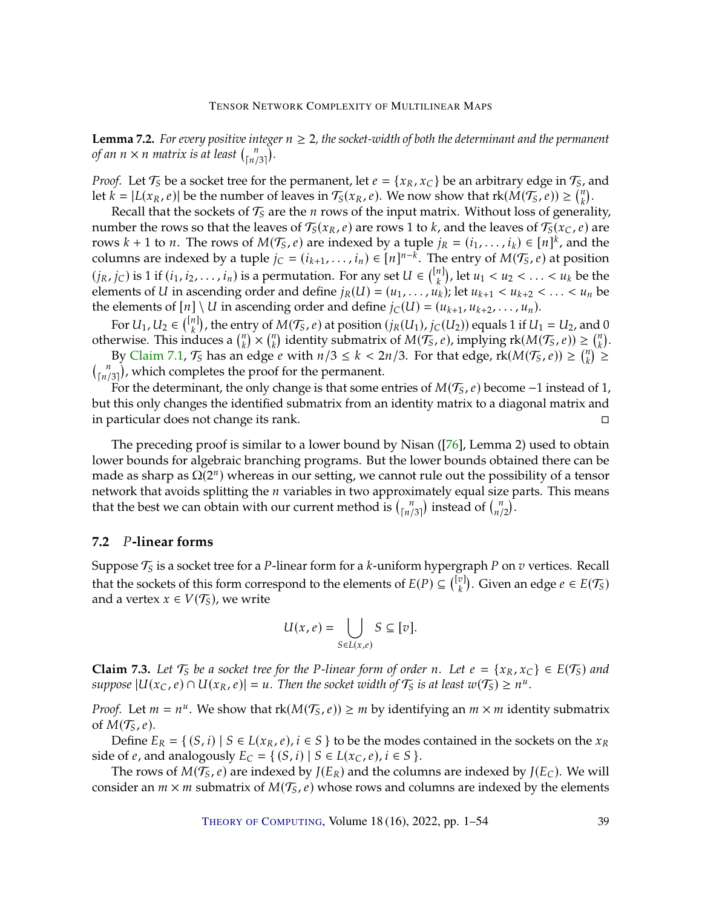**Lemma 7.2.** *For every positive integer $n \geq 2$, the socket-width of both the determinant and the permanent of an $n \times n$ matrix is at least $\binom{n}{\lceil n/3 \rceil}$.*

*Proof.* Let $\mathcal{T}_S$ be a socket tree for the permanent, let $e = \{x_R, x_C\}$ be an arbitrary edge in $\mathcal{T}_S$, and let $k = |L(x_R, e)|$ be the number of leaves in $\mathcal{T}_S(x_R, e)$. We now show that $\operatorname{rk}(M(\mathcal{T}_S, e)) \geq \binom{n}{k}$.

Recall that the sockets of $\mathcal{T}_S$ are the $n$ rows of the input matrix. Without loss of generality, number the rows so that the leaves of $\mathcal{T}_S(x_R, e)$ are rows 1 to $k$, and the leaves of $\mathcal{T}_S(x_C, e)$ are rows $k+1$ to $n$. The rows of $M(\mathcal{T}_S, e)$ are indexed by a tuple $j_R = (i_1, \ldots, i_k) \in [n]^k$, and the columns are indexed by a tuple $j_C = (i_{k+1}, \ldots, i_n) \in [n]^{n-k}$. The entry of $M(\mathcal{T}_S, e)$ at position $(j_R, j_C)$ is 1 if $(i_1, i_2, \ldots, i_n)$ is a permutation. For any set $U \in \binom{[n]}{k}$, let $u_1 < u_2 < \ldots < u_k$ be the elements of $U$ in ascending order and define $j_R(U) = (u_1, \ldots, u_k)$; let $u_{k+1} < u_{k+2} < \ldots < u_n$ be the elements of $[n] \setminus U$ in ascending order and define $j_C(U) = (u_{k+1}, u_{k+2}, \ldots, u_n)$.

For $U_1, U_2 \in \binom{[n]}{k}$, the entry of $M(\mathcal{T}_S, e)$ at position $(j_R(U_1), j_C(U_2))$ equals 1 if $U_1 = U_2$, and 0 otherwise. This induces a $\binom{n}{k} \times \binom{n}{k}$ identity submatrix of $M(\mathcal{T}_S, e)$, implying $\operatorname{rk}(M(\mathcal{T}_S, e)) \geq \binom{n}{k}$.

By Claim 7.1, $\mathcal{T}_S$ has an edge $e$ with $n/3 \leq k < 2n/3$. For that edge, $\operatorname{rk}(M(\mathcal{T}_S, e)) \geq \binom{n}{k} \geq \binom{n}{\lceil n/3 \rceil}$, which completes the proof for the permanent.

For the determinant, the only change is that some entries of $M(\mathcal{T}_S, e)$ become $-1$ instead of 1, but this only changes the identified submatrix from an identity matrix to a diagonal matrix and in particular does not change its rank. ◻

The preceding proof is similar to a lower bound by Nisan ([76], Lemma 2) used to obtain lower bounds for algebraic branching programs. But the lower bounds obtained there can be made as sharp as $\Omega(2^n)$ whereas in our setting, we cannot rule out the possibility of a tensor network that avoids splitting the $n$ variables in two approximately equal size parts. This means that the best we can obtain with our current method is $\binom{n}{\lceil n/3 \rceil}$ instead of $\binom{n}{n/2}$.

## 7.2 $P$-linear forms

Suppose $\mathcal{T}_S$ is a socket tree for a $P$-linear form for a $k$-uniform hypergraph $P$ on $v$ vertices. Recall that the sockets of this form correspond to the elements of $E(P) \subseteq \binom{[v]}{k}$. Given an edge $e \in E(\mathcal{T}_S)$ and a vertex $x \in V(\mathcal{T}_S)$, we write

$$U(x, e) = \bigcup_{S \in L(x,e)} S \subseteq [v].$$

**Claim 7.3.** *Let $\mathcal{T}_S$ be a socket tree for the $P$-linear form of order $n$. Let $e = \{x_R, x_C\} \in E(\mathcal{T}_S)$ and suppose $|U(x_C, e) \cap U(x_R, e)| = u$. Then the socket width of $\mathcal{T}_S$ is at least $w(\mathcal{T}_S) \geq n^u$.*

*Proof.* Let $m = n^u$. We show that $\operatorname{rk}(M(\mathcal{T}_S, e)) \geq m$ by identifying an $m \times m$ identity submatrix of $M(\mathcal{T}_S, e)$.

Define $E_R = \{ (S, i) \mid S \in L(x_R, e), i \in S \}$ to be the modes contained in the sockets on the $x_R$ side of $e$, and analogously $E_C = \{ (S, i) \mid S \in L(x_C, e), i \in S \}$.

The rows of $M(\mathcal{T}_S, e)$ are indexed by $J(E_R)$ and the columns are indexed by $J(E_C)$. We will consider an $m \times m$ submatrix of $M(\mathcal{T}_S, e)$ whose rows and columns are indexed by the elements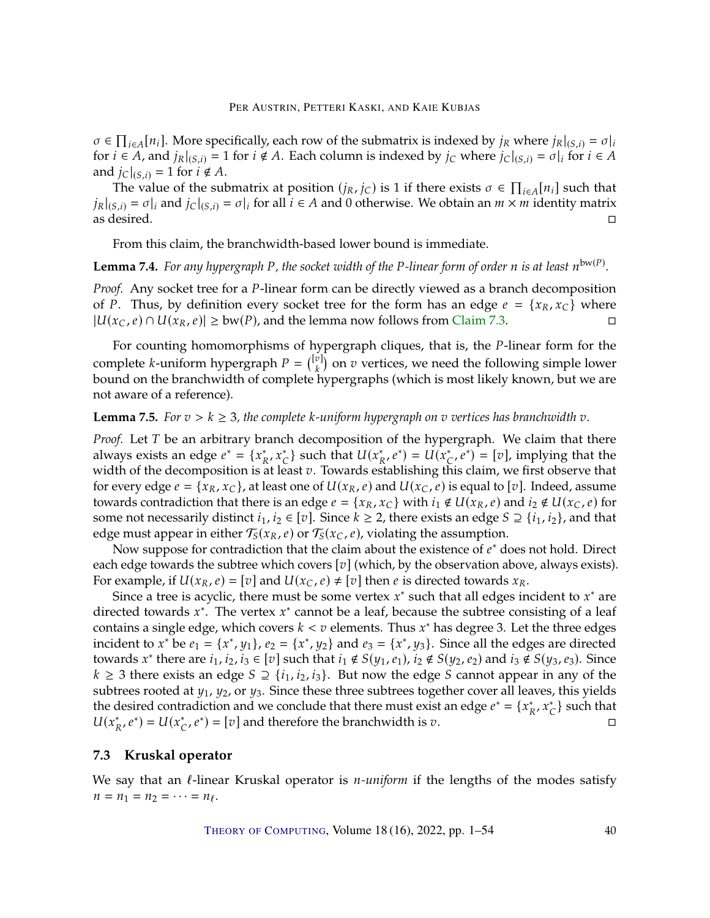$\sigma \in \prod_{i \in A}[n_i]$. More specifically, each row of the submatrix is indexed by $j_R$ where $j_R|_{(S,i)} = \sigma|_i$ for $i \in A$, and $j_R|_{(S,i)} = 1$ for $i \notin A$. Each column is indexed by $j_C$ where $j_C|_{(S,i)} = \sigma|_i$ for $i \in A$ and $j_C|_{(S,i)} = 1$ for $i \notin A$.

The value of the submatrix at position $(j_R, j_C)$ is 1 if there exists $\sigma \in \prod_{i \in A}[n_i]$ such that $j_R|_{(S,i)} = \sigma|_i$ and $j_C|_{(S,i)} = \sigma|_i$ for all $i \in A$ and 0 otherwise. We obtain an $m \times m$ identity matrix as desired. □

From this claim, the branchwidth-based lower bound is immediate.

**Lemma 7.4.** *For any hypergraph $P$, the socket width of the $P$-linear form of order $n$ is at least $n^{\mathrm{bw}(P)}$.*

*Proof.* Any socket tree for a $P$-linear form can be directly viewed as a branch decomposition of $P$. Thus, by definition every socket tree for the form has an edge $e = \{x_R, x_C\}$ where $|U(x_C, e) \cap U(x_R, e)| \geq \mathrm{bw}(P)$, and the lemma now follows from Claim 7.3. □

For counting homomorphisms of hypergraph cliques, that is, the $P$-linear form for the complete $k$-uniform hypergraph $P = \binom{[v]}{k}$ on $v$ vertices, we need the following simple lower bound on the branchwidth of complete hypergraphs (which is most likely known, but we are not aware of a reference).

**Lemma 7.5.** *For $v > k \geq 3$, the complete $k$-uniform hypergraph on $v$ vertices has branchwidth $v$.*

*Proof.* Let $T$ be an arbitrary branch decomposition of the hypergraph. We claim that there always exists an edge $e^* = \{x^*_R, x^*_C\}$ such that $U(x^*_R, e^*) = U(x^*_C, e^*) = [v]$, implying that the width of the decomposition is at least $v$. Towards establishing this claim, we first observe that for every edge $e = \{x_R, x_C\}$, at least one of $U(x_R, e)$ and $U(x_C, e)$ is equal to $[v]$. Indeed, assume towards contradiction that there is an edge $e = \{x_R, x_C\}$ with $i_1 \notin U(x_R, e)$ and $i_2 \notin U(x_C, e)$ for some not necessarily distinct $i_1, i_2 \in [v]$. Since $k \geq 2$, there exists an edge $S \supseteq \{i_1, i_2\}$, and that edge must appear in either $\mathcal{T}_S(x_R, e)$ or $\mathcal{T}_S(x_C, e)$, violating the assumption.

Now suppose for contradiction that the claim about the existence of $e^*$ does not hold. Direct each edge towards the subtree which covers $[v]$ (which, by the observation above, always exists). For example, if $U(x_R, e) = [v]$ and $U(x_C, e) \neq [v]$ then $e$ is directed towards $x_R$.

Since a tree is acyclic, there must be some vertex $x^*$ such that all edges incident to $x^*$ are directed towards $x^*$. The vertex $x^*$ cannot be a leaf, because the subtree consisting of a leaf contains a single edge, which covers $k < v$ elements. Thus $x^*$ has degree 3. Let the three edges incident to $x^*$ be $e_1 = \{x^*, y_1\}$, $e_2 = \{x^*, y_2\}$ and $e_3 = \{x^*, y_3\}$. Since all the edges are directed towards $x^*$ there are $i_1, i_2, i_3 \in [v]$ such that $i_1 \notin S(y_1, e_1)$, $i_2 \notin S(y_2, e_2)$ and $i_3 \notin S(y_3, e_3)$. Since $k \geq 3$ there exists an edge $S \supseteq \{i_1, i_2, i_3\}$. But now the edge $S$ cannot appear in any of the subtrees rooted at $y_1$, $y_2$, or $y_3$. Since these three subtrees together cover all leaves, this yields the desired contradiction and we conclude that there must exist an edge $e^* = \{x^*_R, x^*_C\}$ such that $U(x^*_R, e^*) = U(x^*_C, e^*) = [v]$ and therefore the branchwidth is $v$. □

### 7.3 Kruskal operator

We say that an $\ell$-linear Kruskal operator is *$n$-uniform* if the lengths of the modes satisfy $n = n_1 = n_2 = \cdots = n_\ell$.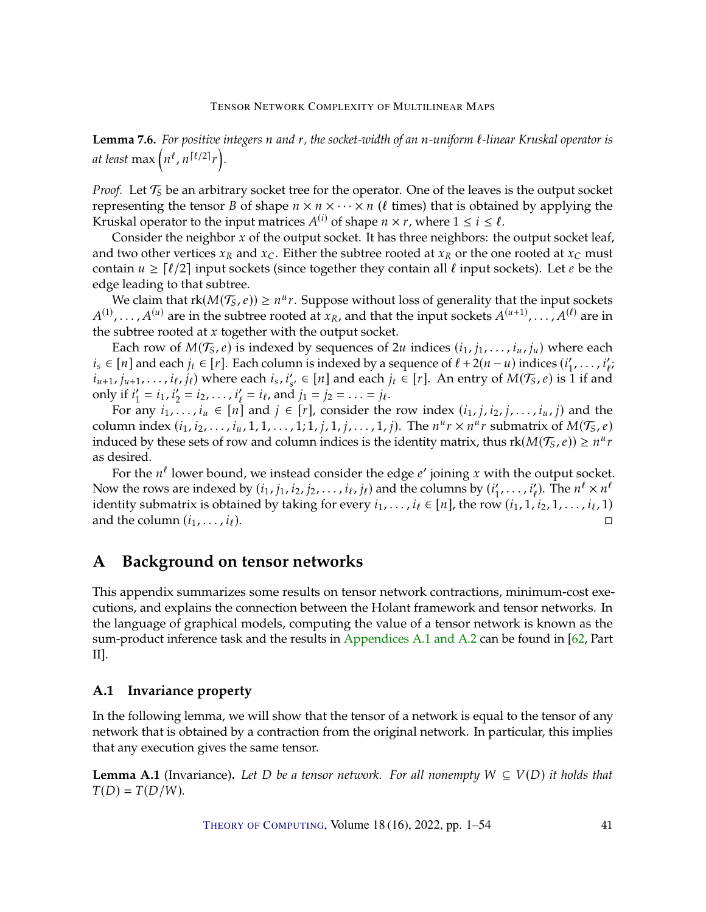**Lemma 7.6.** *For positive integers $n$ and $r$, the socket-width of an $n$-uniform $\ell$-linear Kruskal operator is at least* $\max\left(n^\ell, n^{\lceil \ell/2 \rceil} r\right)$.

*Proof.* Let $\mathcal{T}_S$ be an arbitrary socket tree for the operator. One of the leaves is the output socket representing the tensor $B$ of shape $n \times n \times \cdots \times n$ ($\ell$ times) that is obtained by applying the Kruskal operator to the input matrices $A^{(i)}$ of shape $n \times r$, where $1 \le i \le \ell$.

Consider the neighbor $x$ of the output socket. It has three neighbors: the output socket leaf, and two other vertices $x_R$ and $x_C$. Either the subtree rooted at $x_R$ or the one rooted at $x_C$ must contain $u \ge \lceil \ell/2 \rceil$ input sockets (since together they contain all $\ell$ input sockets). Let $e$ be the edge leading to that subtree.

We claim that $\mathrm{rk}(M(\mathcal{T}_S, e)) \ge n^u r$. Suppose without loss of generality that the input sockets $A^{(1)}, \ldots, A^{(u)}$ are in the subtree rooted at $x_R$, and that the input sockets $A^{(u+1)}, \ldots, A^{(\ell)}$ are in the subtree rooted at $x$ together with the output socket.

Each row of $M(\mathcal{T}_S, e)$ is indexed by sequences of $2u$ indices $(i_1, j_1, \ldots, i_u, j_u)$ where each $i_s \in [n]$ and each $j_t \in [r]$. Each column is indexed by a sequence of $\ell + 2(n-u)$ indices $(i'_1, \ldots, i'_\ell; i_{u+1}, j_{u+1}, \ldots, i_\ell, j_\ell)$ where each $i_s, i'_{s'} \in [n]$ and each $j_t \in [r]$. An entry of $M(\mathcal{T}_S, e)$ is 1 if and only if $i'_1 = i_1, i'_2 = i_2, \ldots, i'_\ell = i_\ell$, and $j_1 = j_2 = \ldots = j_\ell$.

For any $i_1, \ldots, i_u \in [n]$ and $j \in [r]$, consider the row index $(i_1, j, i_2, j, \ldots, i_u, j)$ and the column index $(i_1, i_2, \ldots, i_u, 1, 1, \ldots, 1; 1, j, 1, j, \ldots, 1, j)$. The $n^u r \times n^u r$ submatrix of $M(\mathcal{T}_S, e)$ induced by these sets of row and column indices is the identity matrix, thus $\mathrm{rk}(M(\mathcal{T}_S, e)) \ge n^u r$ as desired.

For the $n^\ell$ lower bound, we instead consider the edge $e'$ joining $x$ with the output socket. Now the rows are indexed by $(i_1, j_1, i_2, j_2, \ldots, i_\ell, j_\ell)$ and the columns by $(i'_1, \ldots, i'_\ell)$. The $n^\ell \times n^\ell$ identity submatrix is obtained by taking for every $i_1, \ldots, i_\ell \in [n]$, the row $(i_1, 1, i_2, 1, \ldots, i_\ell, 1)$ and the column $(i_1, \ldots, i_\ell)$. ◻

## A Background on tensor networks

This appendix summarizes some results on tensor network contractions, minimum-cost executions, and explains the connection between the Holant framework and tensor networks. In the language of graphical models, computing the value of a tensor network is known as the sum-product inference task and the results in Appendices A.1 and A.2 can be found in [62, Part II].

### A.1 Invariance property

In the following lemma, we will show that the tensor of a network is equal to the tensor of any network that is obtained by a contraction from the original network. In particular, this implies that any execution gives the same tensor.

**Lemma A.1** (Invariance). *Let $D$ be a tensor network. For all nonempty $W \subseteq V(D)$ it holds that $T(D) = T(D/W)$.*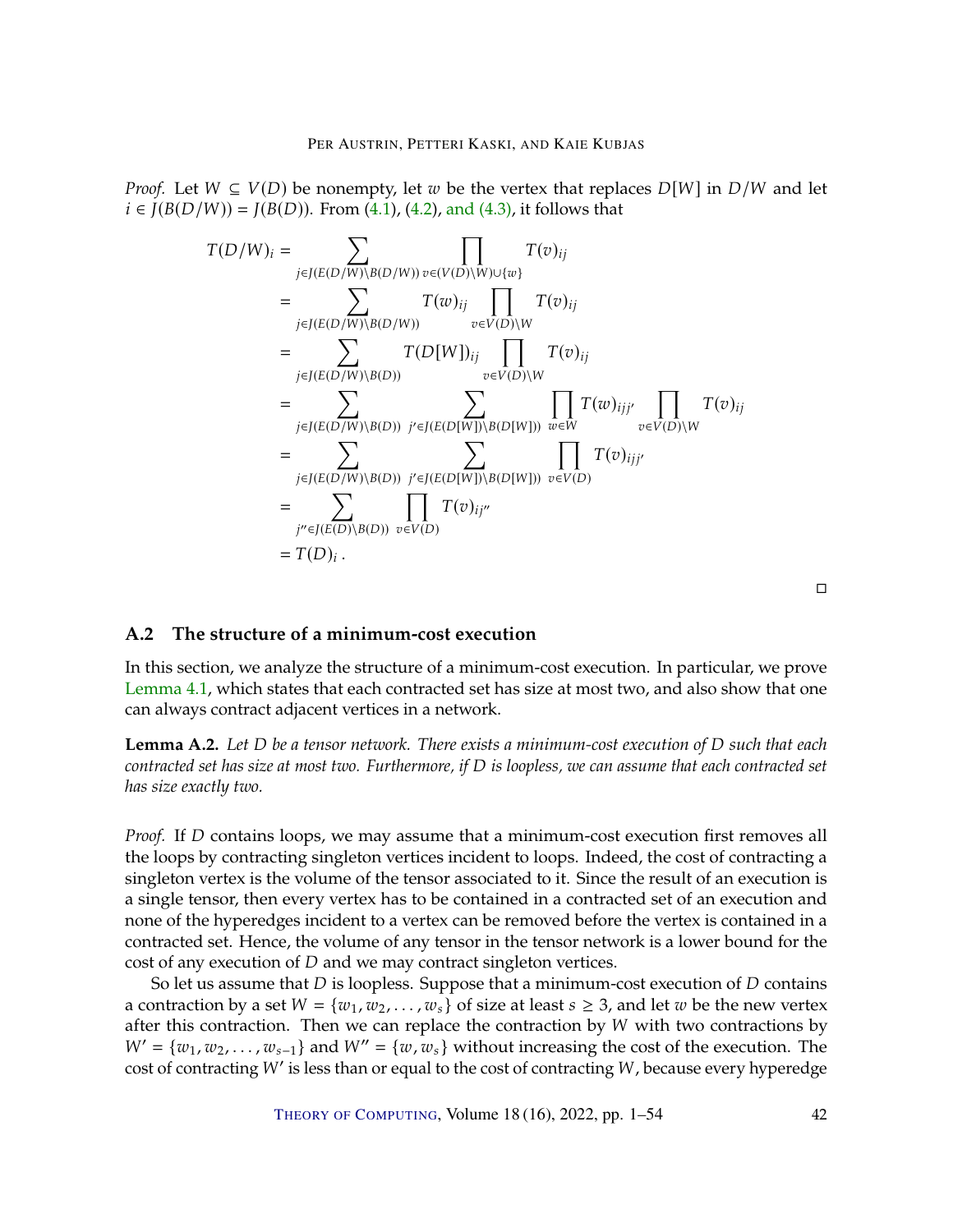*Proof.* Let $W \subseteq V(D)$ be nonempty, let $w$ be the vertex that replaces $D[W]$ in $D/W$ and let $i \in J(B(D/W)) = J(B(D))$. From (4.1), (4.2), and (4.3), it follows that

$$
\begin{aligned}
T(D/W)_i &= \sum_{j \in J(E(D/W) \setminus B(D/W))} \prod_{v \in (V(D) \setminus W) \cup \{w\}} T(v)_{ij} \\
&= \sum_{j \in J(E(D/W) \setminus B(D/W))} T(w)_{ij} \prod_{v \in V(D) \setminus W} T(v)_{ij} \\
&= \sum_{j \in J(E(D/W) \setminus B(D))} T(D[W])_{ij} \prod_{v \in V(D) \setminus W} T(v)_{ij} \\
&= \sum_{j \in J(E(D/W) \setminus B(D))} \sum_{j' \in J(E(D[W]) \setminus B(D[W]))} \prod_{w \in W} T(w)_{ijj'} \prod_{v \in V(D) \setminus W} T(v)_{ij} \\
&= \sum_{j \in J(E(D/W) \setminus B(D))} \sum_{j' \in J(E(D[W]) \setminus B(D[W]))} \prod_{v \in V(D)} T(v)_{ijj'} \\
&= \sum_{j'' \in J(E(D) \setminus B(D))} \prod_{v \in V(D)} T(v)_{ij''} \\
&= T(D)_i \,.
\end{aligned}
$$

□

### A.2 The structure of a minimum-cost execution

In this section, we analyze the structure of a minimum-cost execution. In particular, we prove Lemma 4.1, which states that each contracted set has size at most two, and also show that one can always contract adjacent vertices in a network.

**Lemma A.2.** *Let $D$ be a tensor network. There exists a minimum-cost execution of $D$ such that each contracted set has size at most two. Furthermore, if $D$ is loopless, we can assume that each contracted set has size exactly two.*

*Proof.* If $D$ contains loops, we may assume that a minimum-cost execution first removes all the loops by contracting singleton vertices incident to loops. Indeed, the cost of contracting a singleton vertex is the volume of the tensor associated to it. Since the result of an execution is a single tensor, then every vertex has to be contained in a contracted set of an execution and none of the hyperedges incident to a vertex can be removed before the vertex is contained in a contracted set. Hence, the volume of any tensor in the tensor network is a lower bound for the cost of any execution of $D$ and we may contract singleton vertices.

So let us assume that $D$ is loopless. Suppose that a minimum-cost execution of $D$ contains a contraction by a set $W = \{w_1, w_2, \ldots, w_s\}$ of size at least $s \geq 3$, and let $w$ be the new vertex after this contraction. Then we can replace the contraction by $W$ with two contractions by $W' = \{w_1, w_2, \ldots, w_{s-1}\}$ and $W'' = \{w, w_s\}$ without increasing the cost of the execution. The cost of contracting $W'$ is less than or equal to the cost of contracting $W$, because every hyperedge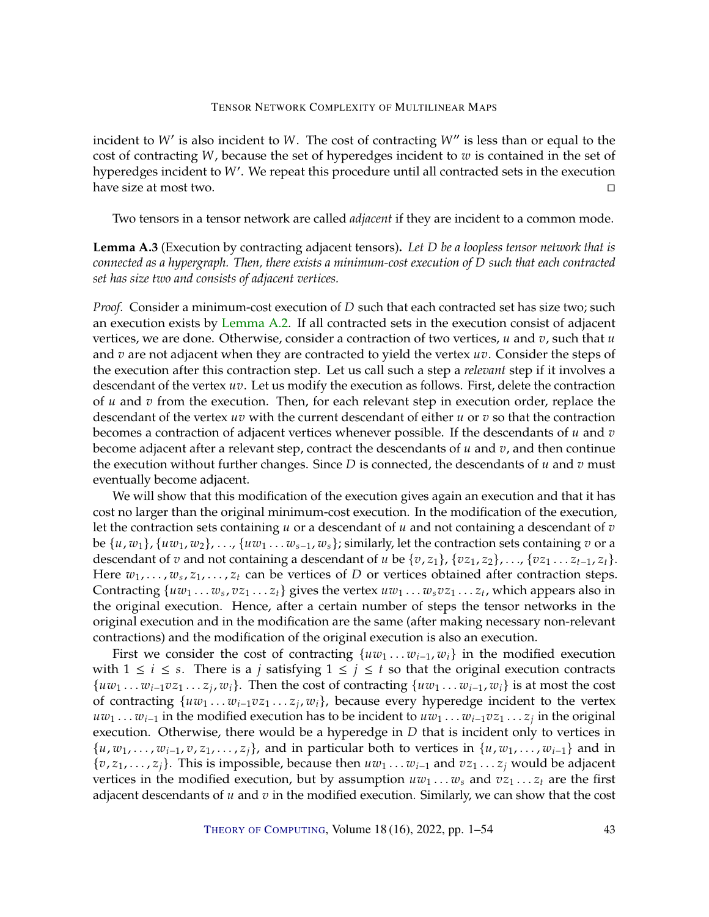incident to $W'$ is also incident to $W$. The cost of contracting $W''$ is less than or equal to the cost of contracting $W$, because the set of hyperedges incident to $w$ is contained in the set of hyperedges incident to $W'$. We repeat this procedure until all contracted sets in the execution have size at most two. □

Two tensors in a tensor network are called *adjacent* if they are incident to a common mode.

**Lemma A.3** (Execution by contracting adjacent tensors)**.** *Let $D$ be a loopless tensor network that is connected as a hypergraph. Then, there exists a minimum-cost execution of $D$ such that each contracted set has size two and consists of adjacent vertices.*

*Proof.* Consider a minimum-cost execution of $D$ such that each contracted set has size two; such an execution exists by Lemma A.2. If all contracted sets in the execution consist of adjacent vertices, we are done. Otherwise, consider a contraction of two vertices, $u$ and $v$, such that $u$ and $v$ are not adjacent when they are contracted to yield the vertex $uv$. Consider the steps of the execution after this contraction step. Let us call such a step a *relevant* step if it involves a descendant of the vertex $uv$. Let us modify the execution as follows. First, delete the contraction of $u$ and $v$ from the execution. Then, for each relevant step in execution order, replace the descendant of the vertex $uv$ with the current descendant of either $u$ or $v$ so that the contraction becomes a contraction of adjacent vertices whenever possible. If the descendants of $u$ and $v$ become adjacent after a relevant step, contract the descendants of $u$ and $v$, and then continue the execution without further changes. Since $D$ is connected, the descendants of $u$ and $v$ must eventually become adjacent.

We will show that this modification of the execution gives again an execution and that it has cost no larger than the original minimum-cost execution. In the modification of the execution, let the contraction sets containing $u$ or a descendant of $u$ and not containing a descendant of $v$ be $\{u, w_1\}, \{uw_1, w_2\}, \ldots, \{uw_1 \ldots w_{s-1}, w_s\}$; similarly, let the contraction sets containing $v$ or a descendant of $v$ and not containing a descendant of $u$ be $\{v, z_1\}, \{vz_1, z_2\}, \ldots, \{vz_1 \ldots z_{t-1}, z_t\}$. Here $w_1, \ldots, w_s, z_1, \ldots, z_t$ can be vertices of $D$ or vertices obtained after contraction steps. Contracting $\{uw_1 \ldots w_s, vz_1 \ldots z_t\}$ gives the vertex $uw_1 \ldots w_s vz_1 \ldots z_t$, which appears also in the original execution. Hence, after a certain number of steps the tensor networks in the original execution and in the modification are the same (after making necessary non-relevant contractions) and the modification of the original execution is also an execution.

First we consider the cost of contracting $\{uw_1 \ldots w_{i-1}, w_i\}$ in the modified execution with $1 \leq i \leq s$. There is a $j$ satisfying $1 \leq j \leq t$ so that the original execution contracts $\{uw_1 \ldots w_{i-1} vz_1 \ldots z_j, w_i\}$. Then the cost of contracting $\{uw_1 \ldots w_{i-1}, w_i\}$ is at most the cost of contracting $\{uw_1 \ldots w_{i-1} vz_1 \ldots z_j, w_i\}$, because every hyperedge incident to the vertex $uw_1 \ldots w_{i-1}$ in the modified execution has to be incident to $uw_1 \ldots w_{i-1} vz_1 \ldots z_j$ in the original execution. Otherwise, there would be a hyperedge in $D$ that is incident only to vertices in $\{u, w_1, \ldots, w_{i-1}, v, z_1, \ldots, z_j\}$, and in particular both to vertices in $\{u, w_1, \ldots, w_{i-1}\}$ and in $\{v, z_1, \ldots, z_j\}$. This is impossible, because then $uw_1 \ldots w_{i-1}$ and $vz_1 \ldots z_j$ would be adjacent vertices in the modified execution, but by assumption $uw_1 \ldots w_s$ and $vz_1 \ldots z_t$ are the first adjacent descendants of $u$ and $v$ in the modified execution. Similarly, we can show that the cost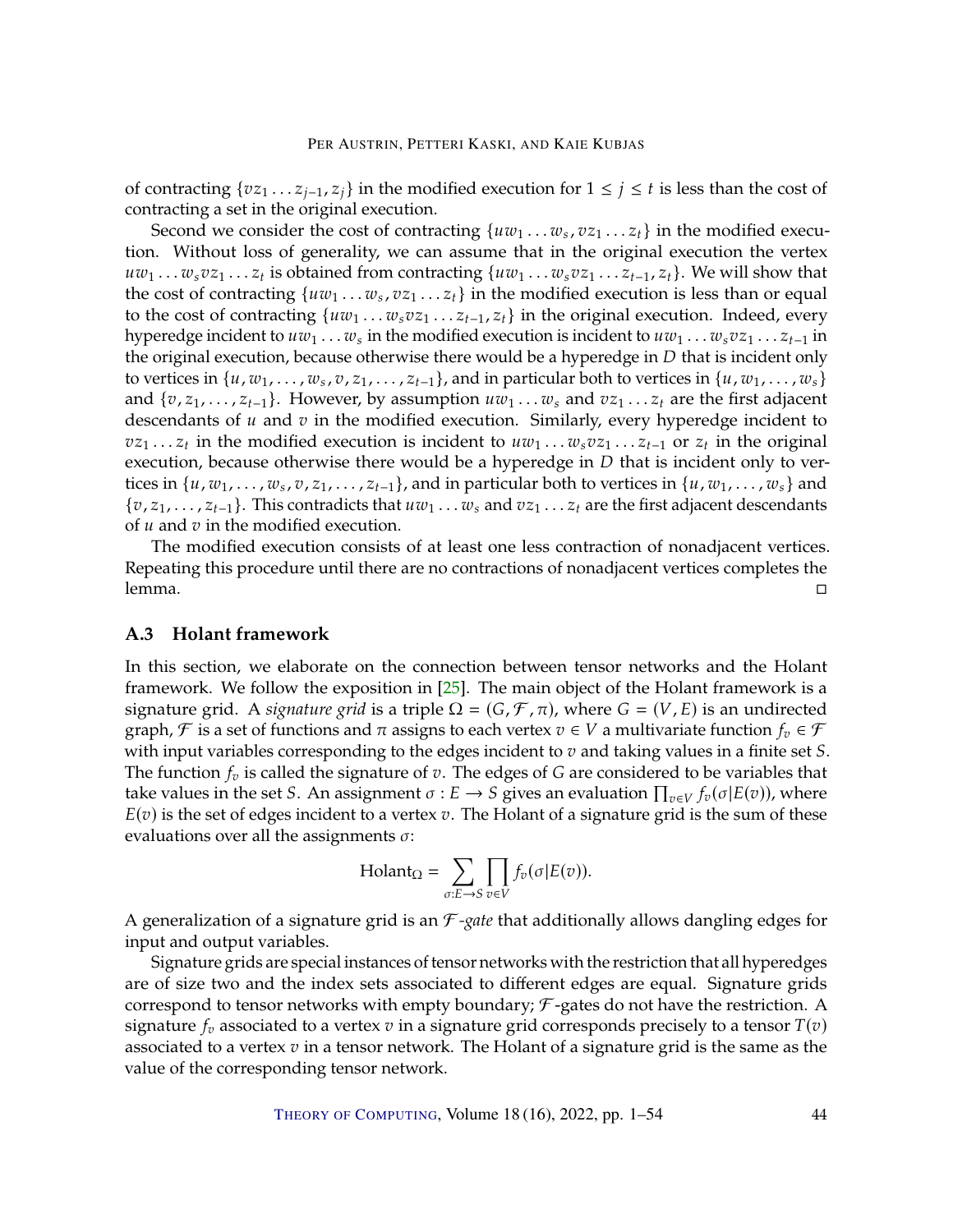of contracting $\{vz_1 \dots z_{j-1}, z_j\}$ in the modified execution for $1 \le j \le t$ is less than the cost of contracting a set in the original execution.

Second we consider the cost of contracting $\{uw_1 \dots w_s, vz_1 \dots z_t\}$ in the modified execution. Without loss of generality, we can assume that in the original execution the vertex $uw_1 \dots w_s vz_1 \dots z_t$ is obtained from contracting $\{uw_1 \dots w_s vz_1 \dots z_{t-1}, z_t\}$. We will show that the cost of contracting $\{uw_1 \dots w_s, vz_1 \dots z_t\}$ in the modified execution is less than or equal to the cost of contracting $\{uw_1 \dots w_s vz_1 \dots z_{t-1}, z_t\}$ in the original execution. Indeed, every hyperedge incident to $uw_1 \dots w_s$ in the modified execution is incident to $uw_1 \dots w_s vz_1 \dots z_{t-1}$ in the original execution, because otherwise there would be a hyperedge in $D$ that is incident only to vertices in $\{u, w_1, \dots, w_s, v, z_1, \dots, z_{t-1}\}$, and in particular both to vertices in $\{u, w_1, \dots, w_s\}$ and $\{v, z_1, \dots, z_{t-1}\}$. However, by assumption $uw_1 \dots w_s$ and $vz_1 \dots z_t$ are the first adjacent descendants of $u$ and $v$ in the modified execution. Similarly, every hyperedge incident to $vz_1 \dots z_t$ in the modified execution is incident to $uw_1 \dots w_s vz_1 \dots z_{t-1}$ or $z_t$ in the original execution, because otherwise there would be a hyperedge in $D$ that is incident only to vertices in $\{u, w_1, \dots, w_s, v, z_1, \dots, z_{t-1}\}$, and in particular both to vertices in $\{u, w_1, \dots, w_s\}$ and $\{v, z_1, \dots, z_{t-1}\}$. This contradicts that $uw_1 \dots w_s$ and $vz_1 \dots z_t$ are the first adjacent descendants of $u$ and $v$ in the modified execution.

The modified execution consists of at least one less contraction of nonadjacent vertices. Repeating this procedure until there are no contractions of nonadjacent vertices completes the lemma. □

### A.3 Holant framework

In this section, we elaborate on the connection between tensor networks and the Holant framework. We follow the exposition in [25]. The main object of the Holant framework is a signature grid. A *signature grid* is a triple $\Omega = (G, \mathcal{F}, \pi)$, where $G = (V, E)$ is an undirected graph, $\mathcal{F}$ is a set of functions and $\pi$ assigns to each vertex $v \in V$ a multivariate function $f_v \in \mathcal{F}$ with input variables corresponding to the edges incident to $v$ and taking values in a finite set $S$. The function $f_v$ is called the signature of $v$. The edges of $G$ are considered to be variables that take values in the set $S$. An assignment $\sigma : E \to S$ gives an evaluation $\prod_{v \in V} f_v(\sigma | E(v))$, where $E(v)$ is the set of edges incident to a vertex $v$. The Holant of a signature grid is the sum of these evaluations over all the assignments $\sigma$:

$$\text{Holant}_\Omega = \sum_{\sigma : E \to S} \prod_{v \in V} f_v(\sigma | E(v)).$$

A generalization of a signature grid is an $\mathcal{F}$*-gate* that additionally allows dangling edges for input and output variables.

Signature grids are special instances of tensor networks with the restriction that all hyperedges are of size two and the index sets associated to different edges are equal. Signature grids correspond to tensor networks with empty boundary; $\mathcal{F}$-gates do not have the restriction. A signature $f_v$ associated to a vertex $v$ in a signature grid corresponds precisely to a tensor $T(v)$ associated to a vertex $v$ in a tensor network. The Holant of a signature grid is the same as the value of the corresponding tensor network.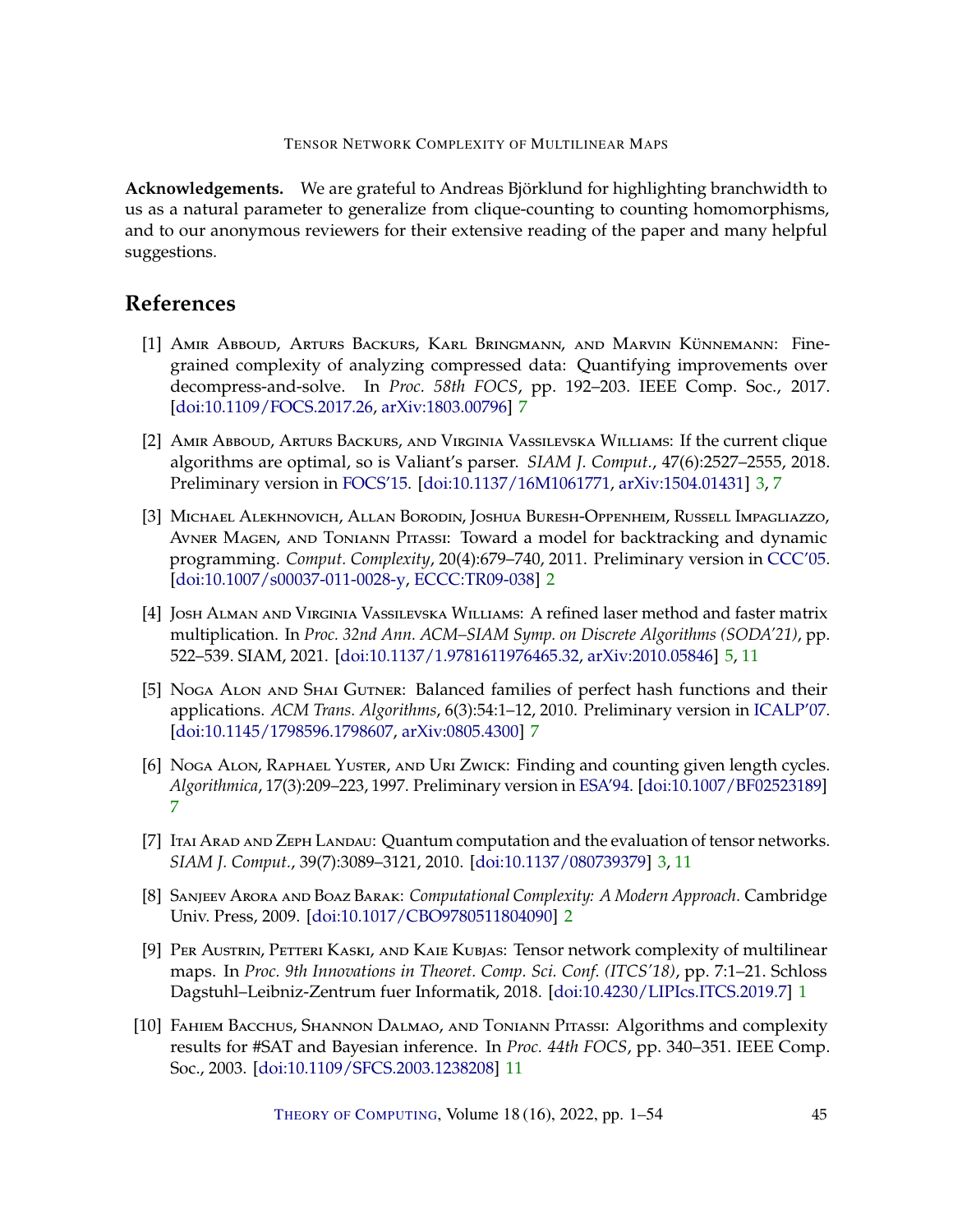**Acknowledgements.** We are grateful to Andreas Björklund for highlighting branchwidth to us as a natural parameter to generalize from clique-counting to counting homomorphisms, and to our anonymous reviewers for their extensive reading of the paper and many helpful suggestions.

# References

[1] Amir Abboud, Arturs Backurs, Karl Bringmann, and Marvin Künnemann: Fine-grained complexity of analyzing compressed data: Quantifying improvements over decompress-and-solve. In *Proc. 58th FOCS*, pp. 192–203. IEEE Comp. Soc., 2017. [doi:10.1109/FOCS.2017.26, arXiv:1803.00796] 7

[2] Amir Abboud, Arturs Backurs, and Virginia Vassilevska Williams: If the current clique algorithms are optimal, so is Valiant's parser. *SIAM J. Comput.*, 47(6):2527–2555, 2018. Preliminary version in FOCS'15. [doi:10.1137/16M1061771, arXiv:1504.01431] 3, 7

[3] Michael Alekhnovich, Allan Borodin, Joshua Buresh-Oppenheim, Russell Impagliazzo, Avner Magen, and Toniann Pitassi: Toward a model for backtracking and dynamic programming. *Comput. Complexity*, 20(4):679–740, 2011. Preliminary version in CCC'05. [doi:10.1007/s00037-011-0028-y, ECCC:TR09-038] 2

[4] Josh Alman and Virginia Vassilevska Williams: A refined laser method and faster matrix multiplication. In *Proc. 32nd Ann. ACM–SIAM Symp. on Discrete Algorithms (SODA'21)*, pp. 522–539. SIAM, 2021. [doi:10.1137/1.9781611976465.32, arXiv:2010.05846] 5, 11

[5] Noga Alon and Shai Gutner: Balanced families of perfect hash functions and their applications. *ACM Trans. Algorithms*, 6(3):54:1–12, 2010. Preliminary version in ICALP'07. [doi:10.1145/1798596.1798607, arXiv:0805.4300] 7

[6] Noga Alon, Raphael Yuster, and Uri Zwick: Finding and counting given length cycles. *Algorithmica*, 17(3):209–223, 1997. Preliminary version in ESA'94. [doi:10.1007/BF02523189] 7

[7] Itai Arad and Zeph Landau: Quantum computation and the evaluation of tensor networks. *SIAM J. Comput.*, 39(7):3089–3121, 2010. [doi:10.1137/080739379] 3, 11

[8] Sanjeev Arora and Boaz Barak: *Computational Complexity: A Modern Approach*. Cambridge Univ. Press, 2009. [doi:10.1017/CBO9780511804090] 2

[9] Per Austrin, Petteri Kaski, and Kaie Kubjas: Tensor network complexity of multilinear maps. In *Proc. 9th Innovations in Theoret. Comp. Sci. Conf. (ITCS'18)*, pp. 7:1–21. Schloss Dagstuhl–Leibniz-Zentrum fuer Informatik, 2018. [doi:10.4230/LIPIcs.ITCS.2019.7] 1

[10] Fahiem Bacchus, Shannon Dalmao, and Toniann Pitassi: Algorithms and complexity results for #SAT and Bayesian inference. In *Proc. 44th FOCS*, pp. 340–351. IEEE Comp. Soc., 2003. [doi:10.1109/SFCS.2003.1238208] 11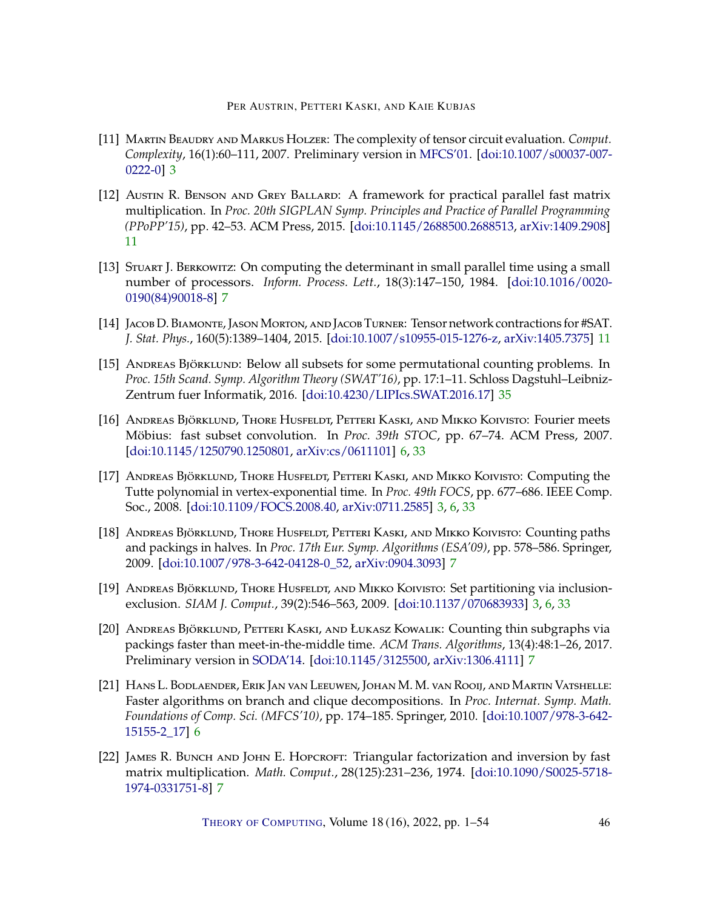[11] Martin Beaudry and Markus Holzer: The complexity of tensor circuit evaluation. *Comput. Complexity*, 16(1):60–111, 2007. Preliminary version in MFCS'01. [doi:10.1007/s00037-007-0222-0] 3

[12] Austin R. Benson and Grey Ballard: A framework for practical parallel fast matrix multiplication. In *Proc. 20th SIGPLAN Symp. Principles and Practice of Parallel Programming (PPoPP'15)*, pp. 42–53. ACM Press, 2015. [doi:10.1145/2688500.2688513, arXiv:1409.2908] 11

[13] Stuart J. Berkowitz: On computing the determinant in small parallel time using a small number of processors. *Inform. Process. Lett.*, 18(3):147–150, 1984. [doi:10.1016/0020-0190(84)90018-8] 7

[14] Jacob D. Biamonte, Jason Morton, and Jacob Turner: Tensor network contractions for #SAT. *J. Stat. Phys.*, 160(5):1389–1404, 2015. [doi:10.1007/s10955-015-1276-z, arXiv:1405.7375] 11

[15] Andreas Björklund: Below all subsets for some permutational counting problems. In *Proc. 15th Scand. Symp. Algorithm Theory (SWAT'16)*, pp. 17:1–11. Schloss Dagstuhl–Leibniz-Zentrum fuer Informatik, 2016. [doi:10.4230/LIPIcs.SWAT.2016.17] 35

[16] Andreas Björklund, Thore Husfeldt, Petteri Kaski, and Mikko Koivisto: Fourier meets Möbius: fast subset convolution. In *Proc. 39th STOC*, pp. 67–74. ACM Press, 2007. [doi:10.1145/1250790.1250801, arXiv:cs/0611101] 6, 33

[17] Andreas Björklund, Thore Husfeldt, Petteri Kaski, and Mikko Koivisto: Computing the Tutte polynomial in vertex-exponential time. In *Proc. 49th FOCS*, pp. 677–686. IEEE Comp. Soc., 2008. [doi:10.1109/FOCS.2008.40, arXiv:0711.2585] 3, 6, 33

[18] Andreas Björklund, Thore Husfeldt, Petteri Kaski, and Mikko Koivisto: Counting paths and packings in halves. In *Proc. 17th Eur. Symp. Algorithms (ESA'09)*, pp. 578–586. Springer, 2009. [doi:10.1007/978-3-642-04128-0_52, arXiv:0904.3093] 7

[19] Andreas Björklund, Thore Husfeldt, and Mikko Koivisto: Set partitioning via inclusion-exclusion. *SIAM J. Comput.*, 39(2):546–563, 2009. [doi:10.1137/070683933] 3, 6, 33

[20] Andreas Björklund, Petteri Kaski, and Łukasz Kowalik: Counting thin subgraphs via packings faster than meet-in-the-middle time. *ACM Trans. Algorithms*, 13(4):48:1–26, 2017. Preliminary version in SODA'14. [doi:10.1145/3125500, arXiv:1306.4111] 7

[21] Hans L. Bodlaender, Erik Jan van Leeuwen, Johan M. M. van Rooij, and Martin Vatshelle: Faster algorithms on branch and clique decompositions. In *Proc. Internat. Symp. Math. Foundations of Comp. Sci. (MFCS'10)*, pp. 174–185. Springer, 2010. [doi:10.1007/978-3-642-15155-2_17] 6

[22] James R. Bunch and John E. Hopcroft: Triangular factorization and inversion by fast matrix multiplication. *Math. Comput.*, 28(125):231–236, 1974. [doi:10.1090/S0025-5718-1974-0331751-8] 7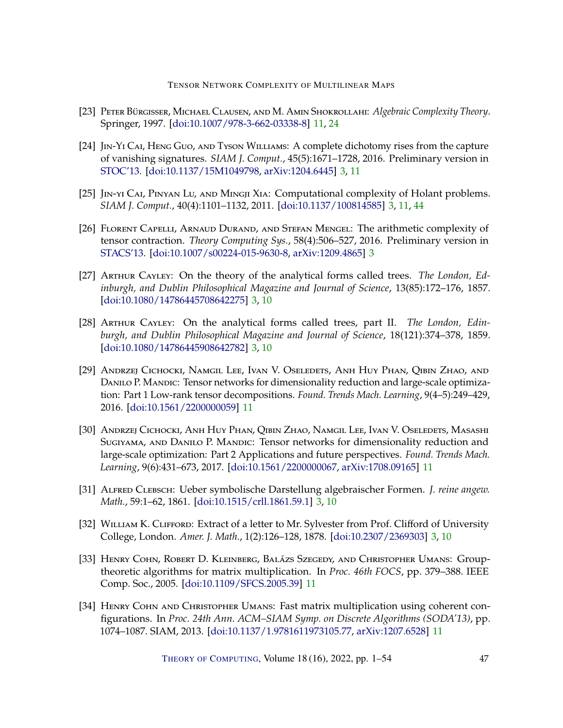[23] Peter Bürgisser, Michael Clausen, and M. Amin Shokrollahi: *Algebraic Complexity Theory*. Springer, 1997. [doi:10.1007/978-3-662-03338-8] 11, 24

[24] Jin-Yi Cai, Heng Guo, and Tyson Williams: A complete dichotomy rises from the capture of vanishing signatures. *SIAM J. Comput.*, 45(5):1671–1728, 2016. Preliminary version in STOC'13. [doi:10.1137/15M1049798, arXiv:1204.6445] 3, 11

[25] Jin-yi Cai, Pinyan Lu, and Mingji Xia: Computational complexity of Holant problems. *SIAM J. Comput.*, 40(4):1101–1132, 2011. [doi:10.1137/100814585] 3, 11, 44

[26] Florent Capelli, Arnaud Durand, and Stefan Mengel: The arithmetic complexity of tensor contraction. *Theory Computing Sys.*, 58(4):506–527, 2016. Preliminary version in STACS'13. [doi:10.1007/s00224-015-9630-8, arXiv:1209.4865] 3

[27] Arthur Cayley: On the theory of the analytical forms called trees. *The London, Edinburgh, and Dublin Philosophical Magazine and Journal of Science*, 13(85):172–176, 1857. [doi:10.1080/14786445708642275] 3, 10

[28] Arthur Cayley: On the analytical forms called trees, part II. *The London, Edinburgh, and Dublin Philosophical Magazine and Journal of Science*, 18(121):374–378, 1859. [doi:10.1080/14786445908642782] 3, 10

[29] Andrzej Cichocki, Namgil Lee, Ivan V. Oseledets, Anh Huy Phan, Qibin Zhao, and Danilo P. Mandic: Tensor networks for dimensionality reduction and large-scale optimization: Part 1 Low-rank tensor decompositions. *Found. Trends Mach. Learning*, 9(4–5):249–429, 2016. [doi:10.1561/2200000059] 11

[30] Andrzej Cichocki, Anh Huy Phan, Qibin Zhao, Namgil Lee, Ivan V. Oseledets, Masashi Sugiyama, and Danilo P. Mandic: Tensor networks for dimensionality reduction and large-scale optimization: Part 2 Applications and future perspectives. *Found. Trends Mach. Learning*, 9(6):431–673, 2017. [doi:10.1561/2200000067, arXiv:1708.09165] 11

[31] Alfred Clebsch: Ueber symbolische Darstellung algebraischer Formen. *J. reine angew. Math.*, 59:1–62, 1861. [doi:10.1515/crll.1861.59.1] 3, 10

[32] William K. Clifford: Extract of a letter to Mr. Sylvester from Prof. Clifford of University College, London. *Amer. J. Math.*, 1(2):126–128, 1878. [doi:10.2307/2369303] 3, 10

[33] Henry Cohn, Robert D. Kleinberg, Balázs Szegedy, and Christopher Umans: Group-theoretic algorithms for matrix multiplication. In *Proc. 46th FOCS*, pp. 379–388. IEEE Comp. Soc., 2005. [doi:10.1109/SFCS.2005.39] 11

[34] Henry Cohn and Christopher Umans: Fast matrix multiplication using coherent configurations. In *Proc. 24th Ann. ACM–SIAM Symp. on Discrete Algorithms (SODA'13)*, pp. 1074–1087. SIAM, 2013. [doi:10.1137/1.9781611973105.77, arXiv:1207.6528] 11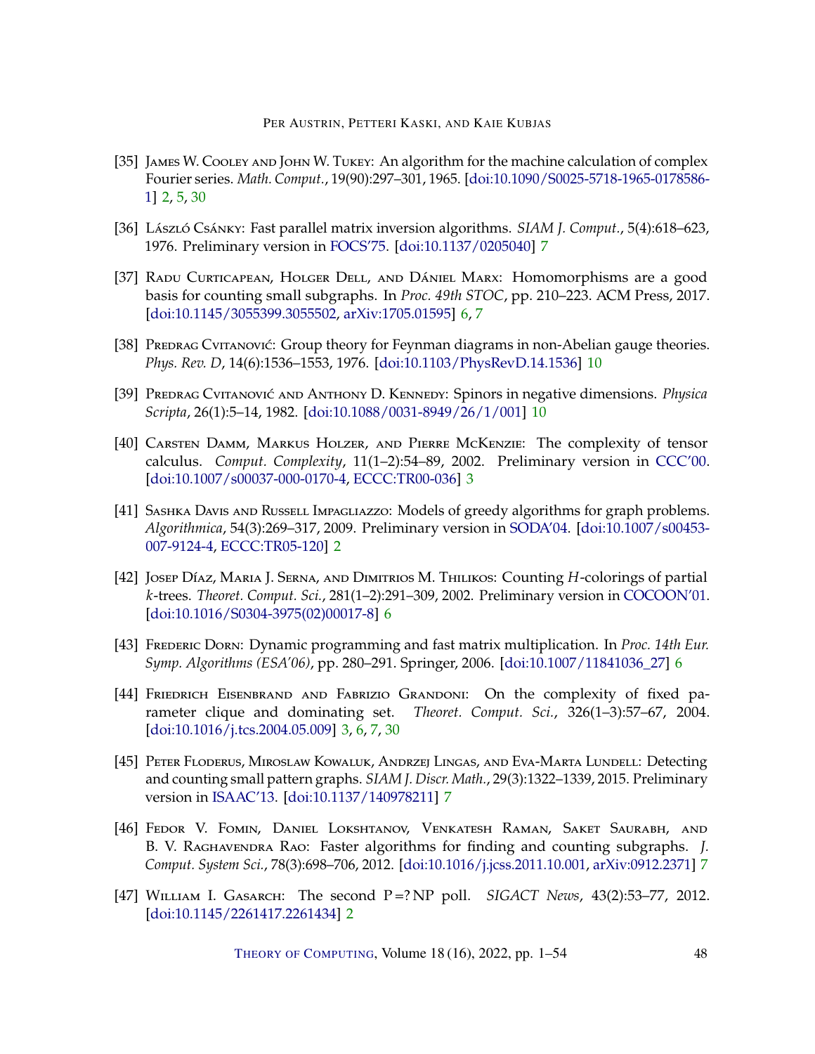[35] James W. Cooley and John W. Tukey: An algorithm for the machine calculation of complex Fourier series. *Math. Comput.*, 19(90):297–301, 1965. [doi:10.1090/S0025-5718-1965-0178586-1] 2, 5, 30

[36] László Csánky: Fast parallel matrix inversion algorithms. *SIAM J. Comput.*, 5(4):618–623, 1976. Preliminary version in FOCS'75. [doi:10.1137/0205040] 7

[37] Radu Curticapean, Holger Dell, and Dániel Marx: Homomorphisms are a good basis for counting small subgraphs. In *Proc. 49th STOC*, pp. 210–223. ACM Press, 2017. [doi:10.1145/3055399.3055502, arXiv:1705.01595] 6, 7

[38] Predrag Cvitanović: Group theory for Feynman diagrams in non-Abelian gauge theories. *Phys. Rev. D*, 14(6):1536–1553, 1976. [doi:10.1103/PhysRevD.14.1536] 10

[39] Predrag Cvitanović and Anthony D. Kennedy: Spinors in negative dimensions. *Physica Scripta*, 26(1):5–14, 1982. [doi:10.1088/0031-8949/26/1/001] 10

[40] Carsten Damm, Markus Holzer, and Pierre McKenzie: The complexity of tensor calculus. *Comput. Complexity*, 11(1–2):54–89, 2002. Preliminary version in CCC'00. [doi:10.1007/s00037-000-0170-4, ECCC:TR00-036] 3

[41] Sashka Davis and Russell Impagliazzo: Models of greedy algorithms for graph problems. *Algorithmica*, 54(3):269–317, 2009. Preliminary version in SODA'04. [doi:10.1007/s00453-007-9124-4, ECCC:TR05-120] 2

[42] Josep Díaz, Maria J. Serna, and Dimitrios M. Thilikos: Counting $H$-colorings of partial $k$-trees. *Theoret. Comput. Sci.*, 281(1–2):291–309, 2002. Preliminary version in COCOON'01. [doi:10.1016/S0304-3975(02)00017-8] 6

[43] Frederic Dorn: Dynamic programming and fast matrix multiplication. In *Proc. 14th Eur. Symp. Algorithms (ESA'06)*, pp. 280–291. Springer, 2006. [doi:10.1007/11841036_27] 6

[44] Friedrich Eisenbrand and Fabrizio Grandoni: On the complexity of fixed parameter clique and dominating set. *Theoret. Comput. Sci.*, 326(1–3):57–67, 2004. [doi:10.1016/j.tcs.2004.05.009] 3, 6, 7, 30

[45] Peter Floderus, Miroslaw Kowaluk, Andrzej Lingas, and Eva-Marta Lundell: Detecting and counting small pattern graphs. *SIAM J. Discr. Math.*, 29(3):1322–1339, 2015. Preliminary version in ISAAC'13. [doi:10.1137/140978211] 7

[46] Fedor V. Fomin, Daniel Lokshtanov, Venkatesh Raman, Saket Saurabh, and B. V. Raghavendra Rao: Faster algorithms for finding and counting subgraphs. *J. Comput. System Sci.*, 78(3):698–706, 2012. [doi:10.1016/j.jcss.2011.10.001, arXiv:0912.2371] 7

[47] William I. Gasarch: The second P =? NP poll. *SIGACT News*, 43(2):53–77, 2012. [doi:10.1145/2261417.2261434] 2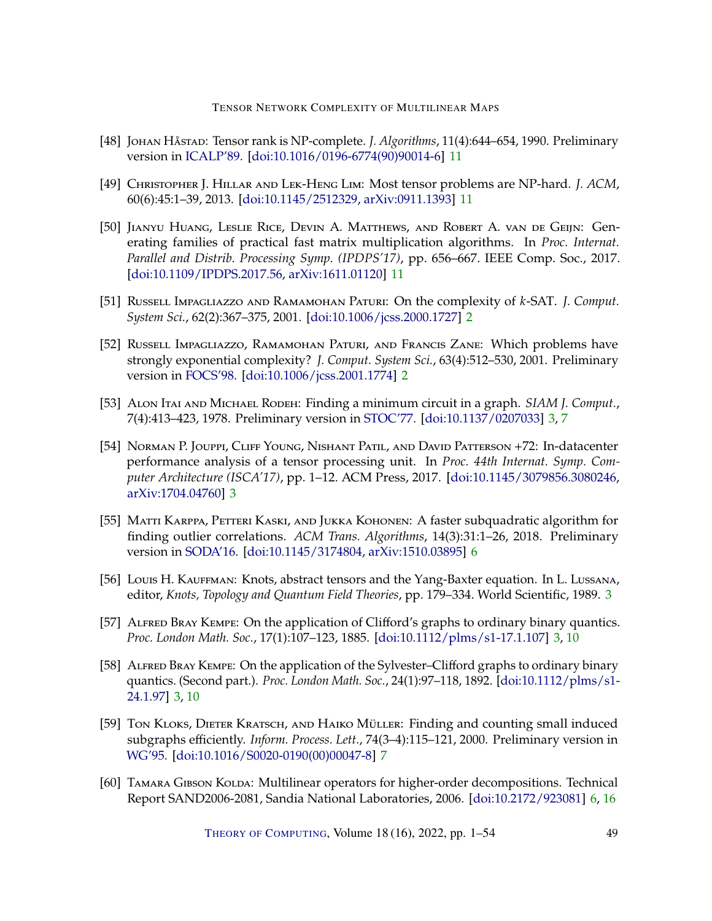[48] Johan Håstad: Tensor rank is NP-complete. *J. Algorithms*, 11(4):644–654, 1990. Preliminary version in ICALP'89. [doi:10.1016/0196-6774(90)90014-6] 11

[49] Christopher J. Hillar and Lek-Heng Lim: Most tensor problems are NP-hard. *J. ACM*, 60(6):45:1–39, 2013. [doi:10.1145/2512329, arXiv:0911.1393] 11

[50] Jianyu Huang, Leslie Rice, Devin A. Matthews, and Robert A. van de Geijn: Generating families of practical fast matrix multiplication algorithms. In *Proc. Internat. Parallel and Distrib. Processing Symp. (IPDPS'17)*, pp. 656–667. IEEE Comp. Soc., 2017. [doi:10.1109/IPDPS.2017.56, arXiv:1611.01120] 11

[51] Russell Impagliazzo and Ramamohan Paturi: On the complexity of $k$-SAT. *J. Comput. System Sci.*, 62(2):367–375, 2001. [doi:10.1006/jcss.2000.1727] 2

[52] Russell Impagliazzo, Ramamohan Paturi, and Francis Zane: Which problems have strongly exponential complexity? *J. Comput. System Sci.*, 63(4):512–530, 2001. Preliminary version in FOCS'98. [doi:10.1006/jcss.2001.1774] 2

[53] Alon Itai and Michael Rodeh: Finding a minimum circuit in a graph. *SIAM J. Comput.*, 7(4):413–423, 1978. Preliminary version in STOC'77. [doi:10.1137/0207033] 3, 7

[54] Norman P. Jouppi, Cliff Young, Nishant Patil, and David Patterson +72: In-datacenter performance analysis of a tensor processing unit. In *Proc. 44th Internat. Symp. Computer Architecture (ISCA'17)*, pp. 1–12. ACM Press, 2017. [doi:10.1145/3079856.3080246, arXiv:1704.04760] 3

[55] Matti Karppa, Petteri Kaski, and Jukka Kohonen: A faster subquadratic algorithm for finding outlier correlations. *ACM Trans. Algorithms*, 14(3):31:1–26, 2018. Preliminary version in SODA'16. [doi:10.1145/3174804, arXiv:1510.03895] 6

[56] Louis H. Kauffman: Knots, abstract tensors and the Yang-Baxter equation. In L. Lussana, editor, *Knots, Topology and Quantum Field Theories*, pp. 179–334. World Scientific, 1989. 3

[57] Alfred Bray Kempe: On the application of Clifford's graphs to ordinary binary quantics. *Proc. London Math. Soc.*, 17(1):107–123, 1885. [doi:10.1112/plms/s1-17.1.107] 3, 10

[58] Alfred Bray Kempe: On the application of the Sylvester–Clifford graphs to ordinary binary quantics. (Second part.). *Proc. London Math. Soc.*, 24(1):97–118, 1892. [doi:10.1112/plms/s1-24.1.97] 3, 10

[59] Ton Kloks, Dieter Kratsch, and Haiko Müller: Finding and counting small induced subgraphs efficiently. *Inform. Process. Lett.*, 74(3–4):115–121, 2000. Preliminary version in WG'95. [doi:10.1016/S0020-0190(00)00047-8] 7

[60] Tamara Gibson Kolda: Multilinear operators for higher-order decompositions. Technical Report SAND2006-2081, Sandia National Laboratories, 2006. [doi:10.2172/923081] 6, 16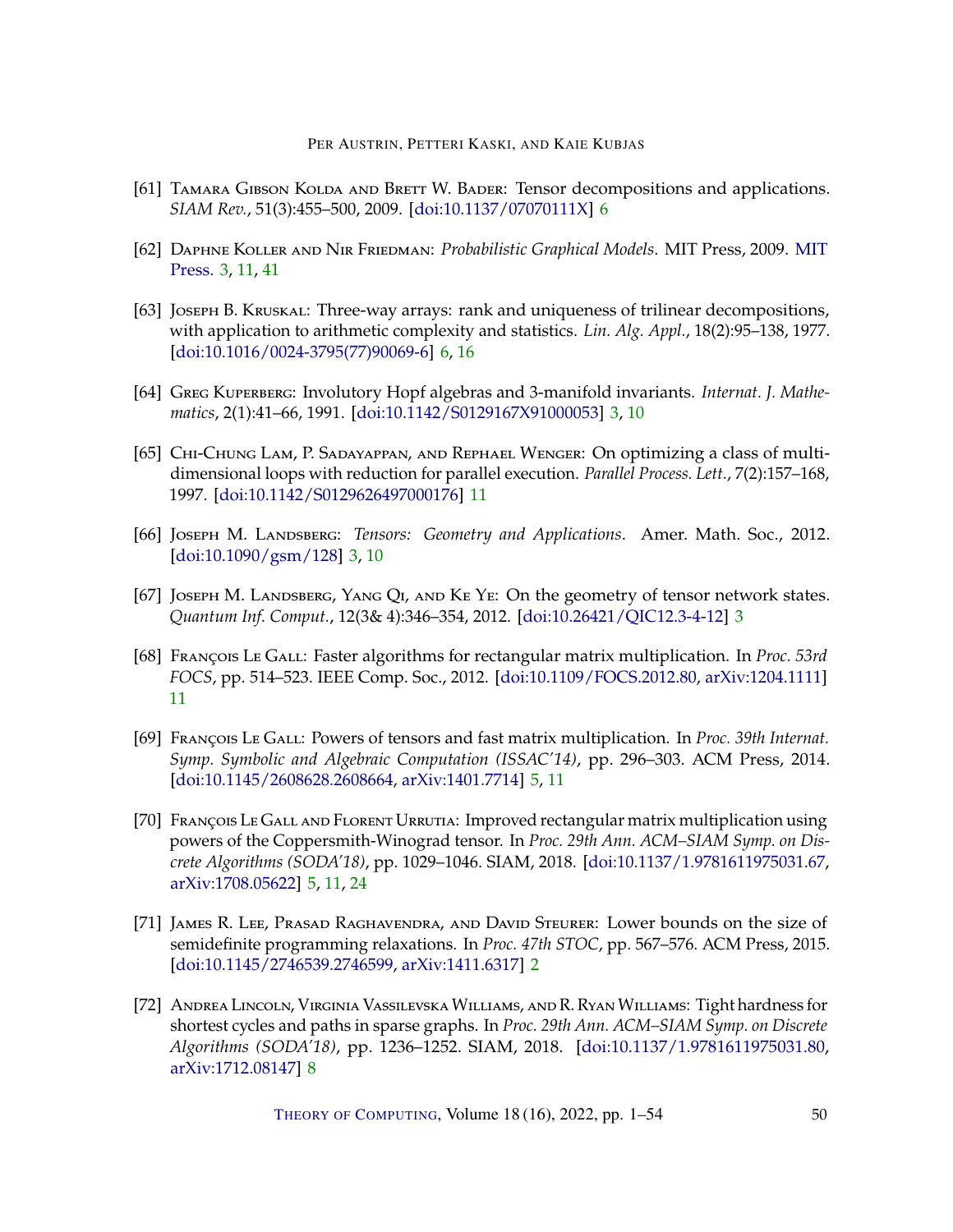[61] Tamara Gibson Kolda and Brett W. Bader: Tensor decompositions and applications. *SIAM Rev.*, 51(3):455–500, 2009. [doi:10.1137/07070111X] 6

[62] Daphne Koller and Nir Friedman: *Probabilistic Graphical Models*. MIT Press, 2009. MIT Press. 3, 11, 41

[63] Joseph B. Kruskal: Three-way arrays: rank and uniqueness of trilinear decompositions, with application to arithmetic complexity and statistics. *Lin. Alg. Appl.*, 18(2):95–138, 1977. [doi:10.1016/0024-3795(77)90069-6] 6, 16

[64] Greg Kuperberg: Involutory Hopf algebras and 3-manifold invariants. *Internat. J. Mathematics*, 2(1):41–66, 1991. [doi:10.1142/S0129167X91000053] 3, 10

[65] Chi-Chung Lam, P. Sadayappan, and Rephael Wenger: On optimizing a class of multidimensional loops with reduction for parallel execution. *Parallel Process. Lett.*, 7(2):157–168, 1997. [doi:10.1142/S0129626497000176] 11

[66] Joseph M. Landsberg: *Tensors: Geometry and Applications*. Amer. Math. Soc., 2012. [doi:10.1090/gsm/128] 3, 10

[67] Joseph M. Landsberg, Yang Qi, and Ke Ye: On the geometry of tensor network states. *Quantum Inf. Comput.*, 12(3& 4):346–354, 2012. [doi:10.26421/QIC12.3-4-12] 3

[68] François Le Gall: Faster algorithms for rectangular matrix multiplication. In *Proc. 53rd FOCS*, pp. 514–523. IEEE Comp. Soc., 2012. [doi:10.1109/FOCS.2012.80, arXiv:1204.1111] 11

[69] François Le Gall: Powers of tensors and fast matrix multiplication. In *Proc. 39th Internat. Symp. Symbolic and Algebraic Computation (ISSAC'14)*, pp. 296–303. ACM Press, 2014. [doi:10.1145/2608628.2608664, arXiv:1401.7714] 5, 11

[70] François Le Gall and Florent Urrutia: Improved rectangular matrix multiplication using powers of the Coppersmith-Winograd tensor. In *Proc. 29th Ann. ACM–SIAM Symp. on Discrete Algorithms (SODA'18)*, pp. 1029–1046. SIAM, 2018. [doi:10.1137/1.9781611975031.67, arXiv:1708.05622] 5, 11, 24

[71] James R. Lee, Prasad Raghavendra, and David Steurer: Lower bounds on the size of semidefinite programming relaxations. In *Proc. 47th STOC*, pp. 567–576. ACM Press, 2015. [doi:10.1145/2746539.2746599, arXiv:1411.6317] 2

[72] Andrea Lincoln, Virginia Vassilevska Williams, and R. Ryan Williams: Tight hardness for shortest cycles and paths in sparse graphs. In *Proc. 29th Ann. ACM–SIAM Symp. on Discrete Algorithms (SODA'18)*, pp. 1236–1252. SIAM, 2018. [doi:10.1137/1.9781611975031.80, arXiv:1712.08147] 8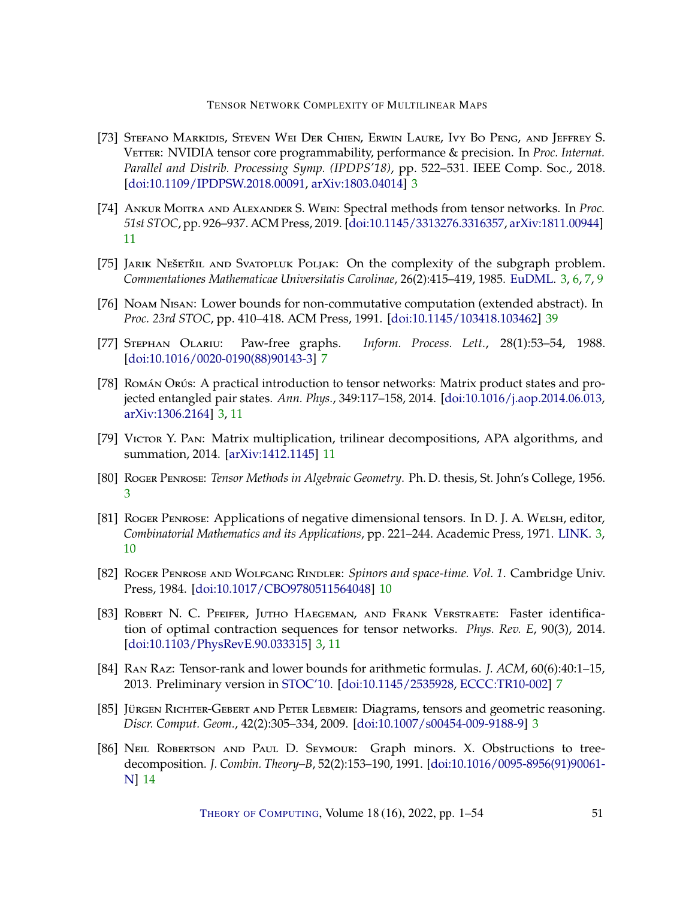[73] Stefano Markidis, Steven Wei Der Chien, Erwin Laure, Ivy Bo Peng, and Jeffrey S. Vetter: NVIDIA tensor core programmability, performance & precision. In *Proc. Internat. Parallel and Distrib. Processing Symp. (IPDPS'18)*, pp. 522–531. IEEE Comp. Soc., 2018. [doi:10.1109/IPDPSW.2018.00091, arXiv:1803.04014] 3

[74] Ankur Moitra and Alexander S. Wein: Spectral methods from tensor networks. In *Proc. 51st STOC*, pp. 926–937. ACM Press, 2019. [doi:10.1145/3313276.3316357, arXiv:1811.00944] 11

[75] Jarik Nešetřil and Svatopluk Poljak: On the complexity of the subgraph problem. *Commentationes Mathematicae Universitatis Carolinae*, 26(2):415–419, 1985. EuDML. 3, 6, 7, 9

[76] Noam Nisan: Lower bounds for non-commutative computation (extended abstract). In *Proc. 23rd STOC*, pp. 410–418. ACM Press, 1991. [doi:10.1145/103418.103462] 39

[77] Stephan Olariu: Paw-free graphs. *Inform. Process. Lett.*, 28(1):53–54, 1988. [doi:10.1016/0020-0190(88)90143-3] 7

[78] Román Orús: A practical introduction to tensor networks: Matrix product states and projected entangled pair states. *Ann. Phys.*, 349:117–158, 2014. [doi:10.1016/j.aop.2014.06.013, arXiv:1306.2164] 3, 11

[79] Victor Y. Pan: Matrix multiplication, trilinear decompositions, APA algorithms, and summation, 2014. [arXiv:1412.1145] 11

[80] Roger Penrose: *Tensor Methods in Algebraic Geometry*. Ph. D. thesis, St. John's College, 1956. 3

[81] Roger Penrose: Applications of negative dimensional tensors. In D. J. A. Welsh, editor, *Combinatorial Mathematics and its Applications*, pp. 221–244. Academic Press, 1971. LINK. 3, 10

[82] Roger Penrose and Wolfgang Rindler: *Spinors and space-time. Vol. 1*. Cambridge Univ. Press, 1984. [doi:10.1017/CBO9780511564048] 10

[83] Robert N. C. Pfeifer, Jutho Haegeman, and Frank Verstraete: Faster identification of optimal contraction sequences for tensor networks. *Phys. Rev. E*, 90(3), 2014. [doi:10.1103/PhysRevE.90.033315] 3, 11

[84] Ran Raz: Tensor-rank and lower bounds for arithmetic formulas. *J. ACM*, 60(6):40:1–15, 2013. Preliminary version in STOC'10. [doi:10.1145/2535928, ECCC:TR10-002] 7

[85] Jürgen Richter-Gebert and Peter Lebmeir: Diagrams, tensors and geometric reasoning. *Discr. Comput. Geom.*, 42(2):305–334, 2009. [doi:10.1007/s00454-009-9188-9] 3

[86] Neil Robertson and Paul D. Seymour: Graph minors. X. Obstructions to tree-decomposition. *J. Combin. Theory–B*, 52(2):153–190, 1991. [doi:10.1016/0095-8956(91)90061-N] 14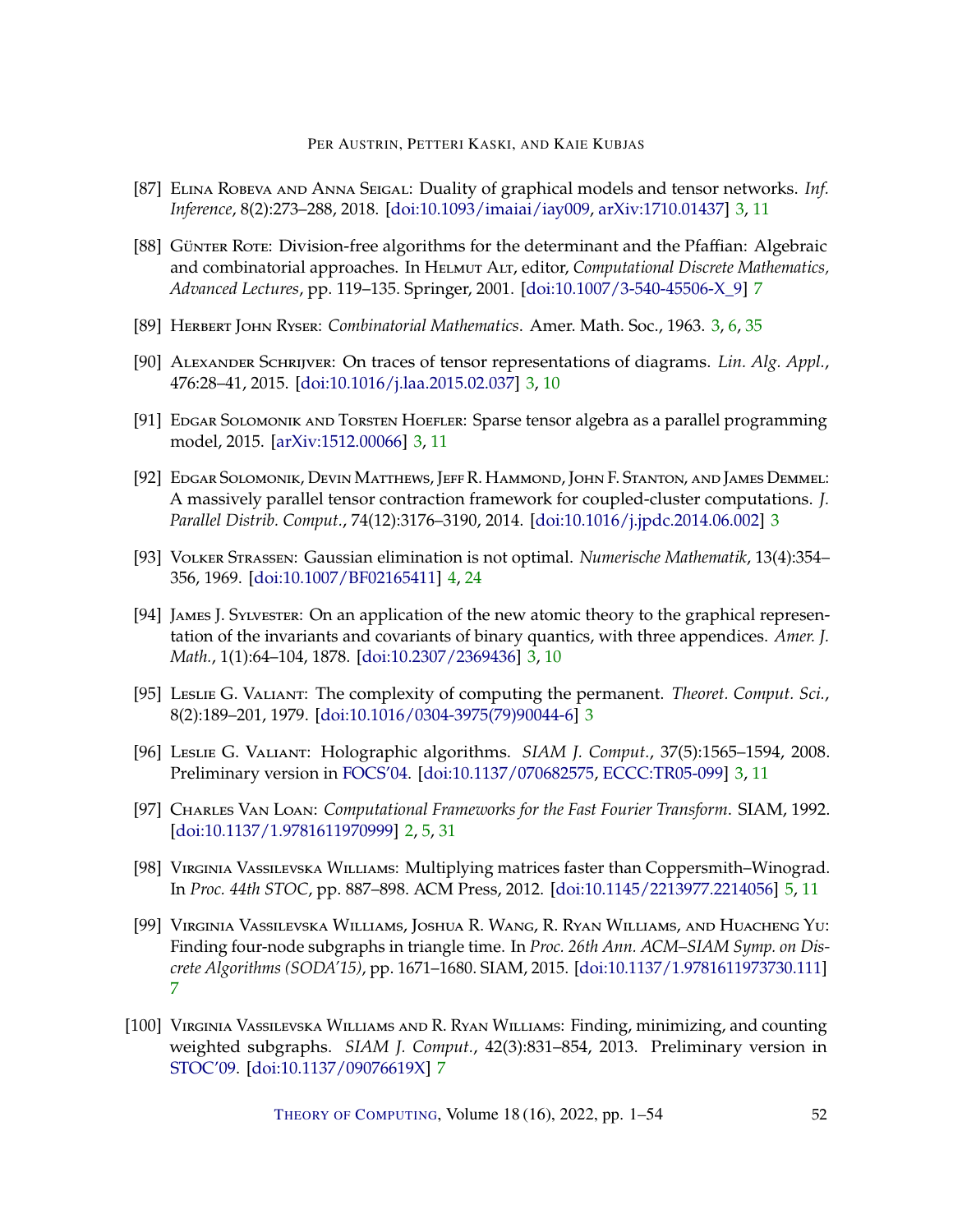[87] Elina Robeva and Anna Seigal: Duality of graphical models and tensor networks. *Inf. Inference*, 8(2):273–288, 2018. [doi:10.1093/imaiai/iay009, arXiv:1710.01437] 3, 11

[88] Günter Rote: Division-free algorithms for the determinant and the Pfaffian: Algebraic and combinatorial approaches. In Helmut Alt, editor, *Computational Discrete Mathematics, Advanced Lectures*, pp. 119–135. Springer, 2001. [doi:10.1007/3-540-45506-X_9] 7

[89] Herbert John Ryser: *Combinatorial Mathematics*. Amer. Math. Soc., 1963. 3, 6, 35

[90] Alexander Schrijver: On traces of tensor representations of diagrams. *Lin. Alg. Appl.*, 476:28–41, 2015. [doi:10.1016/j.laa.2015.02.037] 3, 10

[91] Edgar Solomonik and Torsten Hoefler: Sparse tensor algebra as a parallel programming model, 2015. [arXiv:1512.00066] 3, 11

[92] Edgar Solomonik, Devin Matthews, Jeff R. Hammond, John F. Stanton, and James Demmel: A massively parallel tensor contraction framework for coupled-cluster computations. *J. Parallel Distrib. Comput.*, 74(12):3176–3190, 2014. [doi:10.1016/j.jpdc.2014.06.002] 3

[93] Volker Strassen: Gaussian elimination is not optimal. *Numerische Mathematik*, 13(4):354–356, 1969. [doi:10.1007/BF02165411] 4, 24

[94] James J. Sylvester: On an application of the new atomic theory to the graphical representation of the invariants and covariants of binary quantics, with three appendices. *Amer. J. Math.*, 1(1):64–104, 1878. [doi:10.2307/2369436] 3, 10

[95] Leslie G. Valiant: The complexity of computing the permanent. *Theoret. Comput. Sci.*, 8(2):189–201, 1979. [doi:10.1016/0304-3975(79)90044-6] 3

[96] Leslie G. Valiant: Holographic algorithms. *SIAM J. Comput.*, 37(5):1565–1594, 2008. Preliminary version in FOCS'04. [doi:10.1137/070682575, ECCC:TR05-099] 3, 11

[97] Charles Van Loan: *Computational Frameworks for the Fast Fourier Transform*. SIAM, 1992. [doi:10.1137/1.9781611970999] 2, 5, 31

[98] Virginia Vassilevska Williams: Multiplying matrices faster than Coppersmith–Winograd. In *Proc. 44th STOC*, pp. 887–898. ACM Press, 2012. [doi:10.1145/2213977.2214056] 5, 11

[99] Virginia Vassilevska Williams, Joshua R. Wang, R. Ryan Williams, and Huacheng Yu: Finding four-node subgraphs in triangle time. In *Proc. 26th Ann. ACM–SIAM Symp. on Discrete Algorithms (SODA'15)*, pp. 1671–1680. SIAM, 2015. [doi:10.1137/1.9781611973730.111] 7

[100] Virginia Vassilevska Williams and R. Ryan Williams: Finding, minimizing, and counting weighted subgraphs. *SIAM J. Comput.*, 42(3):831–854, 2013. Preliminary version in STOC'09. [doi:10.1137/09076619X] 7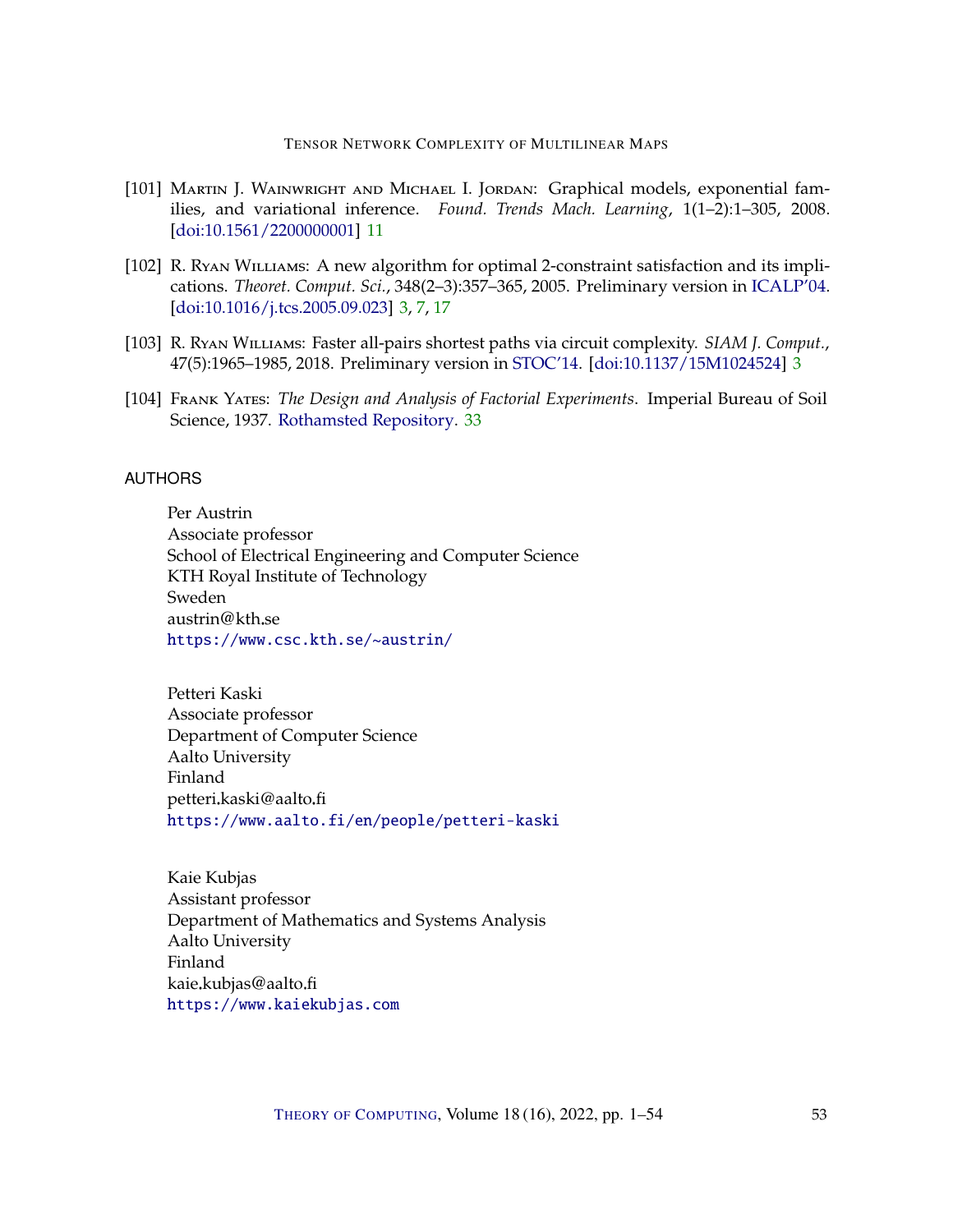[101] Martin J. Wainwright and Michael I. Jordan: Graphical models, exponential families, and variational inference. *Found. Trends Mach. Learning*, 1(1–2):1–305, 2008. [doi:10.1561/2200000001] 11

[102] R. Ryan Williams: A new algorithm for optimal 2-constraint satisfaction and its implications. *Theoret. Comput. Sci.*, 348(2–3):357–365, 2005. Preliminary version in ICALP'04. [doi:10.1016/j.tcs.2005.09.023] 3, 7, 17

[103] R. Ryan Williams: Faster all-pairs shortest paths via circuit complexity. *SIAM J. Comput.*, 47(5):1965–1985, 2018. Preliminary version in STOC'14. [doi:10.1137/15M1024524] 3

[104] Frank Yates: *The Design and Analysis of Factorial Experiments*. Imperial Bureau of Soil Science, 1937. Rothamsted Repository. 33

## AUTHORS

Per Austrin
Associate professor
School of Electrical Engineering and Computer Science
KTH Royal Institute of Technology
Sweden
austrin@kth.se
https://www.csc.kth.se/~austrin/

Petteri Kaski
Associate professor
Department of Computer Science
Aalto University
Finland
petteri.kaski@aalto.fi
https://www.aalto.fi/en/people/petteri-kaski

Kaie Kubjas
Assistant professor
Department of Mathematics and Systems Analysis
Aalto University
Finland
kaie.kubjas@aalto.fi
https://www.kaiekubjas.com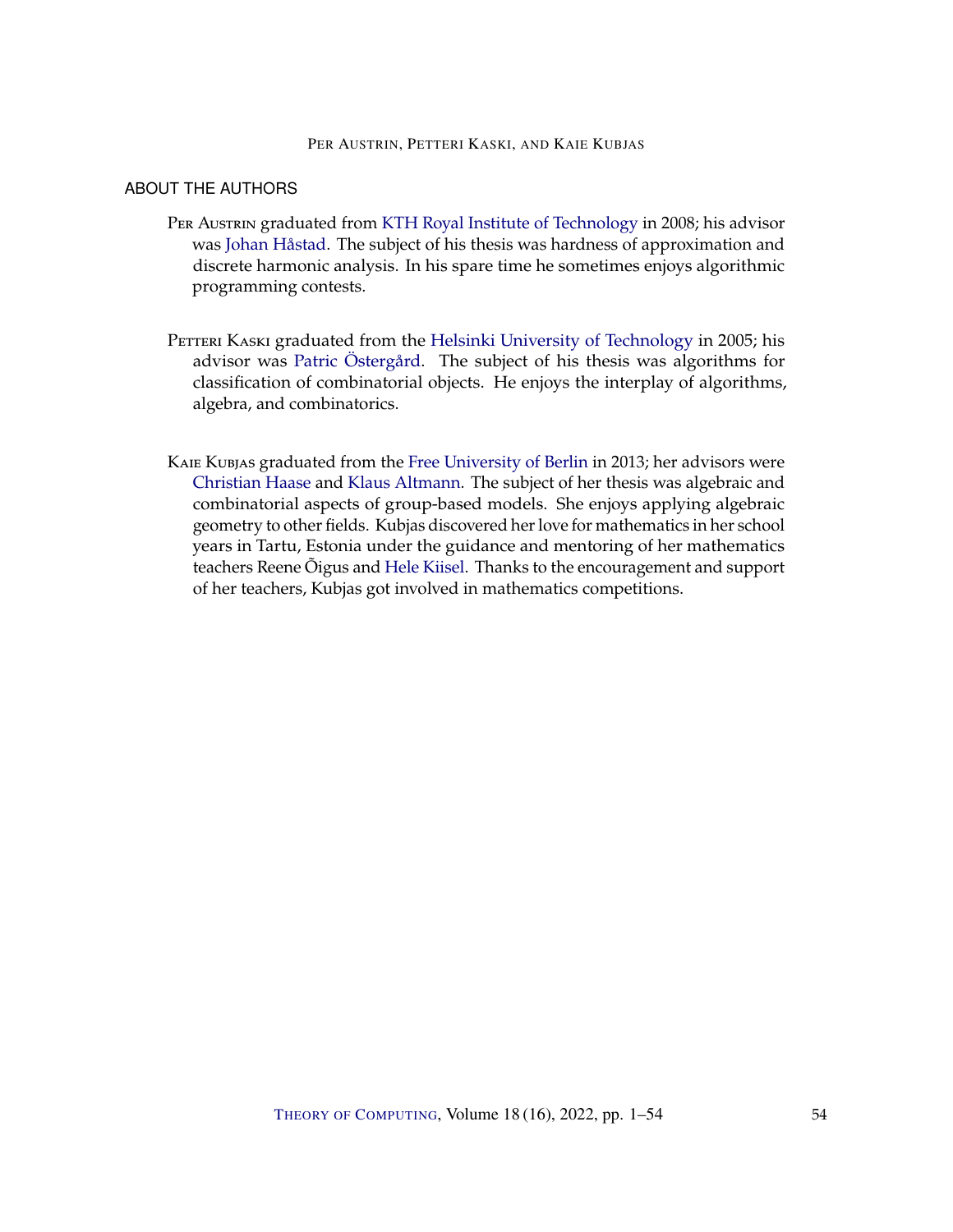## ABOUT THE AUTHORS

Per Austrin graduated from KTH Royal Institute of Technology in 2008; his advisor was Johan Håstad. The subject of his thesis was hardness of approximation and discrete harmonic analysis. In his spare time he sometimes enjoys algorithmic programming contests.

Petteri Kaski graduated from the Helsinki University of Technology in 2005; his advisor was Patric Östergård. The subject of his thesis was algorithms for classification of combinatorial objects. He enjoys the interplay of algorithms, algebra, and combinatorics.

Kaie Kubjas graduated from the Free University of Berlin in 2013; her advisors were Christian Haase and Klaus Altmann. The subject of her thesis was algebraic and combinatorial aspects of group-based models. She enjoys applying algebraic geometry to other fields. Kubjas discovered her love for mathematics in her school years in Tartu, Estonia under the guidance and mentoring of her mathematics teachers Reene Õigus and Hele Kiisel. Thanks to the encouragement and support of her teachers, Kubjas got involved in mathematics competitions.